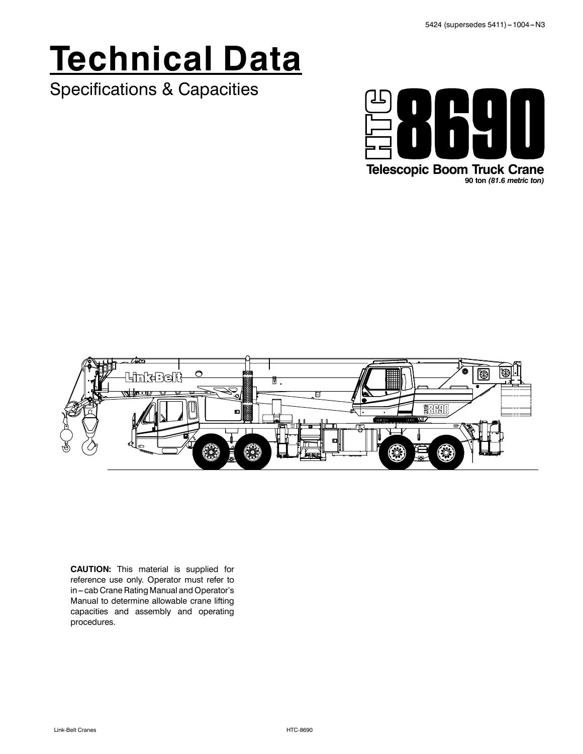5424 (supersedes 5411) – 1004 – N3

# Technical Data

Specifications & Capacities

# HTC 8690

**Telescopic Boom Truck Crane**

**90 ton *(81.6 metric ton)***

**CAUTION:** This material is supplied for reference use only. Operator must refer to in – cab Crane Rating Manual and Operator's Manual to determine allowable crane lifting capacities and assembly and operating procedures.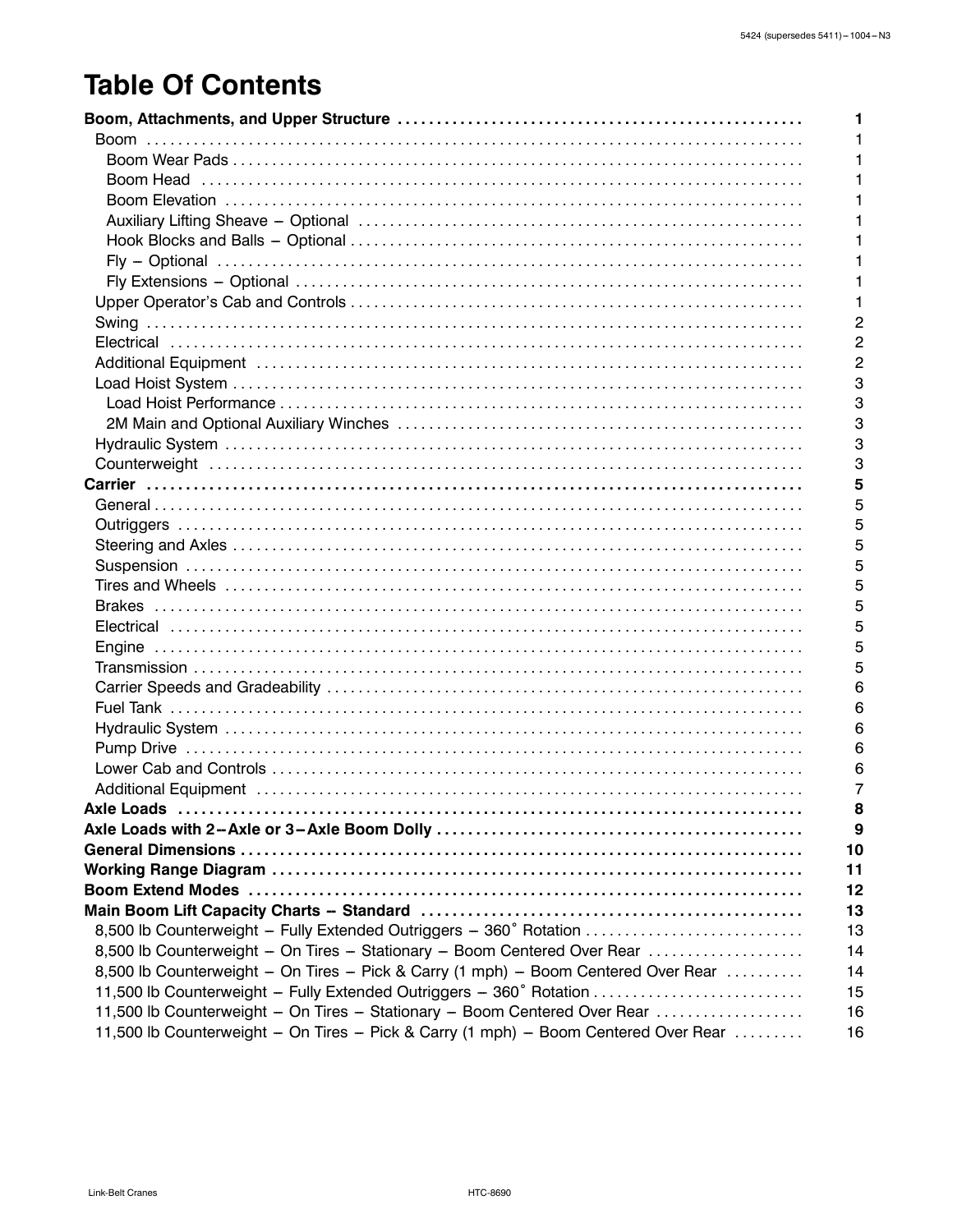# Table Of Contents

| | |
|---|---|
| **Boom, Attachments, and Upper Structure** | **1** |
| Boom | 1 |
| Boom Wear Pads | 1 |
| Boom Head | 1 |
| Boom Elevation | 1 |
| Auxiliary Lifting Sheave – Optional | 1 |
| Hook Blocks and Balls – Optional | 1 |
| Fly – Optional | 1 |
| Fly Extensions – Optional | 1 |
| Upper Operator's Cab and Controls | 1 |
| Swing | 2 |
| Electrical | 2 |
| Additional Equipment | 2 |
| Load Hoist System | 3 |
| Load Hoist Performance | 3 |
| 2M Main and Optional Auxiliary Winches | 3 |
| Hydraulic System | 3 |
| Counterweight | 3 |
| **Carrier** | **5** |
| General | 5 |
| Outriggers | 5 |
| Steering and Axles | 5 |
| Suspension | 5 |
| Tires and Wheels | 5 |
| Brakes | 5 |
| Electrical | 5 |
| Engine | 5 |
| Transmission | 5 |
| Carrier Speeds and Gradeability | 6 |
| Fuel Tank | 6 |
| Hydraulic System | 6 |
| Pump Drive | 6 |
| Lower Cab and Controls | 6 |
| Additional Equipment | 7 |
| **Axle Loads** | **8** |
| **Axle Loads with 2–Axle or 3–Axle Boom Dolly** | **9** |
| **General Dimensions** | **10** |
| **Working Range Diagram** | **11** |
| **Boom Extend Modes** | **12** |
| **Main Boom Lift Capacity Charts – Standard** | **13** |
| 8,500 lb Counterweight – Fully Extended Outriggers – 360˚ Rotation | 13 |
| 8,500 lb Counterweight – On Tires – Stationary – Boom Centered Over Rear | 14 |
| 8,500 lb Counterweight – On Tires – Pick & Carry (1 mph) – Boom Centered Over Rear | 14 |
| 11,500 lb Counterweight – Fully Extended Outriggers – 360˚ Rotation | 15 |
| 11,500 lb Counterweight – On Tires – Stationary – Boom Centered Over Rear | 16 |
| 11,500 lb Counterweight – On Tires – Pick & Carry (1 mph) – Boom Centered Over Rear | 16 |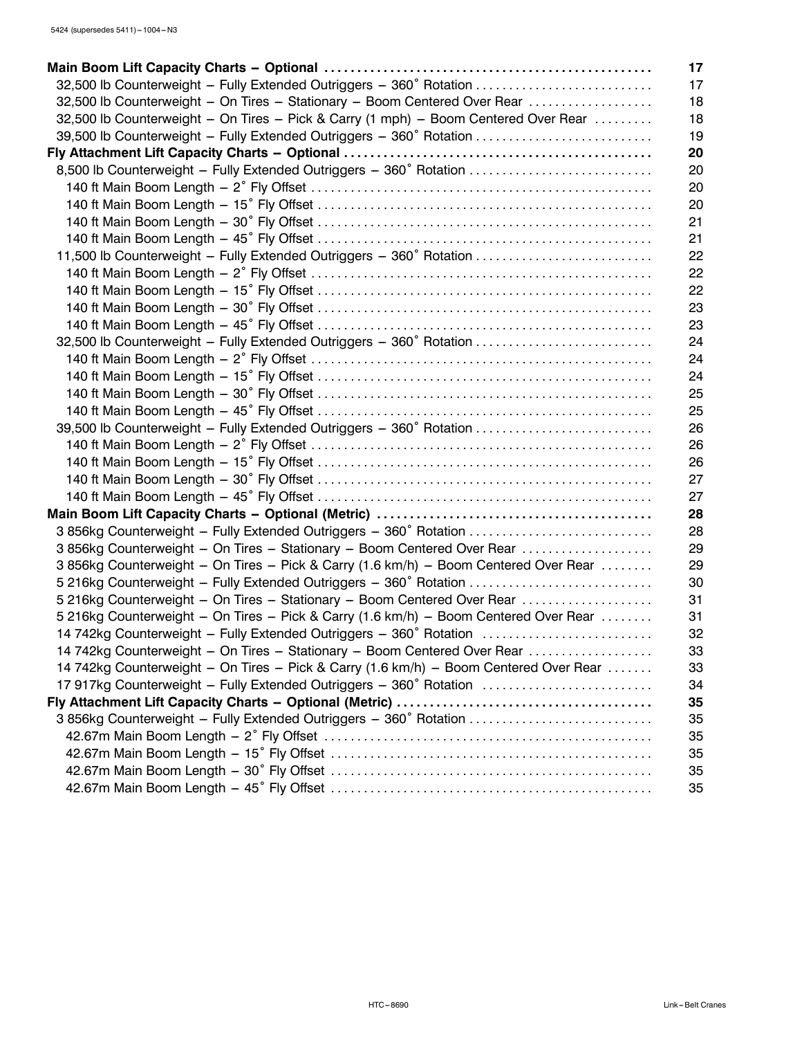| | |
|---|---|
| **Main Boom Lift Capacity Charts – Optional** | **17** |
| 32,500 lb Counterweight – Fully Extended Outriggers – 360° Rotation | 17 |
| 32,500 lb Counterweight – On Tires – Stationary – Boom Centered Over Rear | 18 |
| 32,500 lb Counterweight – On Tires – Pick & Carry (1 mph) – Boom Centered Over Rear | 18 |
| 39,500 lb Counterweight – Fully Extended Outriggers – 360° Rotation | 19 |
| **Fly Attachment Lift Capacity Charts – Optional** | **20** |
| 8,500 lb Counterweight – Fully Extended Outriggers – 360° Rotation | 20 |
| 140 ft Main Boom Length – 2° Fly Offset | 20 |
| 140 ft Main Boom Length – 15° Fly Offset | 20 |
| 140 ft Main Boom Length – 30° Fly Offset | 21 |
| 140 ft Main Boom Length – 45° Fly Offset | 21 |
| 11,500 lb Counterweight – Fully Extended Outriggers – 360° Rotation | 22 |
| 140 ft Main Boom Length – 2° Fly Offset | 22 |
| 140 ft Main Boom Length – 15° Fly Offset | 22 |
| 140 ft Main Boom Length – 30° Fly Offset | 23 |
| 140 ft Main Boom Length – 45° Fly Offset | 23 |
| 32,500 lb Counterweight – Fully Extended Outriggers – 360° Rotation | 24 |
| 140 ft Main Boom Length – 2° Fly Offset | 24 |
| 140 ft Main Boom Length – 15° Fly Offset | 24 |
| 140 ft Main Boom Length – 30° Fly Offset | 25 |
| 140 ft Main Boom Length – 45° Fly Offset | 25 |
| 39,500 lb Counterweight – Fully Extended Outriggers – 360° Rotation | 26 |
| 140 ft Main Boom Length – 2° Fly Offset | 26 |
| 140 ft Main Boom Length – 15° Fly Offset | 26 |
| 140 ft Main Boom Length – 30° Fly Offset | 27 |
| 140 ft Main Boom Length – 45° Fly Offset | 27 |
| **Main Boom Lift Capacity Charts – Optional (Metric)** | **28** |
| 3 856kg Counterweight – Fully Extended Outriggers – 360° Rotation | 28 |
| 3 856kg Counterweight – On Tires – Stationary – Boom Centered Over Rear | 29 |
| 3 856kg Counterweight – On Tires – Pick & Carry (1.6 km/h) – Boom Centered Over Rear | 29 |
| 5 216kg Counterweight – Fully Extended Outriggers – 360° Rotation | 30 |
| 5 216kg Counterweight – On Tires – Stationary – Boom Centered Over Rear | 31 |
| 5 216kg Counterweight – On Tires – Pick & Carry (1.6 km/h) – Boom Centered Over Rear | 31 |
| 14 742kg Counterweight – Fully Extended Outriggers – 360° Rotation | 32 |
| 14 742kg Counterweight – On Tires – Stationary – Boom Centered Over Rear | 33 |
| 14 742kg Counterweight – On Tires – Pick & Carry (1.6 km/h) – Boom Centered Over Rear | 33 |
| 17 917kg Counterweight – Fully Extended Outriggers – 360° Rotation | 34 |
| **Fly Attachment Lift Capacity Charts – Optional (Metric)** | **35** |
| 3 856kg Counterweight – Fully Extended Outriggers – 360° Rotation | 35 |
| 42.67m Main Boom Length – 2° Fly Offset | 35 |
| 42.67m Main Boom Length – 15° Fly Offset | 35 |
| 42.67m Main Boom Length – 30° Fly Offset | 35 |
| 42.67m Main Boom Length – 45° Fly Offset | 35 |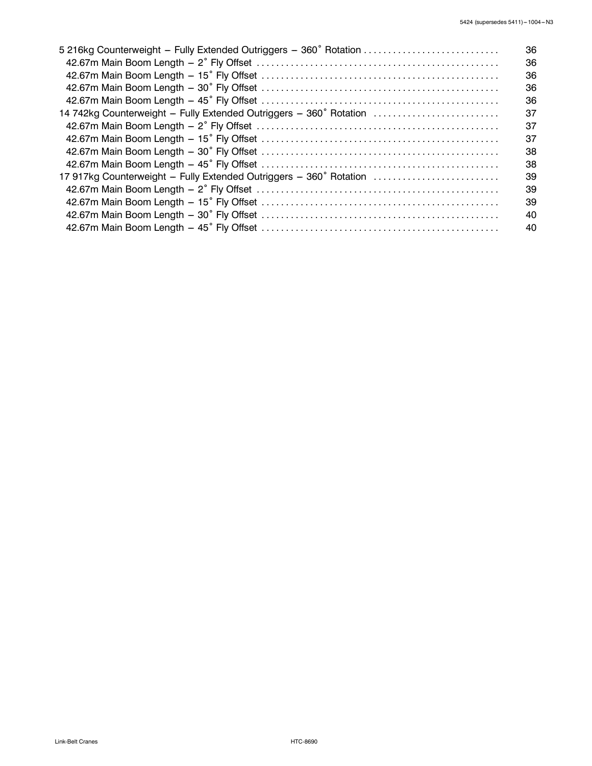| | |
|---|---|
| 5 216kg Counterweight – Fully Extended Outriggers – 360˚ Rotation | 36 |
| 42.67m Main Boom Length – 2˚ Fly Offset | 36 |
| 42.67m Main Boom Length – 15˚ Fly Offset | 36 |
| 42.67m Main Boom Length – 30˚ Fly Offset | 36 |
| 42.67m Main Boom Length – 45˚ Fly Offset | 36 |
| 14 742kg Counterweight – Fully Extended Outriggers – 360˚ Rotation | 37 |
| 42.67m Main Boom Length – 2˚ Fly Offset | 37 |
| 42.67m Main Boom Length – 15˚ Fly Offset | 37 |
| 42.67m Main Boom Length – 30˚ Fly Offset | 38 |
| 42.67m Main Boom Length – 45˚ Fly Offset | 38 |
| 17 917kg Counterweight – Fully Extended Outriggers – 360˚ Rotation | 39 |
| 42.67m Main Boom Length – 2˚ Fly Offset | 39 |
| 42.67m Main Boom Length – 15˚ Fly Offset | 39 |
| 42.67m Main Boom Length – 30˚ Fly Offset | 40 |
| 42.67m Main Boom Length – 45˚ Fly Offset | 40 |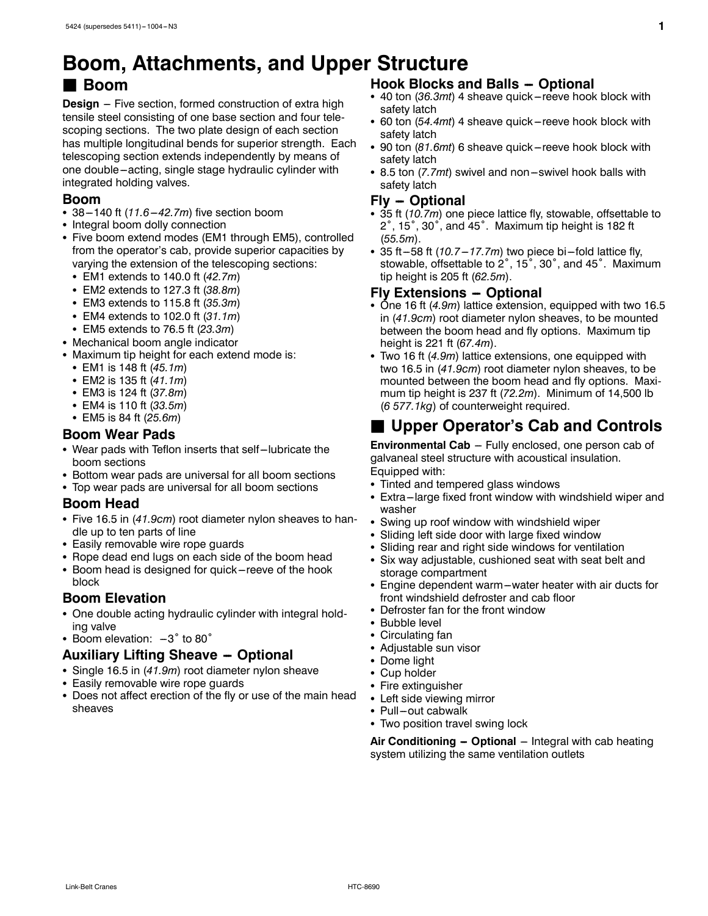# Boom, Attachments, and Upper Structure

## ■ Boom

**Design** – Five section, formed construction of extra high tensile steel consisting of one base section and four telescoping sections. The two plate design of each section has multiple longitudinal bends for superior strength. Each telescoping section extends independently by means of one double–acting, single stage hydraulic cylinder with integrated holding valves.

### Boom

- 38–140 ft (*11.6–42.7m*) five section boom
- Integral boom dolly connection
- Five boom extend modes (EM1 through EM5), controlled from the operator's cab, provide superior capacities by varying the extension of the telescoping sections:
  - EM1 extends to 140.0 ft (*42.7m*)
  - EM2 extends to 127.3 ft (*38.8m*)
  - EM3 extends to 115.8 ft (*35.3m*)
  - EM4 extends to 102.0 ft (*31.1m*)
  - EM5 extends to 76.5 ft (*23.3m*)
- Mechanical boom angle indicator
- Maximum tip height for each extend mode is:
  - EM1 is 148 ft (*45.1m*)
  - EM2 is 135 ft (*41.1m*)
  - EM3 is 124 ft (*37.8m*)
  - EM4 is 110 ft (*33.5m*)
  - EM5 is 84 ft (*25.6m*)

### Boom Wear Pads

- Wear pads with Teflon inserts that self–lubricate the boom sections
- Bottom wear pads are universal for all boom sections
- Top wear pads are universal for all boom sections

### Boom Head

- Five 16.5 in (*41.9cm*) root diameter nylon sheaves to handle up to ten parts of line
- Easily removable wire rope guards
- Rope dead end lugs on each side of the boom head
- Boom head is designed for quick–reeve of the hook block

### Boom Elevation

- One double acting hydraulic cylinder with integral holding valve
- Boom elevation: –3° to 80°

### Auxiliary Lifting Sheave – Optional

- Single 16.5 in (*41.9m*) root diameter nylon sheave
- Easily removable wire rope guards
- Does not affect erection of the fly or use of the main head sheaves

### Hook Blocks and Balls – Optional

- 40 ton (*36.3mt*) 4 sheave quick–reeve hook block with safety latch
- 60 ton (*54.4mt*) 4 sheave quick–reeve hook block with safety latch
- 90 ton (*81.6mt*) 6 sheave quick–reeve hook block with safety latch
- 8.5 ton (*7.7mt*) swivel and non–swivel hook balls with safety latch

### Fly – Optional

- 35 ft (*10.7m*) one piece lattice fly, stowable, offsettable to 2°, 15°, 30°, and 45°. Maximum tip height is 182 ft (*55.5m*).
- 35 ft–58 ft (*10.7–17.7m*) two piece bi–fold lattice fly, stowable, offsettable to 2°, 15°, 30°, and 45°. Maximum tip height is 205 ft (*62.5m*).

### Fly Extensions – Optional

- One 16 ft (*4.9m*) lattice extension, equipped with two 16.5 in (*41.9cm*) root diameter nylon sheaves, to be mounted between the boom head and fly options. Maximum tip height is 221 ft (*67.4m*).
- Two 16 ft (*4.9m*) lattice extensions, one equipped with two 16.5 in (*41.9cm*) root diameter nylon sheaves, to be mounted between the boom head and fly options. Maximum tip height is 237 ft (*72.2m*). Minimum of 14,500 lb (*6 577.1kg*) of counterweight required.

## ■ Upper Operator's Cab and Controls

**Environmental Cab** – Fully enclosed, one person cab of galvaneal steel structure with acoustical insulation. Equipped with:

- Tinted and tempered glass windows
- Extra–large fixed front window with windshield wiper and washer
- Swing up roof window with windshield wiper
- Sliding left side door with large fixed window
- Sliding rear and right side windows for ventilation
- Six way adjustable, cushioned seat with seat belt and storage compartment
- Engine dependent warm–water heater with air ducts for front windshield defroster and cab floor
- Defroster fan for the front window
- Bubble level
- Circulating fan
- Adjustable sun visor
- Dome light
- Cup holder
- Fire extinguisher
- Left side viewing mirror
- Pull–out cabwalk
- Two position travel swing lock

**Air Conditioning – Optional** – Integral with cab heating system utilizing the same ventilation outlets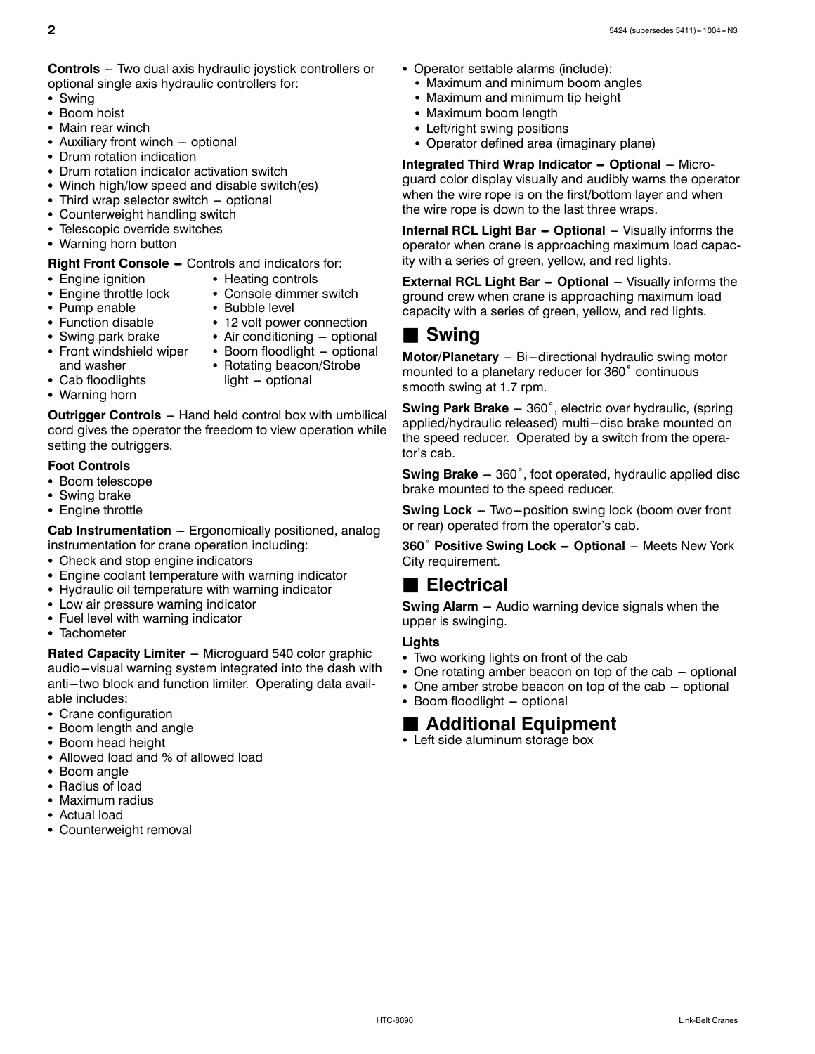**Controls** – Two dual axis hydraulic joystick controllers or optional single axis hydraulic controllers for:

- Swing
- Boom hoist
- Main rear winch
- Auxiliary front winch – optional
- Drum rotation indication
- Drum rotation indicator activation switch
- Winch high/low speed and disable switch(es)
- Third wrap selector switch – optional
- Counterweight handling switch
- Telescopic override switches
- Warning horn button

**Right Front Console –** Controls and indicators for:

- Engine ignition
- Engine throttle lock
- Pump enable
- Function disable
- Swing park brake
- Front windshield wiper and washer
- Cab floodlights
- Warning horn
- Heating controls
- Console dimmer switch
- Bubble level
- 12 volt power connection
- Air conditioning – optional
- Boom floodlight – optional
- Rotating beacon/Strobe light – optional

**Outrigger Controls** – Hand held control box with umbilical cord gives the operator the freedom to view operation while setting the outriggers.

**Foot Controls**

- Boom telescope
- Swing brake
- Engine throttle

**Cab Instrumentation** – Ergonomically positioned, analog instrumentation for crane operation including:

- Check and stop engine indicators
- Engine coolant temperature with warning indicator
- Hydraulic oil temperature with warning indicator
- Low air pressure warning indicator
- Fuel level with warning indicator
- Tachometer

**Rated Capacity Limiter** – Microguard 540 color graphic audio–visual warning system integrated into the dash with anti–two block and function limiter. Operating data available includes:

- Crane configuration
- Boom length and angle
- Boom head height
- Allowed load and % of allowed load
- Boom angle
- Radius of load
- Maximum radius
- Actual load
- Counterweight removal
- Operator settable alarms (include):
  - Maximum and minimum boom angles
  - Maximum and minimum tip height
  - Maximum boom length
  - Left/right swing positions
  - Operator defined area (imaginary plane)

**Integrated Third Wrap Indicator – Optional** – Microguard color display visually and audibly warns the operator when the wire rope is on the first/bottom layer and when the wire rope is down to the last three wraps.

**Internal RCL Light Bar – Optional** – Visually informs the operator when crane is approaching maximum load capacity with a series of green, yellow, and red lights.

**External RCL Light Bar – Optional** – Visually informs the ground crew when crane is approaching maximum load capacity with a series of green, yellow, and red lights.

## Swing

**Motor/Planetary** – Bi–directional hydraulic swing motor mounted to a planetary reducer for 360˚ continuous smooth swing at 1.7 rpm.

**Swing Park Brake** – 360˚, electric over hydraulic, (spring applied/hydraulic released) multi–disc brake mounted on the speed reducer. Operated by a switch from the operator's cab.

**Swing Brake** – 360˚, foot operated, hydraulic applied disc brake mounted to the speed reducer.

**Swing Lock** – Two–position swing lock (boom over front or rear) operated from the operator's cab.

**360˚ Positive Swing Lock – Optional** – Meets New York City requirement.

## Electrical

**Swing Alarm** – Audio warning device signals when the upper is swinging.

**Lights**

- Two working lights on front of the cab
- One rotating amber beacon on top of the cab – optional
- One amber strobe beacon on top of the cab – optional
- Boom floodlight – optional

## Additional Equipment

- Left side aluminum storage box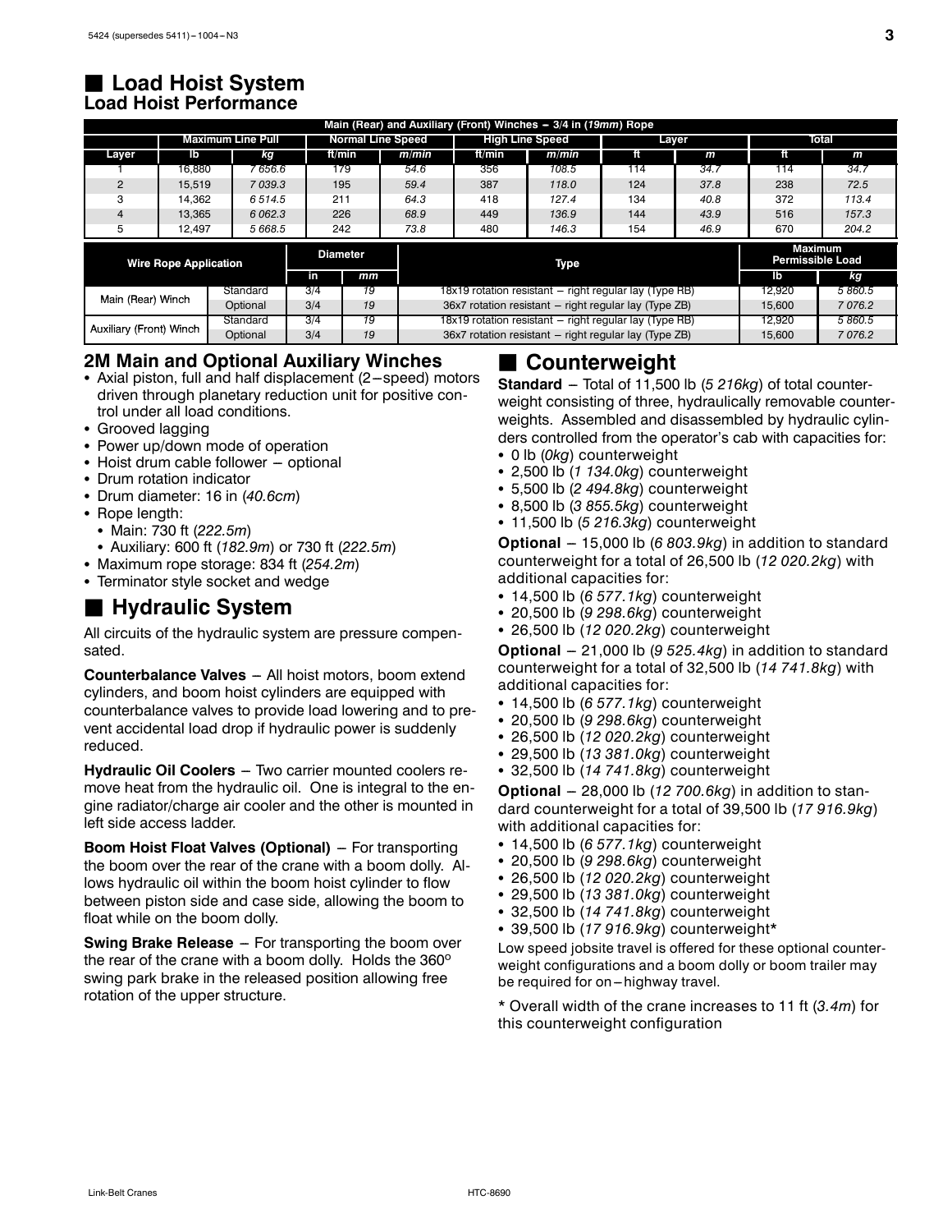## Load Hoist System

### Load Hoist Performance

| Main (Rear) and Auxiliary (Front) Winches – 3/4 in (*19mm*) Rope | | | | | | | | | | |
|---|---|---|---|---|---|---|---|---|---|---|
| | Maximum Line Pull | | Normal Line Speed | | High Line Speed | | Layer | | Total | |
| Layer | lb | *kg* | ft/min | *m/min* | ft/min | *m/min* | ft | *m* | ft | *m* |
| 1 | 16,880 | *7 656.6* | 179 | *54.6* | 356 | *108.5* | 114 | *34.7* | 114 | *34.7* |
| 2 | 15,519 | *7 039.3* | 195 | *59.4* | 387 | *118.0* | 124 | *37.8* | 238 | *72.5* |
| 3 | 14,362 | *6 514.5* | 211 | *64.3* | 418 | *127.4* | 134 | *40.8* | 372 | *113.4* |
| 4 | 13,365 | *6 062.3* | 226 | *68.9* | 449 | *136.9* | 144 | *43.9* | 516 | *157.3* |
| 5 | 12,497 | *5 668.5* | 242 | *73.8* | 480 | *146.3* | 154 | *46.9* | 670 | *204.2* |

| Wire Rope Application | | Diameter | | Type | Maximum Permissible Load | |
|---|---|---|---|---|---|---|
| | | in | *mm* | | lb | *kg* |
| Main (Rear) Winch | Standard | 3/4 | *19* | 18x19 rotation resistant – right regular lay (Type RB) | 12,920 | *5 860.5* |
| | Optional | 3/4 | *19* | 36x7 rotation resistant – right regular lay (Type ZB) | 15,600 | *7 076.2* |
| Auxiliary (Front) Winch | Standard | 3/4 | *19* | 18x19 rotation resistant – right regular lay (Type RB) | 12,920 | *5 860.5* |
| | Optional | 3/4 | *19* | 36x7 rotation resistant – right regular lay (Type ZB) | 15,600 | *7 076.2* |

### 2M Main and Optional Auxiliary Winches

- Axial piston, full and half displacement (2–speed) motors driven through planetary reduction unit for positive control under all load conditions.
- Grooved lagging
- Power up/down mode of operation
- Hoist drum cable follower – optional
- Drum rotation indicator
- Drum diameter: 16 in (*40.6cm*)
- Rope length:
  - Main: 730 ft (*222.5m*)
  - Auxiliary: 600 ft (*182.9m*) or 730 ft (*222.5m*)
- Maximum rope storage: 834 ft (*254.2m*)
- Terminator style socket and wedge

## Hydraulic System

All circuits of the hydraulic system are pressure compensated.

**Counterbalance Valves** – All hoist motors, boom extend cylinders, and boom hoist cylinders are equipped with counterbalance valves to provide load lowering and to prevent accidental load drop if hydraulic power is suddenly reduced.

**Hydraulic Oil Coolers** – Two carrier mounted coolers remove heat from the hydraulic oil. One is integral to the engine radiator/charge air cooler and the other is mounted in left side access ladder.

**Boom Hoist Float Valves (Optional)** – For transporting the boom over the rear of the crane with a boom dolly. Allows hydraulic oil within the boom hoist cylinder to flow between piston side and case side, allowing the boom to float while on the boom dolly.

**Swing Brake Release** – For transporting the boom over the rear of the crane with a boom dolly. Holds the 360° swing park brake in the released position allowing free rotation of the upper structure.

## Counterweight

**Standard** – Total of 11,500 lb (*5 216kg*) of total counterweight consisting of three, hydraulically removable counterweights. Assembled and disassembled by hydraulic cylinders controlled from the operator's cab with capacities for:

- 0 lb (*0kg*) counterweight
- 2,500 lb (*1 134.0kg*) counterweight
- 5,500 lb (*2 494.8kg*) counterweight
- 8,500 lb (*3 855.5kg*) counterweight
- 11,500 lb (*5 216.3kg*) counterweight

**Optional** – 15,000 lb (*6 803.9kg*) in addition to standard counterweight for a total of 26,500 lb (*12 020.2kg*) with additional capacities for:

- 14,500 lb (*6 577.1kg*) counterweight
- 20,500 lb (*9 298.6kg*) counterweight
- 26,500 lb (*12 020.2kg*) counterweight

**Optional** – 21,000 lb (*9 525.4kg*) in addition to standard counterweight for a total of 32,500 lb (*14 741.8kg*) with additional capacities for:

- 14,500 lb (*6 577.1kg*) counterweight
- 20,500 lb (*9 298.6kg*) counterweight
- 26,500 lb (*12 020.2kg*) counterweight
- 29,500 lb (*13 381.0kg*) counterweight
- 32,500 lb (*14 741.8kg*) counterweight

**Optional** – 28,000 lb (*12 700.6kg*) in addition to standard counterweight for a total of 39,500 lb (*17 916.9kg*) with additional capacities for:

- 14,500 lb (*6 577.1kg*) counterweight
- 20,500 lb (*9 298.6kg*) counterweight
- 26,500 lb (*12 020.2kg*) counterweight
- 29,500 lb (*13 381.0kg*) counterweight
- 32,500 lb (*14 741.8kg*) counterweight
- 39,500 lb (*17 916.9kg*) counterweight*

Low speed jobsite travel is offered for these optional counterweight configurations and a boom dolly or boom trailer may be required for on–highway travel.

* Overall width of the crane increases to 11 ft (*3.4m*) for this counterweight configuration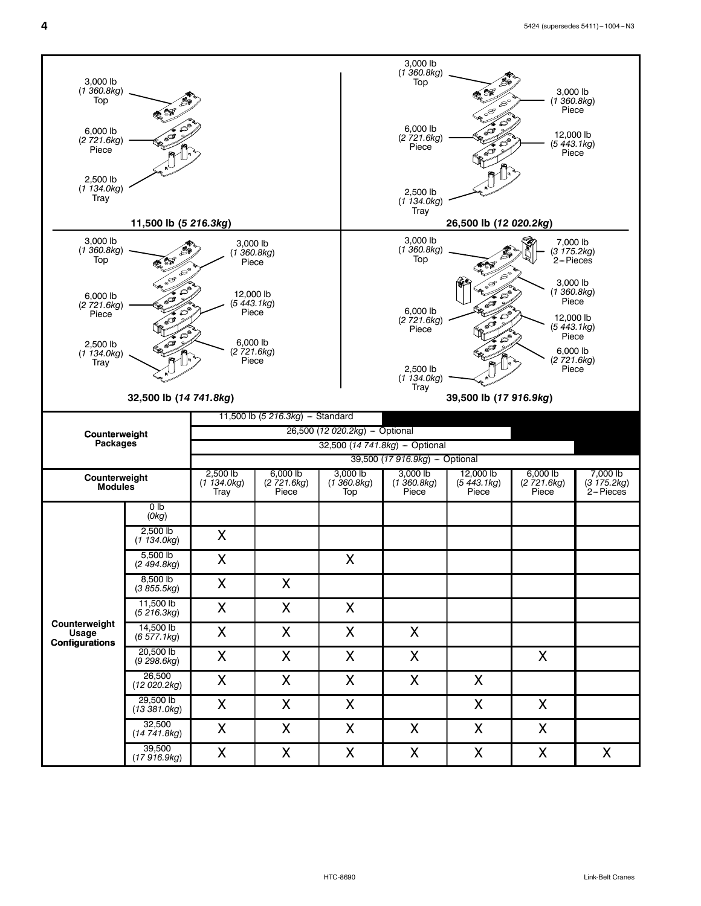3,000 lb (*1 360.8kg*) Top

6,000 lb (*2 721.6kg*) Piece

2,500 lb (*1 134.0kg*) Tray

**11,500 lb (*5 216.3kg*)**

3,000 lb (*1 360.8kg*) Top

3,000 lb (*1 360.8kg*) Piece

6,000 lb (*2 721.6kg*) Piece

12,000 lb (*5 443.1kg*) Piece

2,500 lb (*1 134.0kg*) Tray

**26,500 lb (*12 020.2kg*)**

3,000 lb (*1 360.8kg*) Top

3,000 lb (*1 360.8kg*) Piece

6,000 lb (*2 721.6kg*) Piece

12,000 lb (*5 443.1kg*) Piece

2,500 lb (*1 134.0kg*) Tray

6,000 lb (*2 721.6kg*) Piece

**32,500 lb (*14 741.8kg*)**

3,000 lb (*1 360.8kg*) Top

7,000 lb (*3 175.2kg*) 2–Pieces

3,000 lb (*1 360.8kg*) Piece

6,000 lb (*2 721.6kg*) Piece

12,000 lb (*5 443.1kg*) Piece

6,000 lb (*2 721.6kg*) Piece

2,500 lb (*1 134.0kg*) Tray

**39,500 lb (*17 916.9kg*)**

| **Counterweight Packages** | | 11,500 lb (*5 216.3kg*) – Standard | | | | | | |
|---|---|---|---|---|---|---|---|---|
| | | 26,500 (*12 020.2kg*) – Optional | | | | | | |
| | | 32,500 (*14 741.8kg*) – Optional | | | | | | |
| | | 39,500 (*17 916.9kg*) – Optional | | | | | | |
| **Counterweight Modules** | | 2,500 lb (*1 134.0kg*) Tray | 6,000 lb (*2 721.6kg*) Piece | 3,000 lb (*1 360.8kg*) Top | 3,000 lb (*1 360.8kg*) Piece | 12,000 lb (*5 443.1kg*) Piece | 6,000 lb (*2 721.6kg*) Piece | 7,000 lb (*3 175.2kg*) 2–Pieces |
| **Counterweight Usage Configurations** | 0 lb (*0kg*) | | | | | | | |
| | 2,500 lb (*1 134.0kg*) | X | | | | | | |
| | 5,500 lb (*2 494.8kg*) | X | | X | | | | |
| | 8,500 lb (*3 855.5kg*) | X | X | | | | | |
| | 11,500 lb (*5 216.3kg*) | X | X | X | | | | |
| | 14,500 lb (*6 577.1kg*) | X | X | X | X | | | |
| | 20,500 lb (*9 298.6kg*) | X | X | X | X | | X | |
| | 26,500 (*12 020.2kg*) | X | X | X | X | X | | |
| | 29,500 lb (*13 381.0kg*) | X | X | X | | X | X | |
| | 32,500 (*14 741.8kg*) | X | X | X | X | X | X | |
| | 39,500 (*17 916.9kg*) | X | X | X | X | X | X | X |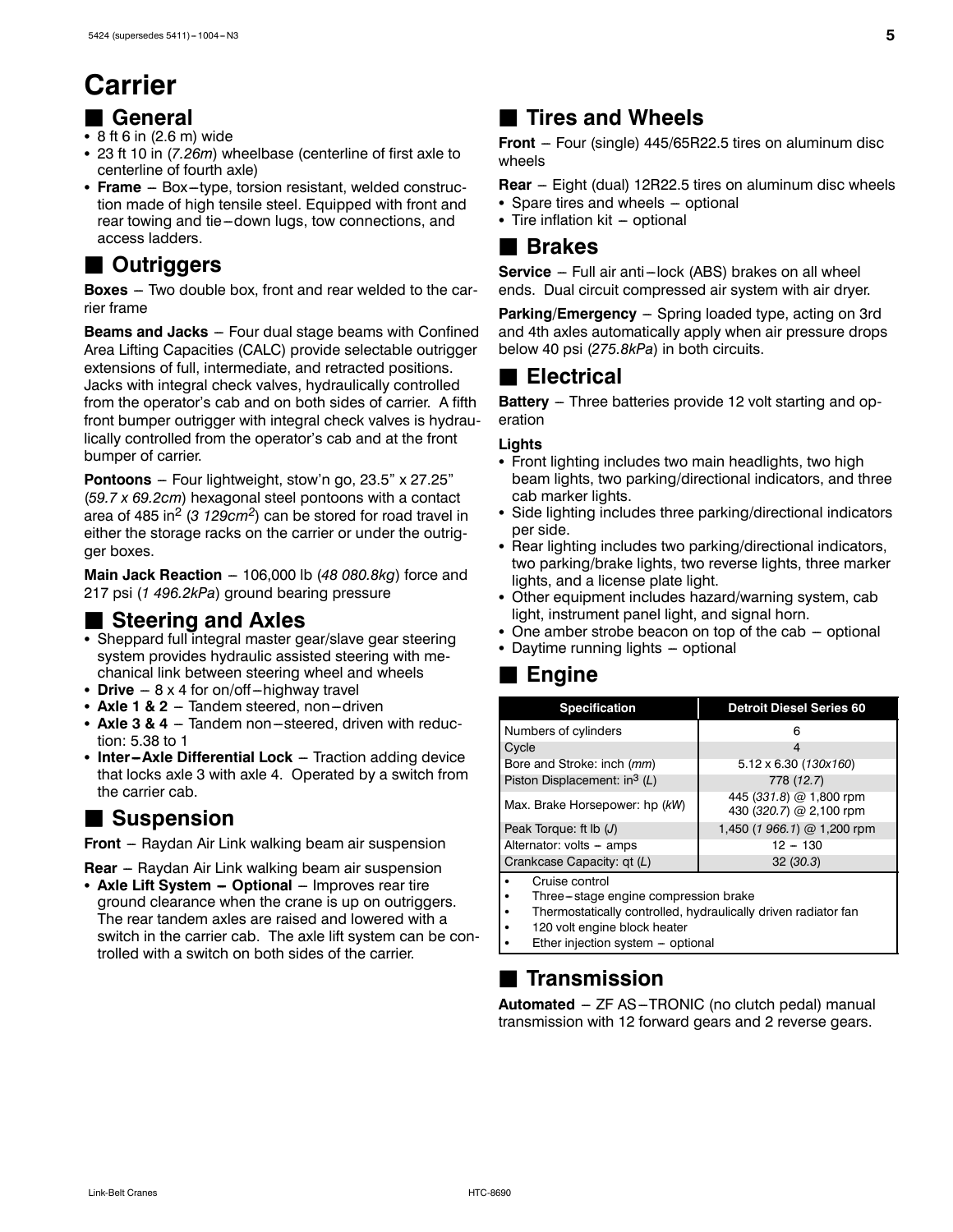# Carrier

## General

- 8 ft 6 in (2.6 m) wide
- 23 ft 10 in (*7.26m*) wheelbase (centerline of first axle to centerline of fourth axle)
- **Frame** – Box–type, torsion resistant, welded construction made of high tensile steel. Equipped with front and rear towing and tie–down lugs, tow connections, and access ladders.

## Outriggers

**Boxes** – Two double box, front and rear welded to the carrier frame

**Beams and Jacks** – Four dual stage beams with Confined Area Lifting Capacities (CALC) provide selectable outrigger extensions of full, intermediate, and retracted positions. Jacks with integral check valves, hydraulically controlled from the operator's cab and on both sides of carrier. A fifth front bumper outrigger with integral check valves is hydraulically controlled from the operator's cab and at the front bumper of carrier.

**Pontoons** – Four lightweight, stow'n go, 23.5" x 27.25" (*59.7 x 69.2cm*) hexagonal steel pontoons with a contact area of 485 in$^2$ (*3 129cm$^2$*) can be stored for road travel in either the storage racks on the carrier or under the outrigger boxes.

**Main Jack Reaction** – 106,000 lb (*48 080.8kg*) force and 217 psi (*1 496.2kPa*) ground bearing pressure

## Steering and Axles

- Sheppard full integral master gear/slave gear steering system provides hydraulic assisted steering with mechanical link between steering wheel and wheels
- **Drive** – 8 x 4 for on/off–highway travel
- **Axle 1 & 2** – Tandem steered, non–driven
- **Axle 3 & 4** – Tandem non–steered, driven with reduction: 5.38 to 1
- **Inter–Axle Differential Lock** – Traction adding device that locks axle 3 with axle 4. Operated by a switch from the carrier cab.

## Suspension

**Front** – Raydan Air Link walking beam air suspension

**Rear** – Raydan Air Link walking beam air suspension

- **Axle Lift System – Optional** – Improves rear tire ground clearance when the crane is up on outriggers. The rear tandem axles are raised and lowered with a switch in the carrier cab. The axle lift system can be controlled with a switch on both sides of the carrier.

## Tires and Wheels

**Front** – Four (single) 445/65R22.5 tires on aluminum disc wheels

**Rear** – Eight (dual) 12R22.5 tires on aluminum disc wheels

- Spare tires and wheels – optional
- Tire inflation kit – optional

## Brakes

**Service** – Full air anti–lock (ABS) brakes on all wheel ends. Dual circuit compressed air system with air dryer.

**Parking/Emergency** – Spring loaded type, acting on 3rd and 4th axles automatically apply when air pressure drops below 40 psi (*275.8kPa*) in both circuits.

## Electrical

**Battery** – Three batteries provide 12 volt starting and operation

**Lights**

- Front lighting includes two main headlights, two high beam lights, two parking/directional indicators, and three cab marker lights.
- Side lighting includes three parking/directional indicators per side.
- Rear lighting includes two parking/directional indicators, two parking/brake lights, two reverse lights, three marker lights, and a license plate light.
- Other equipment includes hazard/warning system, cab light, instrument panel light, and signal horn.
- One amber strobe beacon on top of the cab – optional
- Daytime running lights – optional

## Engine

| Specification | Detroit Diesel Series 60 |
|---|---|
| Numbers of cylinders | 6 |
| Cycle | 4 |
| Bore and Stroke: inch (*mm*) | 5.12 x 6.30 (*130x160*) |
| Piston Displacement: in$^3$ (*L*) | 778 (*12.7*) |
| Max. Brake Horsepower: hp (*kW*) | 445 (*331.8*) @ 1,800 rpm<br>430 (*320.7*) @ 2,100 rpm |
| Peak Torque: ft lb (*J*) | 1,450 (*1 966.1*) @ 1,200 rpm |
| Alternator: volts – amps | 12 – 130 |
| Crankcase Capacity: qt (*L*) | 32 (*30.3*) |

- Cruise control
- Three–stage engine compression brake
- Thermostatically controlled, hydraulically driven radiator fan
- 120 volt engine block heater
- Ether injection system – optional

## Transmission

**Automated** – ZF AS–TRONIC (no clutch pedal) manual transmission with 12 forward gears and 2 reverse gears.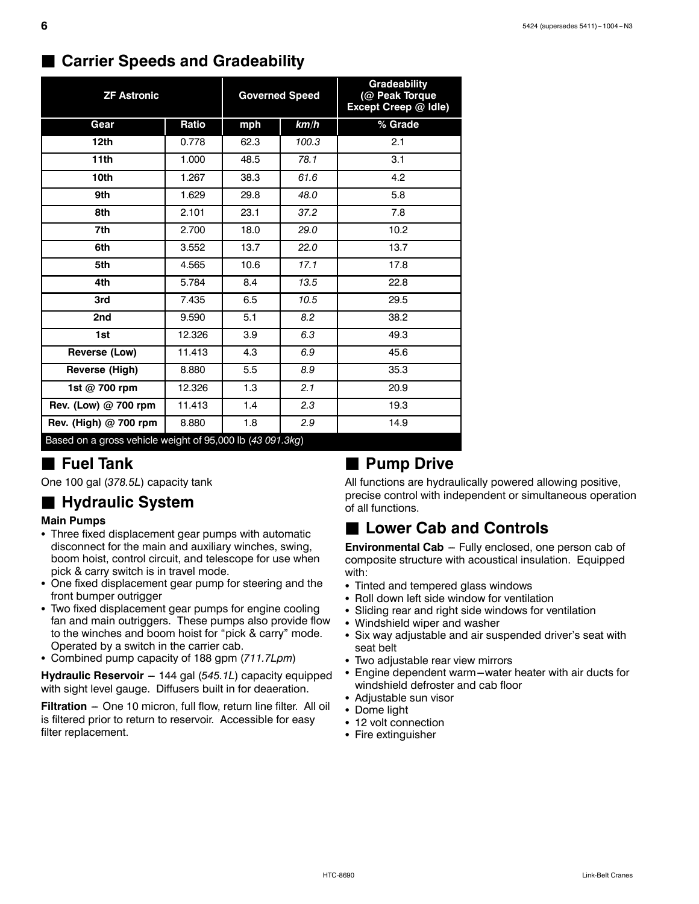## Carrier Speeds and Gradeability

| ZF Astronic | | Governed Speed | | Gradeability (@ Peak Torque Except Creep @ Idle) |
|---|---|---|---|---|
| Gear | Ratio | mph | *km/h* | % Grade |
| 12th | 0.778 | 62.3 | *100.3* | 2.1 |
| 11th | 1.000 | 48.5 | *78.1* | 3.1 |
| 10th | 1.267 | 38.3 | *61.6* | 4.2 |
| 9th | 1.629 | 29.8 | *48.0* | 5.8 |
| 8th | 2.101 | 23.1 | *37.2* | 7.8 |
| 7th | 2.700 | 18.0 | *29.0* | 10.2 |
| 6th | 3.552 | 13.7 | *22.0* | 13.7 |
| 5th | 4.565 | 10.6 | *17.1* | 17.8 |
| 4th | 5.784 | 8.4 | *13.5* | 22.8 |
| 3rd | 7.435 | 6.5 | *10.5* | 29.5 |
| 2nd | 9.590 | 5.1 | *8.2* | 38.2 |
| 1st | 12.326 | 3.9 | *6.3* | 49.3 |
| Reverse (Low) | 11.413 | 4.3 | *6.9* | 45.6 |
| Reverse (High) | 8.880 | 5.5 | *8.9* | 35.3 |
| 1st @ 700 rpm | 12.326 | 1.3 | *2.1* | 20.9 |
| Rev. (Low) @ 700 rpm | 11.413 | 1.4 | *2.3* | 19.3 |
| Rev. (High) @ 700 rpm | 8.880 | 1.8 | *2.9* | 14.9 |

Based on a gross vehicle weight of 95,000 lb (*43 091.3kg*)

## Fuel Tank

One 100 gal (*378.5L*) capacity tank

## Hydraulic System

**Main Pumps**

- Three fixed displacement gear pumps with automatic disconnect for the main and auxiliary winches, swing, boom hoist, control circuit, and telescope for use when pick & carry switch is in travel mode.
- One fixed displacement gear pump for steering and the front bumper outrigger
- Two fixed displacement gear pumps for engine cooling fan and main outriggers. These pumps also provide flow to the winches and boom hoist for "pick & carry" mode. Operated by a switch in the carrier cab.
- Combined pump capacity of 188 gpm (*711.7Lpm*)

**Hydraulic Reservoir** – 144 gal (*545.1L*) capacity equipped with sight level gauge. Diffusers built in for deaeration.

**Filtration** – One 10 micron, full flow, return line filter. All oil is filtered prior to return to reservoir. Accessible for easy filter replacement.

## Pump Drive

All functions are hydraulically powered allowing positive, precise control with independent or simultaneous operation of all functions.

## Lower Cab and Controls

**Environmental Cab** – Fully enclosed, one person cab of composite structure with acoustical insulation. Equipped with:

- Tinted and tempered glass windows
- Roll down left side window for ventilation
- Sliding rear and right side windows for ventilation
- Windshield wiper and washer
- Six way adjustable and air suspended driver's seat with seat belt
- Two adjustable rear view mirrors
- Engine dependent warm–water heater with air ducts for windshield defroster and cab floor
- Adjustable sun visor
- Dome light
- 12 volt connection
- Fire extinguisher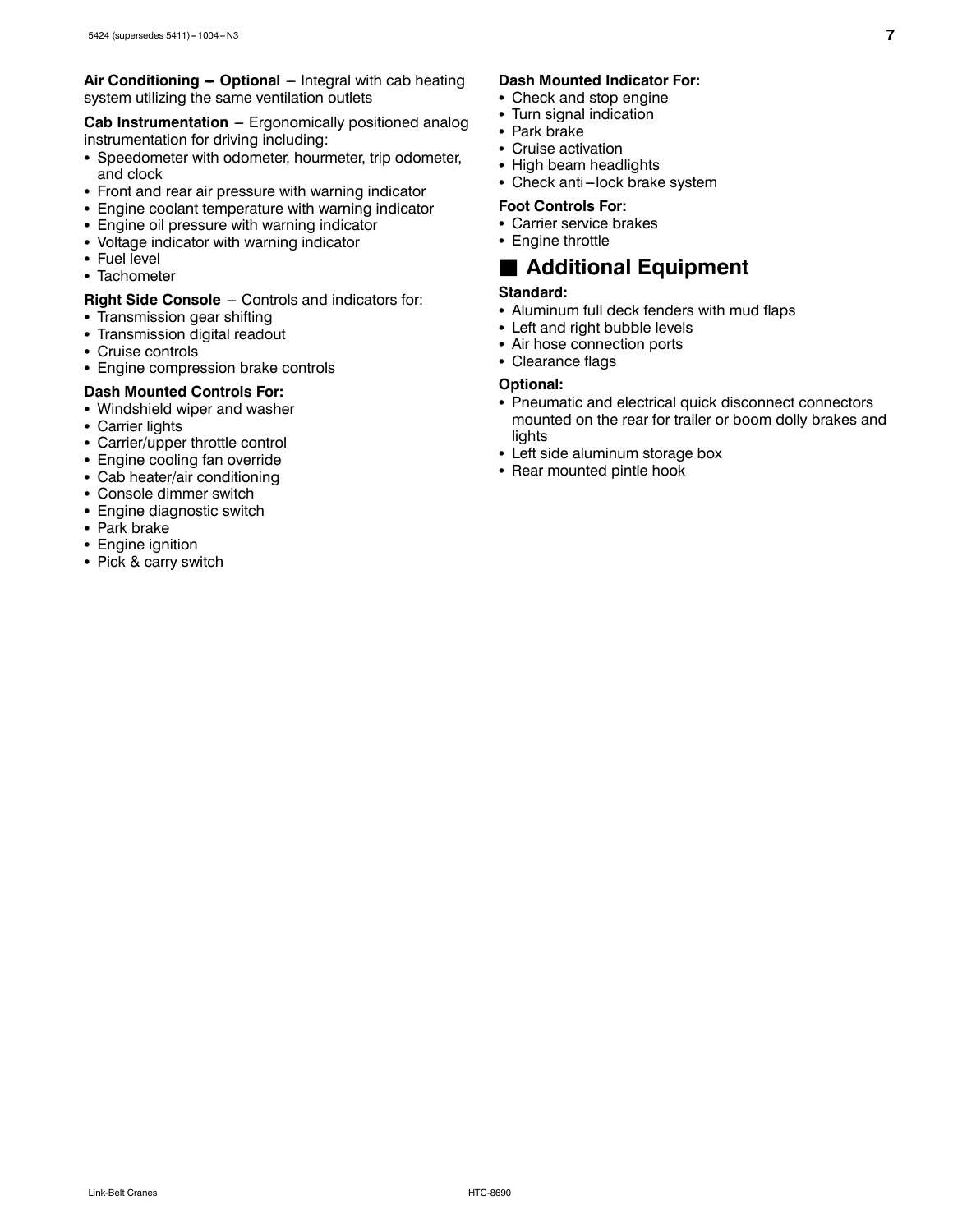**Air Conditioning – Optional** – Integral with cab heating system utilizing the same ventilation outlets

**Cab Instrumentation** – Ergonomically positioned analog instrumentation for driving including:

- Speedometer with odometer, hourmeter, trip odometer, and clock
- Front and rear air pressure with warning indicator
- Engine coolant temperature with warning indicator
- Engine oil pressure with warning indicator
- Voltage indicator with warning indicator
- Fuel level
- Tachometer

**Right Side Console** – Controls and indicators for:

- Transmission gear shifting
- Transmission digital readout
- Cruise controls
- Engine compression brake controls

**Dash Mounted Controls For:**

- Windshield wiper and washer
- Carrier lights
- Carrier/upper throttle control
- Engine cooling fan override
- Cab heater/air conditioning
- Console dimmer switch
- Engine diagnostic switch
- Park brake
- Engine ignition
- Pick & carry switch

**Dash Mounted Indicator For:**

- Check and stop engine
- Turn signal indication
- Park brake
- Cruise activation
- High beam headlights
- Check anti–lock brake system

**Foot Controls For:**

- Carrier service brakes
- Engine throttle

## Additional Equipment

**Standard:**

- Aluminum full deck fenders with mud flaps
- Left and right bubble levels
- Air hose connection ports
- Clearance flags

**Optional:**

- Pneumatic and electrical quick disconnect connectors mounted on the rear for trailer or boom dolly brakes and lights
- Left side aluminum storage box
- Rear mounted pintle hook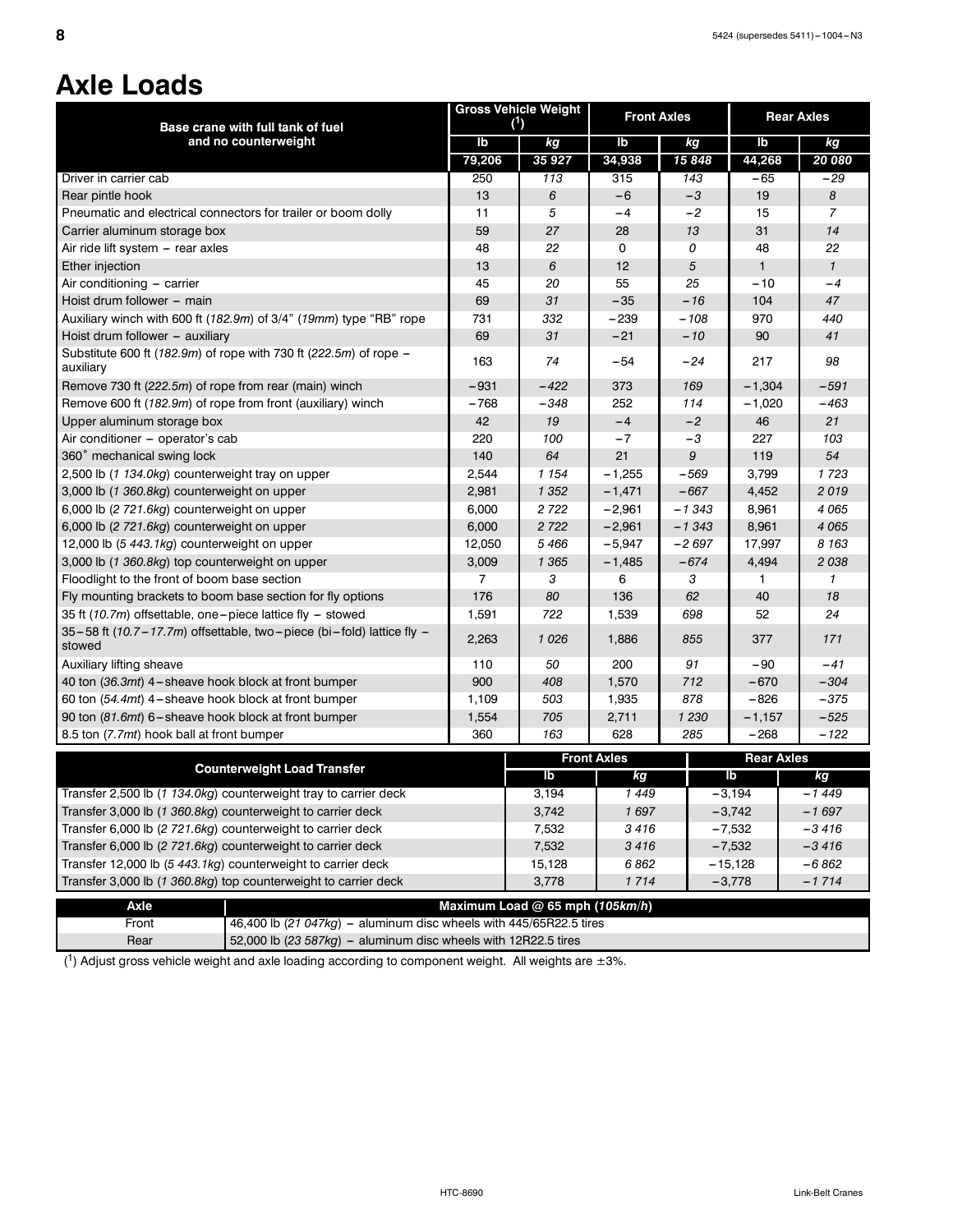# Axle Loads

| Base crane with full tank of fuel and no counterweight | Gross Vehicle Weight (1) lb | Gross Vehicle Weight (1) kg | Front Axles lb | Front Axles kg | Rear Axles lb | Rear Axles kg |
|---|---|---|---|---|---|---|
| | 79,206 | *35 927* | 34,938 | *15 848* | 44,268 | *20 080* |
| Driver in carrier cab | 250 | *113* | 315 | *143* | −65 | *−29* |
| Rear pintle hook | 13 | *6* | −6 | *−3* | 19 | *8* |
| Pneumatic and electrical connectors for trailer or boom dolly | 11 | *5* | −4 | *−2* | 15 | *7* |
| Carrier aluminum storage box | 59 | *27* | 28 | *13* | 31 | *14* |
| Air ride lift system − rear axles | 48 | *22* | 0 | *0* | 48 | *22* |
| Ether injection | 13 | *6* | 12 | *5* | 1 | *1* |
| Air conditioning − carrier | 45 | *20* | 55 | *25* | −10 | *−4* |
| Hoist drum follower − main | 69 | *31* | −35 | *−16* | 104 | *47* |
| Auxiliary winch with 600 ft (*182.9m*) of 3/4" (*19mm*) type "RB" rope | 731 | *332* | −239 | *−108* | 970 | *440* |
| Hoist drum follower − auxiliary | 69 | *31* | −21 | *−10* | 90 | *41* |
| Substitute 600 ft (*182.9m*) of rope with 730 ft (*222.5m*) of rope − auxiliary | 163 | *74* | −54 | *−24* | 217 | *98* |
| Remove 730 ft (*222.5m*) of rope from rear (main) winch | −931 | *−422* | 373 | *169* | −1,304 | *−591* |
| Remove 600 ft (*182.9m*) of rope from front (auxiliary) winch | −768 | *−348* | 252 | *114* | −1,020 | *−463* |
| Upper aluminum storage box | 42 | *19* | −4 | *−2* | 46 | *21* |
| Air conditioner − operator's cab | 220 | *100* | −7 | *−3* | 227 | *103* |
| 360° mechanical swing lock | 140 | *64* | 21 | *9* | 119 | *54* |
| 2,500 lb (*1 134.0kg*) counterweight tray on upper | 2,544 | *1 154* | −1,255 | *−569* | 3,799 | *1 723* |
| 3,000 lb (*1 360.8kg*) counterweight on upper | 2,981 | *1 352* | −1,471 | *−667* | 4,452 | *2 019* |
| 6,000 lb (*2 721.6kg*) counterweight on upper | 6,000 | *2 722* | −2,961 | *−1 343* | 8,961 | *4 065* |
| 6,000 lb (*2 721.6kg*) counterweight on upper | 6,000 | *2 722* | −2,961 | *−1 343* | 8,961 | *4 065* |
| 12,000 lb (*5 443.1kg*) counterweight on upper | 12,050 | *5 466* | −5,947 | *−2 697* | 17,997 | *8 163* |
| 3,000 lb (*1 360.8kg*) top counterweight on upper | 3,009 | *1 365* | −1,485 | *−674* | 4,494 | *2 038* |
| Floodlight to the front of boom base section | 7 | *3* | 6 | *3* | 1 | *1* |
| Fly mounting brackets to boom base section for fly options | 176 | *80* | 136 | *62* | 40 | *18* |
| 35 ft (*10.7m*) offsettable, one−piece lattice fly − stowed | 1,591 | *722* | 1,539 | *698* | 52 | *24* |
| 35−58 ft (*10.7−17.7m*) offsettable, two−piece (bi−fold) lattice fly − stowed | 2,263 | *1 026* | 1,886 | *855* | 377 | *171* |
| Auxiliary lifting sheave | 110 | *50* | 200 | *91* | −90 | *−41* |
| 40 ton (*36.3mt*) 4−sheave hook block at front bumper | 900 | *408* | 1,570 | *712* | −670 | *−304* |
| 60 ton (*54.4mt*) 4−sheave hook block at front bumper | 1,109 | *503* | 1,935 | *878* | −826 | *−375* |
| 90 ton (*81.6mt*) 6−sheave hook block at front bumper | 1,554 | *705* | 2,711 | *1 230* | −1,157 | *−525* |
| 8.5 ton (*7.7mt*) hook ball at front bumper | 360 | *163* | 628 | *285* | −268 | *−122* |

| Counterweight Load Transfer | Front Axles lb | Front Axles kg | Rear Axles lb | Rear Axles kg |
|---|---|---|---|---|
| Transfer 2,500 lb (*1 134.0kg*) counterweight tray to carrier deck | 3,194 | *1 449* | −3,194 | *−1 449* |
| Transfer 3,000 lb (*1 360.8kg*) counterweight to carrier deck | 3,742 | *1 697* | −3,742 | *−1 697* |
| Transfer 6,000 lb (*2 721.6kg*) counterweight to carrier deck | 7,532 | *3 416* | −7,532 | *−3 416* |
| Transfer 6,000 lb (*2 721.6kg*) counterweight to carrier deck | 7,532 | *3 416* | −7,532 | *−3 416* |
| Transfer 12,000 lb (*5 443.1kg*) counterweight to carrier deck | 15,128 | *6 862* | −15,128 | *−6 862* |
| Transfer 3,000 lb (*1 360.8kg*) top counterweight to carrier deck | 3,778 | *1 714* | −3,778 | *−1 714* |

| Axle | Maximum Load @ 65 mph (*105km/h*) |
|---|---|
| Front | 46,400 lb (*21 047kg*) − aluminum disc wheels with 445/65R22.5 tires |
| Rear | 52,000 lb (*23 587kg*) − aluminum disc wheels with 12R22.5 tires |

(1) Adjust gross vehicle weight and axle loading according to component weight. All weights are ±3%.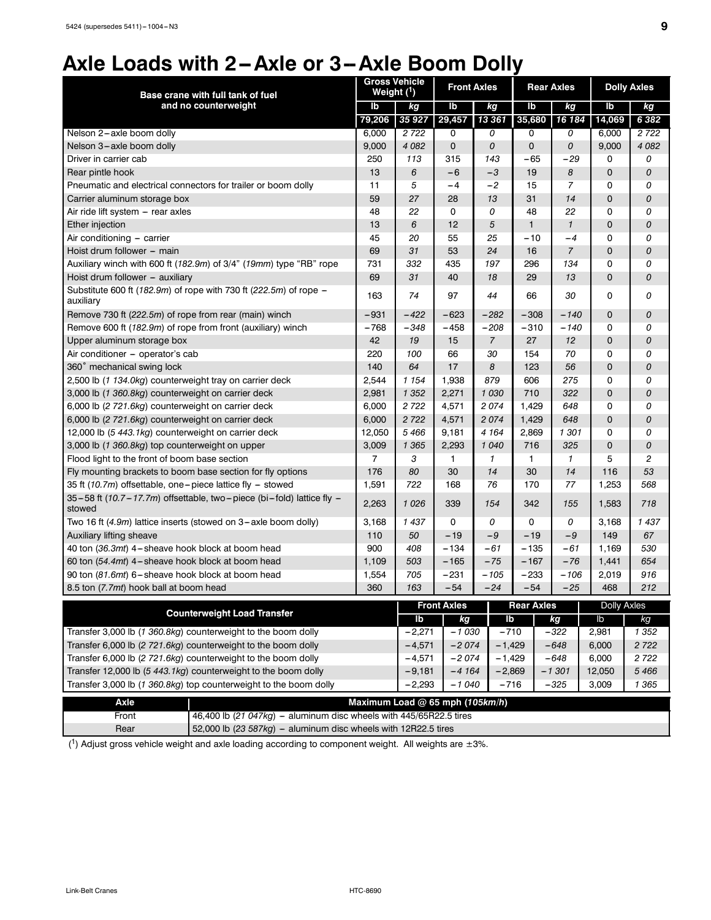# Axle Loads with 2–Axle or 3–Axle Boom Dolly

| Base crane with full tank of fuel and no counterweight | Gross Vehicle Weight ([1]) | | Front Axles | | Rear Axles | | Dolly Axles | |
|---|---|---|---|---|---|---|---|---|
| | lb | *kg* | lb | *kg* | lb | *kg* | lb | *kg* |
| | 79,206 | *35 927* | 29,457 | *13 361* | 35,680 | *16 184* | 14,069 | *6 382* |
| Nelson 2–axle boom dolly | 6,000 | *2 722* | 0 | *0* | 0 | *0* | 6,000 | *2 722* |
| Nelson 3–axle boom dolly | 9,000 | *4 082* | 0 | *0* | 0 | *0* | 9,000 | *4 082* |
| Driver in carrier cab | 250 | *113* | 315 | *143* | –65 | *–29* | 0 | *0* |
| Rear pintle hook | 13 | *6* | –6 | *–3* | 19 | *8* | 0 | *0* |
| Pneumatic and electrical connectors for trailer or boom dolly | 11 | *5* | –4 | *–2* | 15 | *7* | 0 | *0* |
| Carrier aluminum storage box | 59 | *27* | 28 | *13* | 31 | *14* | 0 | *0* |
| Air ride lift system – rear axles | 48 | *22* | 0 | *0* | 48 | *22* | 0 | *0* |
| Ether injection | 13 | *6* | 12 | *5* | 1 | *1* | 0 | *0* |
| Air conditioning – carrier | 45 | *20* | 55 | *25* | –10 | *–4* | 0 | *0* |
| Hoist drum follower – main | 69 | *31* | 53 | *24* | 16 | *7* | 0 | *0* |
| Auxiliary winch with 600 ft (*182.9m*) of 3/4" (*19mm*) type "RB" rope | 731 | *332* | 435 | *197* | 296 | *134* | 0 | *0* |
| Hoist drum follower – auxiliary | 69 | *31* | 40 | *18* | 29 | *13* | 0 | *0* |
| Substitute 600 ft (*182.9m*) of rope with 730 ft (*222.5m*) of rope – auxiliary | 163 | *74* | 97 | *44* | 66 | *30* | 0 | *0* |
| Remove 730 ft (*222.5m*) of rope from rear (main) winch | –931 | *–422* | –623 | *–282* | –308 | *–140* | 0 | *0* |
| Remove 600 ft (*182.9m*) of rope from front (auxiliary) winch | –768 | *–348* | –458 | *–208* | –310 | *–140* | 0 | *0* |
| Upper aluminum storage box | 42 | *19* | 15 | *7* | 27 | *12* | 0 | *0* |
| Air conditioner – operator's cab | 220 | *100* | 66 | *30* | 154 | *70* | 0 | *0* |
| 360˚ mechanical swing lock | 140 | *64* | 17 | *8* | 123 | *56* | 0 | *0* |
| 2,500 lb (*1 134.0kg*) counterweight tray on carrier deck | 2,544 | *1 154* | 1,938 | *879* | 606 | *275* | 0 | *0* |
| 3,000 lb (*1 360.8kg*) counterweight on carrier deck | 2,981 | *1 352* | 2,271 | *1 030* | 710 | *322* | 0 | *0* |
| 6,000 lb (*2 721.6kg*) counterweight on carrier deck | 6,000 | *2 722* | 4,571 | *2 074* | 1,429 | *648* | 0 | *0* |
| 6,000 lb (*2 721.6kg*) counterweight on carrier deck | 6,000 | *2 722* | 4,571 | *2 074* | 1,429 | *648* | 0 | *0* |
| 12,000 lb (*5 443.1kg*) counterweight on carrier deck | 12,050 | *5 466* | 9,181 | *4 164* | 2,869 | *1 301* | 0 | *0* |
| 3,000 lb (*1 360.8kg*) top counterweight on upper | 3,009 | *1 365* | 2,293 | *1 040* | 716 | *325* | 0 | *0* |
| Flood light to the front of boom base section | 7 | *3* | 1 | *1* | 1 | *1* | 5 | *2* |
| Fly mounting brackets to boom base section for fly options | 176 | *80* | 30 | *14* | 30 | *14* | 116 | *53* |
| 35 ft (*10.7m*) offsettable, one–piece lattice fly – stowed | 1,591 | *722* | 168 | *76* | 170 | *77* | 1,253 | *568* |
| 35–58 ft (*10.7–17.7m*) offsettable, two–piece (bi–fold) lattice fly – stowed | 2,263 | *1 026* | 339 | *154* | 342 | *155* | 1,583 | *718* |
| Two 16 ft (*4.9m*) lattice inserts (stowed on 3–axle boom dolly) | 3,168 | *1 437* | 0 | *0* | 0 | *0* | 3,168 | *1 437* |
| Auxiliary lifting sheave | 110 | *50* | –19 | *–9* | –19 | *–9* | 149 | *67* |
| 40 ton (*36.3mt*) 4–sheave hook block at boom head | 900 | *408* | –134 | *–61* | –135 | *–61* | 1,169 | *530* |
| 60 ton (*54.4mt*) 4–sheave hook block at boom head | 1,109 | *503* | –165 | *–75* | –167 | *–76* | 1,441 | *654* |
| 90 ton (*81.6mt*) 6–sheave hook block at boom head | 1,554 | *705* | –231 | *–105* | –233 | *–106* | 2,019 | *916* |
| 8.5 ton (*7.7mt*) hook ball at boom head | 360 | *163* | –54 | *–24* | –54 | *–25* | 468 | *212* |

| Counterweight Load Transfer | Front Axles | | Rear Axles | | Dolly Axles | |
|---|---|---|---|---|---|---|
| | lb | *kg* | lb | *kg* | lb | *kg* |
| Transfer 3,000 lb (*1 360.8kg*) counterweight to the boom dolly | –2,271 | *–1 030* | –710 | *–322* | 2,981 | *1 352* |
| Transfer 6,000 lb (*2 721.6kg*) counterweight to the boom dolly | –4,571 | *–2 074* | –1,429 | *–648* | 6,000 | *2 722* |
| Transfer 6,000 lb (*2 721.6kg*) counterweight to the boom dolly | –4,571 | *–2 074* | –1,429 | *–648* | 6,000 | *2 722* |
| Transfer 12,000 lb (*5 443.1kg*) counterweight to the boom dolly | –9,181 | *–4 164* | –2,869 | *–1 301* | 12,050 | *5 466* |
| Transfer 3,000 lb (*1 360.8kg*) top counterweight to the boom dolly | –2,293 | *–1 040* | –716 | *–325* | 3,009 | *1 365* |

| Axle | Maximum Load @ 65 mph (*105km/h*) |
|---|---|
| Front | 46,400 lb (*21 047kg*) – aluminum disc wheels with 445/65R22.5 tires |
| Rear | 52,000 lb (*23 587kg*) – aluminum disc wheels with 12R22.5 tires |

([1]) Adjust gross vehicle weight and axle loading according to component weight. All weights are ±3%.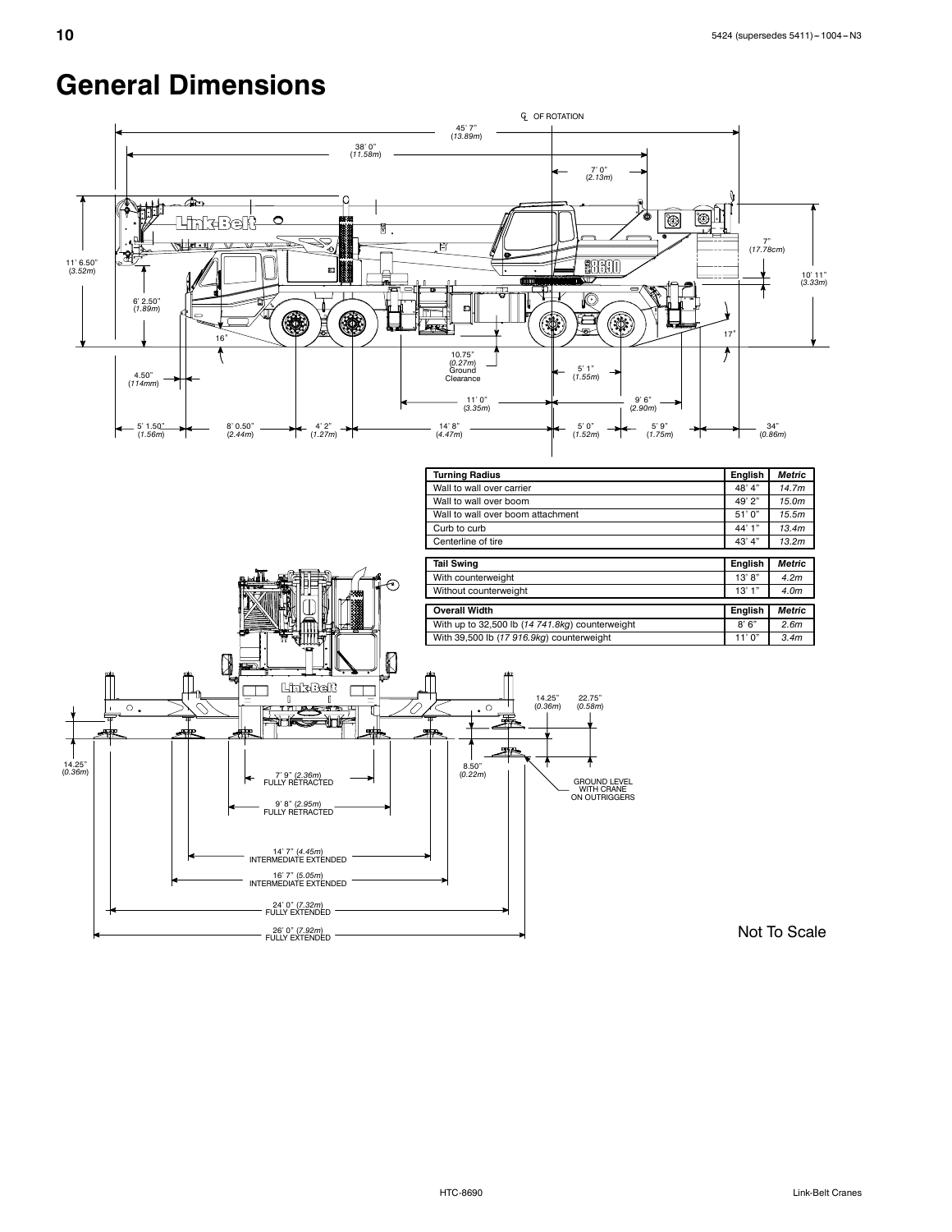# General Dimensions

| Turning Radius | English | *Metric* |
|---|---|---|
| Wall to wall over carrier | 48' 4" | *14.7m* |
| Wall to wall over boom | 49' 2" | *15.0m* |
| Wall to wall over boom attachment | 51' 0" | *15.5m* |
| Curb to curb | 44' 1" | *13.4m* |
| Centerline of tire | 43' 4" | *13.2m* |

| Tail Swing | English | *Metric* |
|---|---|---|
| With counterweight | 13' 8" | *4.2m* |
| Without counterweight | 13' 1" | *4.0m* |

| Overall Width | English | *Metric* |
|---|---|---|
| With up to 32,500 lb (*14 741.8kg*) counterweight | 8' 6" | *2.6m* |
| With 39,500 lb (*17 916.9kg*) counterweight | 11' 0" | *3.4m* |

Not To Scale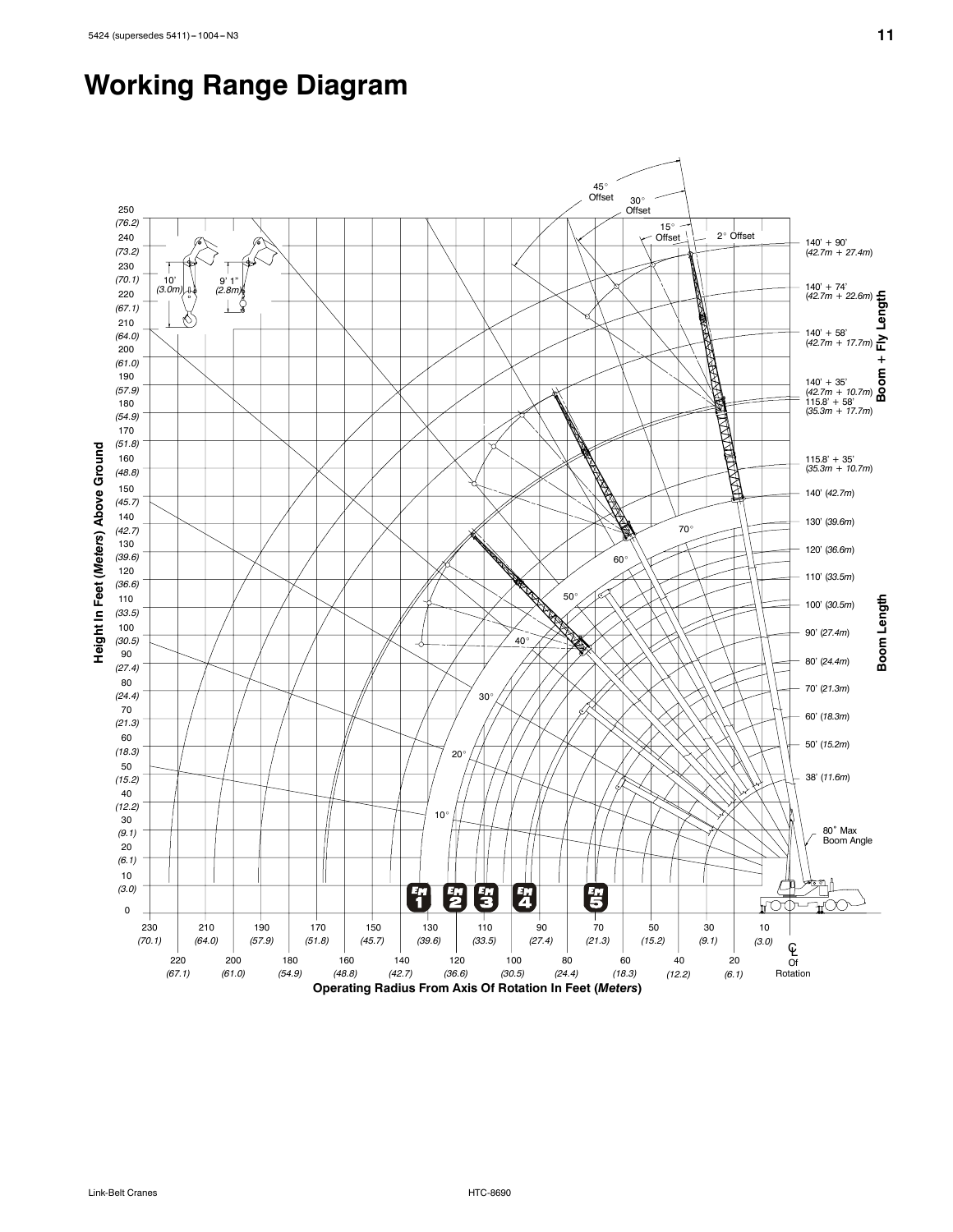# Working Range Diagram

Height In Feet (*Meters*) Above Ground

Operating Radius From Axis Of Rotation In Feet (*Meters*)

**Boom + Fly Length**

- 140' + 90' (*42.7m + 27.4m*)
- 140' + 74' (*42.7m + 22.6m*)
- 140' + 58' (*42.7m + 17.7m*)
- 140' + 35' (*42.7m + 10.7m*)
- 115.8' + 58' (*35.3m + 17.7m*)
- 115.8' + 35' (*35.3m + 10.7m*)

**Boom Length**

- 140' (*42.7m*)
- 130' (*39.6m*)
- 120' (*36.6m*)
- 110' (*33.5m*)
- 100' (*30.5m*)
- 90' (*27.4m*)
- 80' (*24.4m*)
- 70' (*21.3m*)
- 60' (*18.3m*)
- 50' (*15.2m*)
- 38' (*11.6m*)

45° Offset, 30° Offset, 15° Offset, 2° Offset

10' (*3.0m*), 9' 1" (*2.8m*)

80° Max Boom Angle

℄ Of Rotation

EM 1, EM 2, EM 3, EM 4, EM 5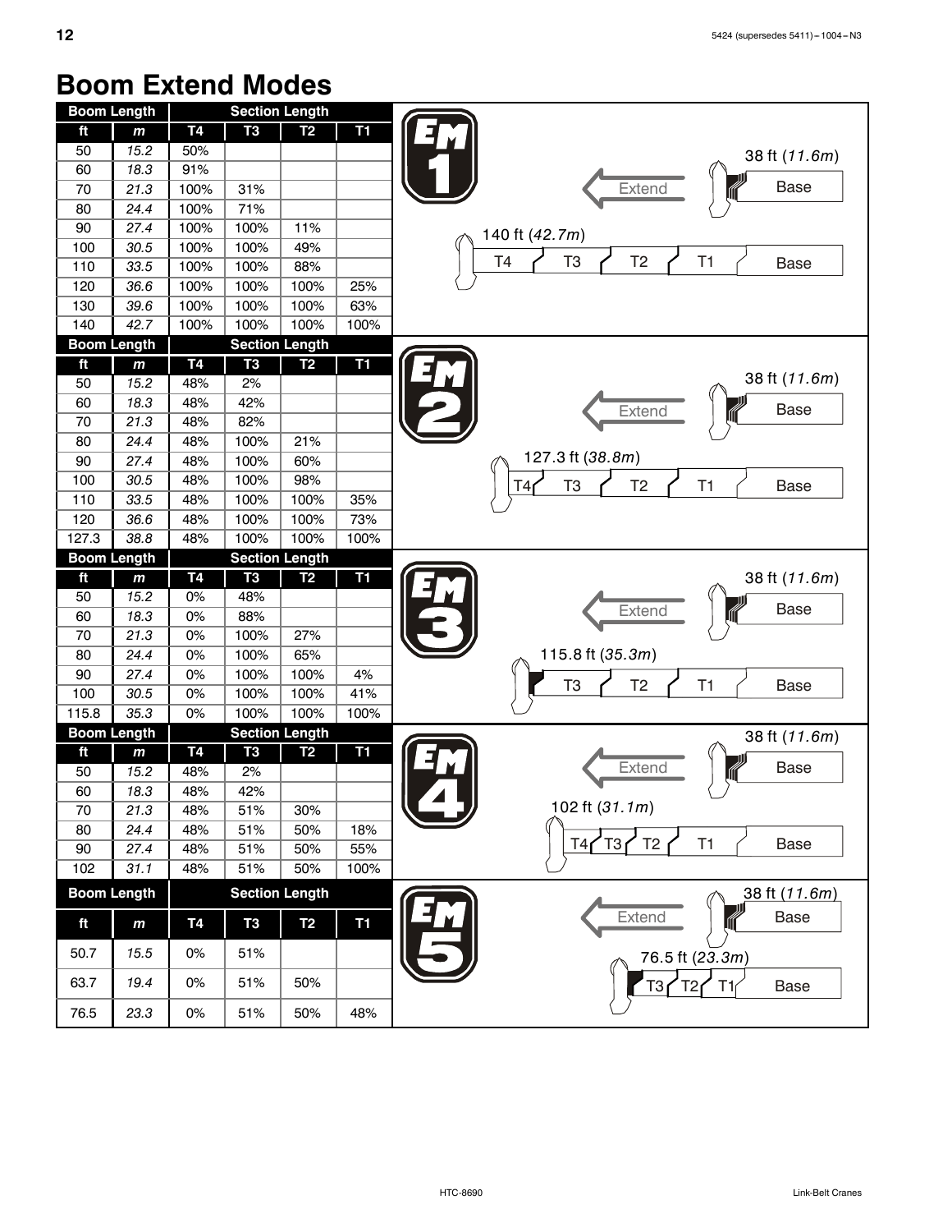# Boom Extend Modes

## EM 1

| Boom Length | | Section Length | | | |
|---|---|---|---|---|---|
| ft | m | T4 | T3 | T2 | T1 |
| 50 | 15.2 | 50% | | | |
| 60 | 18.3 | 91% | | | |
| 70 | 21.3 | 100% | 31% | | |
| 80 | 24.4 | 100% | 71% | | |
| 90 | 27.4 | 100% | 100% | 11% | |
| 100 | 30.5 | 100% | 100% | 49% | |
| 110 | 33.5 | 100% | 100% | 88% | |
| 120 | 36.6 | 100% | 100% | 100% | 25% |
| 130 | 39.6 | 100% | 100% | 100% | 63% |
| 140 | 42.7 | 100% | 100% | 100% | 100% |

38 ft (*11.6m*) — Extend — Base

140 ft (*42.7m*) — T4, T3, T2, T1, Base

## EM 2

| Boom Length | | Section Length | | | |
|---|---|---|---|---|---|
| ft | m | T4 | T3 | T2 | T1 |
| 50 | 15.2 | 48% | 2% | | |
| 60 | 18.3 | 48% | 42% | | |
| 70 | 21.3 | 48% | 82% | | |
| 80 | 24.4 | 48% | 100% | 21% | |
| 90 | 27.4 | 48% | 100% | 60% | |
| 100 | 30.5 | 48% | 100% | 98% | |
| 110 | 33.5 | 48% | 100% | 100% | 35% |
| 120 | 36.6 | 48% | 100% | 100% | 73% |
| 127.3 | 38.8 | 48% | 100% | 100% | 100% |

38 ft (*11.6m*) — Extend — Base

127.3 ft (*38.8m*) — T4, T3, T2, T1, Base

## EM 3

| Boom Length | | Section Length | | | |
|---|---|---|---|---|---|
| ft | m | T4 | T3 | T2 | T1 |
| 50 | 15.2 | 0% | 48% | | |
| 60 | 18.3 | 0% | 88% | | |
| 70 | 21.3 | 0% | 100% | 27% | |
| 80 | 24.4 | 0% | 100% | 65% | |
| 90 | 27.4 | 0% | 100% | 100% | 4% |
| 100 | 30.5 | 0% | 100% | 100% | 41% |
| 115.8 | 35.3 | 0% | 100% | 100% | 100% |

38 ft (*11.6m*) — Extend — Base

115.8 ft (*35.3m*) — T3, T2, T1, Base

## EM 4

| Boom Length | | Section Length | | | |
|---|---|---|---|---|---|
| ft | m | T4 | T3 | T2 | T1 |
| 50 | 15.2 | 48% | 2% | | |
| 60 | 18.3 | 48% | 42% | | |
| 70 | 21.3 | 48% | 51% | 30% | |
| 80 | 24.4 | 48% | 51% | 50% | 18% |
| 90 | 27.4 | 48% | 51% | 50% | 55% |
| 102 | 31.1 | 48% | 51% | 50% | 100% |

38 ft (*11.6m*) — Extend — Base

102 ft (*31.1m*) — T4, T3, T2, T1, Base

## EM 5

| Boom Length | | Section Length | | | |
|---|---|---|---|---|---|
| ft | m | T4 | T3 | T2 | T1 |
| 50.7 | 15.5 | 0% | 51% | | |
| 63.7 | 19.4 | 0% | 51% | 50% | |
| 76.5 | 23.3 | 0% | 51% | 50% | 48% |

38 ft (*11.6m*) — Extend — Base

76.5 ft (*23.3m*) — T3, T2, T1, Base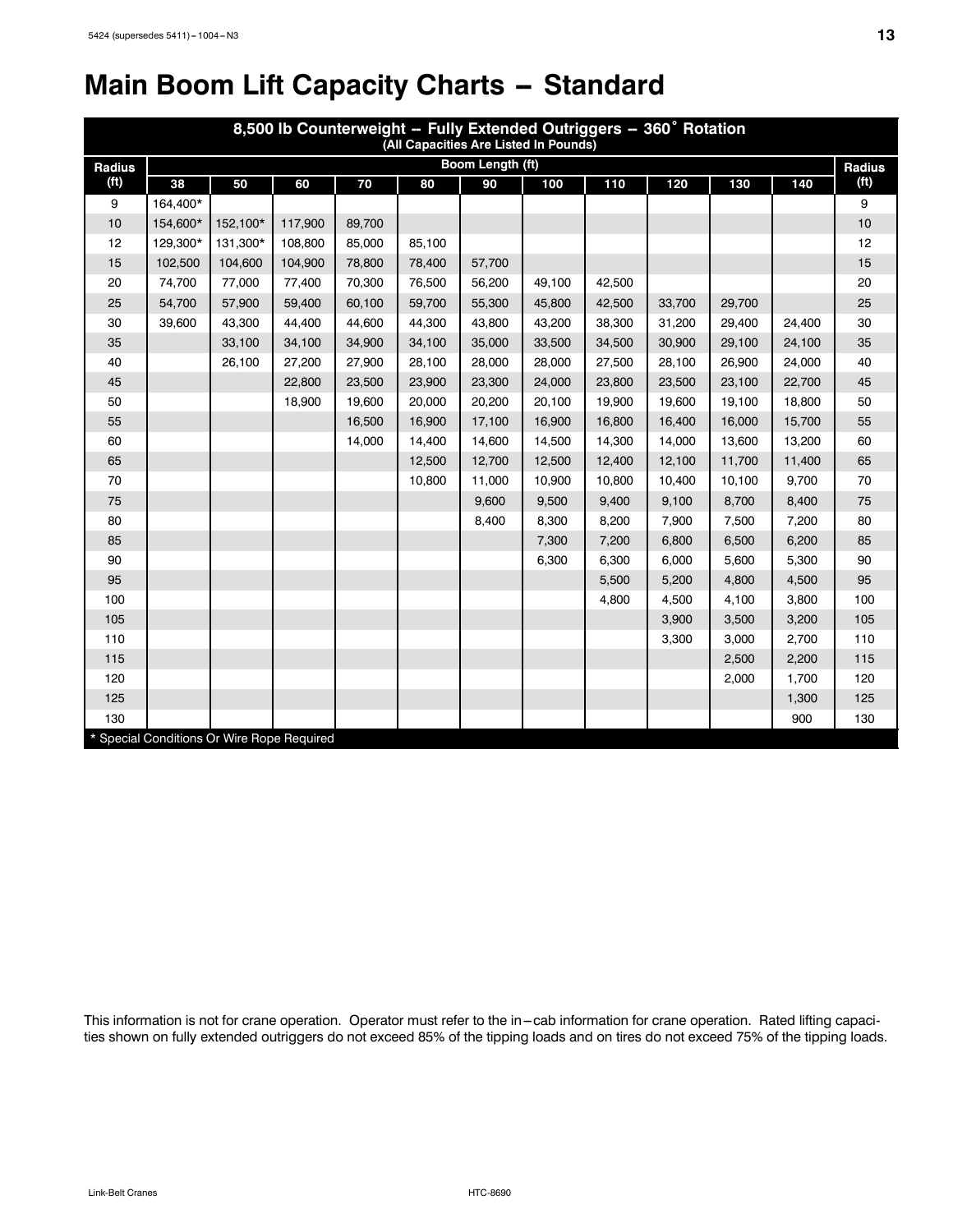# Main Boom Lift Capacity Charts – Standard

| 8,500 lb Counterweight -- Fully Extended Outriggers -- 360° Rotation (All Capacities Are Listed In Pounds) | | | | | | | | | | | | |
|---|---|---|---|---|---|---|---|---|---|---|---|---|
| Radius (ft) | Boom Length (ft) | | | | | | | | | | | Radius (ft) |
| | 38 | 50 | 60 | 70 | 80 | 90 | 100 | 110 | 120 | 130 | 140 | |
| 9 | 164,400* | | | | | | | | | | | 9 |
| 10 | 154,600* | 152,100* | 117,900 | 89,700 | | | | | | | | 10 |
| 12 | 129,300* | 131,300* | 108,800 | 85,000 | 85,100 | | | | | | | 12 |
| 15 | 102,500 | 104,600 | 104,900 | 78,800 | 78,400 | 57,700 | | | | | | 15 |
| 20 | 74,700 | 77,000 | 77,400 | 70,300 | 76,500 | 56,200 | 49,100 | 42,500 | | | | 20 |
| 25 | 54,700 | 57,900 | 59,400 | 60,100 | 59,700 | 55,300 | 45,800 | 42,500 | 33,700 | 29,700 | | 25 |
| 30 | 39,600 | 43,300 | 44,400 | 44,600 | 44,300 | 43,800 | 43,200 | 38,300 | 31,200 | 29,400 | 24,400 | 30 |
| 35 | | 33,100 | 34,100 | 34,900 | 34,100 | 35,000 | 33,500 | 34,500 | 30,900 | 29,100 | 24,100 | 35 |
| 40 | | 26,100 | 27,200 | 27,900 | 28,100 | 28,000 | 28,000 | 27,500 | 28,100 | 26,900 | 24,000 | 40 |
| 45 | | | 22,800 | 23,500 | 23,900 | 23,300 | 24,000 | 23,800 | 23,500 | 23,100 | 22,700 | 45 |
| 50 | | | 18,900 | 19,600 | 20,000 | 20,200 | 20,100 | 19,900 | 19,600 | 19,100 | 18,800 | 50 |
| 55 | | | | 16,500 | 16,900 | 17,100 | 16,900 | 16,800 | 16,400 | 16,000 | 15,700 | 55 |
| 60 | | | | 14,000 | 14,400 | 14,600 | 14,500 | 14,300 | 14,000 | 13,600 | 13,200 | 60 |
| 65 | | | | | 12,500 | 12,700 | 12,500 | 12,400 | 12,100 | 11,700 | 11,400 | 65 |
| 70 | | | | | 10,800 | 11,000 | 10,900 | 10,800 | 10,400 | 10,100 | 9,700 | 70 |
| 75 | | | | | | 9,600 | 9,500 | 9,400 | 9,100 | 8,700 | 8,400 | 75 |
| 80 | | | | | | 8,400 | 8,300 | 8,200 | 7,900 | 7,500 | 7,200 | 80 |
| 85 | | | | | | | 7,300 | 7,200 | 6,800 | 6,500 | 6,200 | 85 |
| 90 | | | | | | | 6,300 | 6,300 | 6,000 | 5,600 | 5,300 | 90 |
| 95 | | | | | | | | 5,500 | 5,200 | 4,800 | 4,500 | 95 |
| 100 | | | | | | | | 4,800 | 4,500 | 4,100 | 3,800 | 100 |
| 105 | | | | | | | | | 3,900 | 3,500 | 3,200 | 105 |
| 110 | | | | | | | | | 3,300 | 3,000 | 2,700 | 110 |
| 115 | | | | | | | | | | 2,500 | 2,200 | 115 |
| 120 | | | | | | | | | | 2,000 | 1,700 | 120 |
| 125 | | | | | | | | | | | 1,300 | 125 |
| 130 | | | | | | | | | | | 900 | 130 |

* Special Conditions Or Wire Rope Required

This information is not for crane operation. Operator must refer to the in–cab information for crane operation. Rated lifting capacities shown on fully extended outriggers do not exceed 85% of the tipping loads and on tires do not exceed 75% of the tipping loads.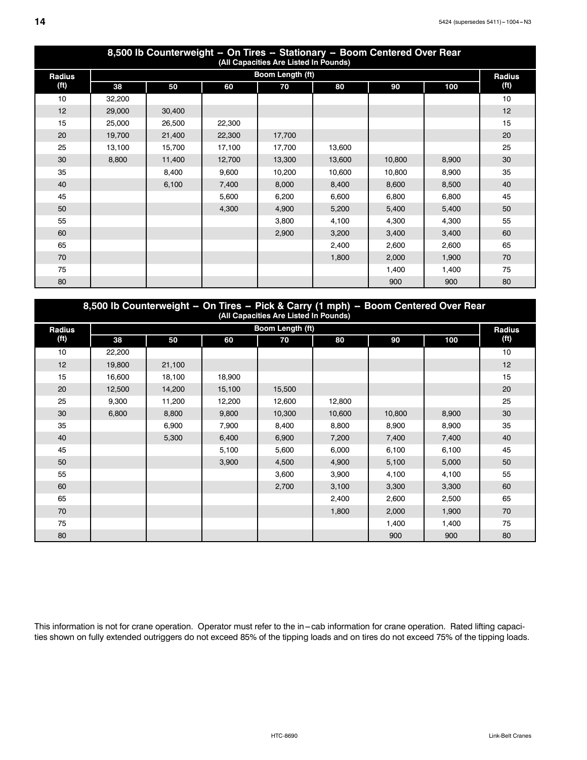## 8,500 lb Counterweight -- On Tires -- Stationary -- Boom Centered Over Rear

(All Capacities Are Listed In Pounds)

| Radius | Boom Length (ft) | | | | | | | Radius |
|---|---|---|---|---|---|---|---|---|
| (ft) | 38 | 50 | 60 | 70 | 80 | 90 | 100 | (ft) |
| 10 | 32,200 | | | | | | | 10 |
| 12 | 29,000 | 30,400 | | | | | | 12 |
| 15 | 25,000 | 26,500 | 22,300 | | | | | 15 |
| 20 | 19,700 | 21,400 | 22,300 | 17,700 | | | | 20 |
| 25 | 13,100 | 15,700 | 17,100 | 17,700 | 13,600 | | | 25 |
| 30 | 8,800 | 11,400 | 12,700 | 13,300 | 13,600 | 10,800 | 8,900 | 30 |
| 35 | | 8,400 | 9,600 | 10,200 | 10,600 | 10,800 | 8,900 | 35 |
| 40 | | 6,100 | 7,400 | 8,000 | 8,400 | 8,600 | 8,500 | 40 |
| 45 | | | 5,600 | 6,200 | 6,600 | 6,800 | 6,800 | 45 |
| 50 | | | 4,300 | 4,900 | 5,200 | 5,400 | 5,400 | 50 |
| 55 | | | | 3,800 | 4,100 | 4,300 | 4,300 | 55 |
| 60 | | | | 2,900 | 3,200 | 3,400 | 3,400 | 60 |
| 65 | | | | | 2,400 | 2,600 | 2,600 | 65 |
| 70 | | | | | 1,800 | 2,000 | 1,900 | 70 |
| 75 | | | | | | 1,400 | 1,400 | 75 |
| 80 | | | | | | 900 | 900 | 80 |

## 8,500 lb Counterweight -- On Tires -- Pick & Carry (1 mph) -- Boom Centered Over Rear

(All Capacities Are Listed In Pounds)

| Radius | Boom Length (ft) | | | | | | | Radius |
|---|---|---|---|---|---|---|---|---|
| (ft) | 38 | 50 | 60 | 70 | 80 | 90 | 100 | (ft) |
| 10 | 22,200 | | | | | | | 10 |
| 12 | 19,800 | 21,100 | | | | | | 12 |
| 15 | 16,600 | 18,100 | 18,900 | | | | | 15 |
| 20 | 12,500 | 14,200 | 15,100 | 15,500 | | | | 20 |
| 25 | 9,300 | 11,200 | 12,200 | 12,600 | 12,800 | | | 25 |
| 30 | 6,800 | 8,800 | 9,800 | 10,300 | 10,600 | 10,800 | 8,900 | 30 |
| 35 | | 6,900 | 7,900 | 8,400 | 8,800 | 8,900 | 8,900 | 35 |
| 40 | | 5,300 | 6,400 | 6,900 | 7,200 | 7,400 | 7,400 | 40 |
| 45 | | | 5,100 | 5,600 | 6,000 | 6,100 | 6,100 | 45 |
| 50 | | | 3,900 | 4,500 | 4,900 | 5,100 | 5,000 | 50 |
| 55 | | | | 3,600 | 3,900 | 4,100 | 4,100 | 55 |
| 60 | | | | 2,700 | 3,100 | 3,300 | 3,300 | 60 |
| 65 | | | | | 2,400 | 2,600 | 2,500 | 65 |
| 70 | | | | | 1,800 | 2,000 | 1,900 | 70 |
| 75 | | | | | | 1,400 | 1,400 | 75 |
| 80 | | | | | | 900 | 900 | 80 |

This information is not for crane operation. Operator must refer to the in–cab information for crane operation. Rated lifting capacities shown on fully extended outriggers do not exceed 85% of the tipping loads and on tires do not exceed 75% of the tipping loads.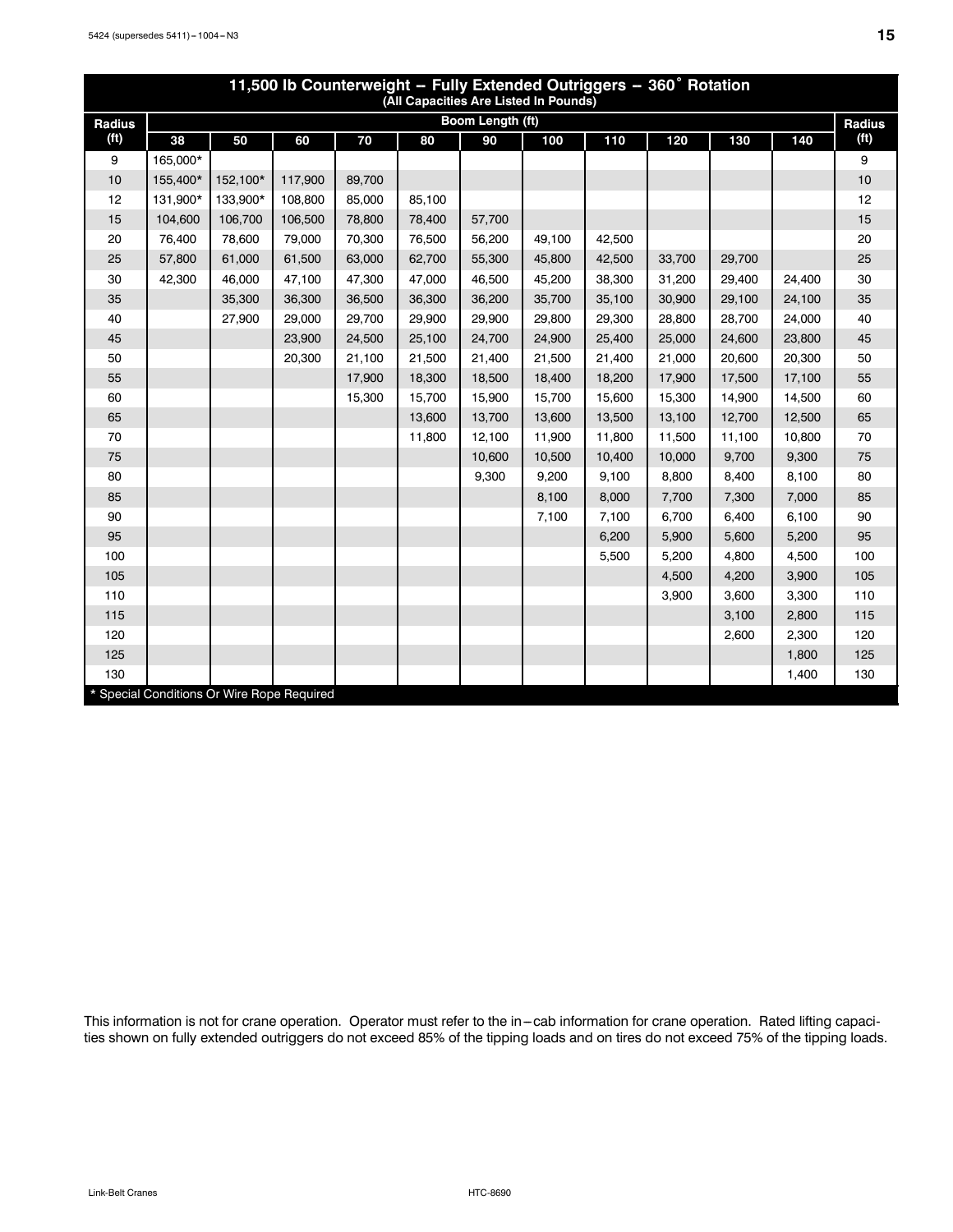## 11,500 lb Counterweight – Fully Extended Outriggers – 360° Rotation

(All Capacities Are Listed In Pounds)

| Radius (ft) | Boom Length (ft) 38 | 50 | 60 | 70 | 80 | 90 | 100 | 110 | 120 | 130 | 140 | Radius (ft) |
|---|---|---|---|---|---|---|---|---|---|---|---|---|
| 9 | 165,000* | | | | | | | | | | | 9 |
| 10 | 155,400* | 152,100* | 117,900 | 89,700 | | | | | | | | 10 |
| 12 | 131,900* | 133,900* | 108,800 | 85,000 | 85,100 | | | | | | | 12 |
| 15 | 104,600 | 106,700 | 106,500 | 78,800 | 78,400 | 57,700 | | | | | | 15 |
| 20 | 76,400 | 78,600 | 79,000 | 70,300 | 76,500 | 56,200 | 49,100 | 42,500 | | | | 20 |
| 25 | 57,800 | 61,000 | 61,500 | 63,000 | 62,700 | 55,300 | 45,800 | 42,500 | 33,700 | 29,700 | | 25 |
| 30 | 42,300 | 46,000 | 47,100 | 47,300 | 47,000 | 46,500 | 45,200 | 38,300 | 31,200 | 29,400 | 24,400 | 30 |
| 35 | | 35,300 | 36,300 | 36,500 | 36,300 | 36,200 | 35,700 | 35,100 | 30,900 | 29,100 | 24,100 | 35 |
| 40 | | 27,900 | 29,000 | 29,700 | 29,900 | 29,900 | 29,800 | 29,300 | 28,800 | 28,700 | 24,000 | 40 |
| 45 | | | 23,900 | 24,500 | 25,100 | 24,700 | 24,900 | 25,400 | 25,000 | 24,600 | 23,800 | 45 |
| 50 | | | 20,300 | 21,100 | 21,500 | 21,400 | 21,500 | 21,400 | 21,000 | 20,600 | 20,300 | 50 |
| 55 | | | | 17,900 | 18,300 | 18,500 | 18,400 | 18,200 | 17,900 | 17,500 | 17,100 | 55 |
| 60 | | | | 15,300 | 15,700 | 15,900 | 15,700 | 15,600 | 15,300 | 14,900 | 14,500 | 60 |
| 65 | | | | | 13,600 | 13,700 | 13,600 | 13,500 | 13,100 | 12,700 | 12,500 | 65 |
| 70 | | | | | 11,800 | 12,100 | 11,900 | 11,800 | 11,500 | 11,100 | 10,800 | 70 |
| 75 | | | | | | 10,600 | 10,500 | 10,400 | 10,000 | 9,700 | 9,300 | 75 |
| 80 | | | | | | 9,300 | 9,200 | 9,100 | 8,800 | 8,400 | 8,100 | 80 |
| 85 | | | | | | | 8,100 | 8,000 | 7,700 | 7,300 | 7,000 | 85 |
| 90 | | | | | | | 7,100 | 7,100 | 6,700 | 6,400 | 6,100 | 90 |
| 95 | | | | | | | | 6,200 | 5,900 | 5,600 | 5,200 | 95 |
| 100 | | | | | | | | 5,500 | 5,200 | 4,800 | 4,500 | 100 |
| 105 | | | | | | | | | 4,500 | 4,200 | 3,900 | 105 |
| 110 | | | | | | | | | 3,900 | 3,600 | 3,300 | 110 |
| 115 | | | | | | | | | | 3,100 | 2,800 | 115 |
| 120 | | | | | | | | | | 2,600 | 2,300 | 120 |
| 125 | | | | | | | | | | | 1,800 | 125 |
| 130 | | | | | | | | | | | 1,400 | 130 |

* Special Conditions Or Wire Rope Required

This information is not for crane operation. Operator must refer to the in–cab information for crane operation. Rated lifting capacities shown on fully extended outriggers do not exceed 85% of the tipping loads and on tires do not exceed 75% of the tipping loads.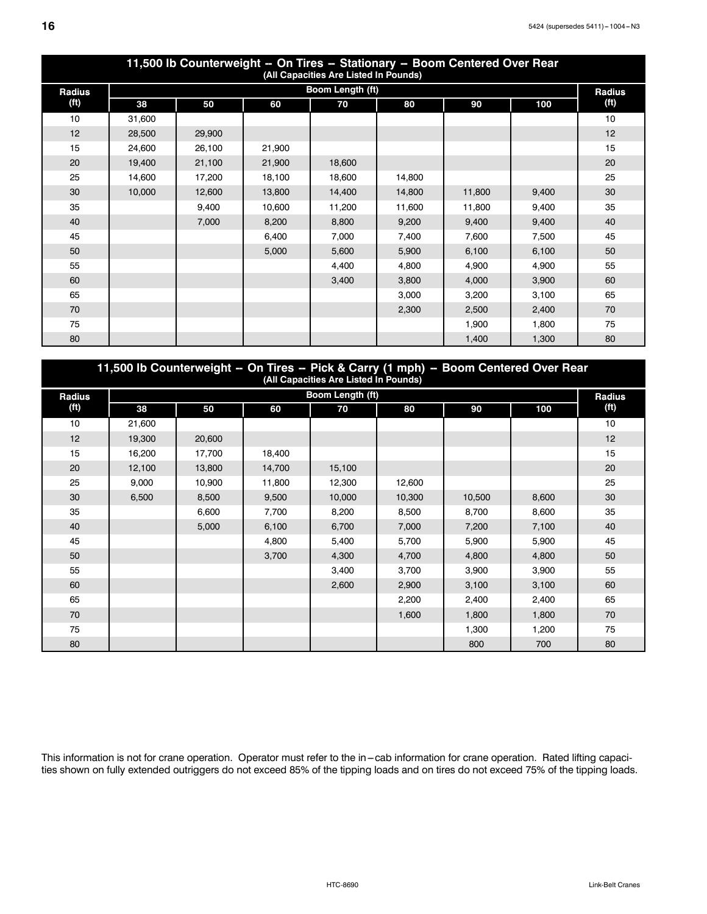## 11,500 lb Counterweight -- On Tires -- Stationary -- Boom Centered Over Rear

(All Capacities Are Listed In Pounds)

| Radius (ft) | Boom Length (ft) 38 | 50 | 60 | 70 | 80 | 90 | 100 | Radius (ft) |
|---|---|---|---|---|---|---|---|---|
| 10 | 31,600 | | | | | | | 10 |
| 12 | 28,500 | 29,900 | | | | | | 12 |
| 15 | 24,600 | 26,100 | 21,900 | | | | | 15 |
| 20 | 19,400 | 21,100 | 21,900 | 18,600 | | | | 20 |
| 25 | 14,600 | 17,200 | 18,100 | 18,600 | 14,800 | | | 25 |
| 30 | 10,000 | 12,600 | 13,800 | 14,400 | 14,800 | 11,800 | 9,400 | 30 |
| 35 | | 9,400 | 10,600 | 11,200 | 11,600 | 11,800 | 9,400 | 35 |
| 40 | | 7,000 | 8,200 | 8,800 | 9,200 | 9,400 | 9,400 | 40 |
| 45 | | | 6,400 | 7,000 | 7,400 | 7,600 | 7,500 | 45 |
| 50 | | | 5,000 | 5,600 | 5,900 | 6,100 | 6,100 | 50 |
| 55 | | | | 4,400 | 4,800 | 4,900 | 4,900 | 55 |
| 60 | | | | 3,400 | 3,800 | 4,000 | 3,900 | 60 |
| 65 | | | | | 3,000 | 3,200 | 3,100 | 65 |
| 70 | | | | | 2,300 | 2,500 | 2,400 | 70 |
| 75 | | | | | | 1,900 | 1,800 | 75 |
| 80 | | | | | | 1,400 | 1,300 | 80 |

## 11,500 lb Counterweight -- On Tires -- Pick & Carry (1 mph) -- Boom Centered Over Rear

(All Capacities Are Listed In Pounds)

| Radius (ft) | Boom Length (ft) 38 | 50 | 60 | 70 | 80 | 90 | 100 | Radius (ft) |
|---|---|---|---|---|---|---|---|---|
| 10 | 21,600 | | | | | | | 10 |
| 12 | 19,300 | 20,600 | | | | | | 12 |
| 15 | 16,200 | 17,700 | 18,400 | | | | | 15 |
| 20 | 12,100 | 13,800 | 14,700 | 15,100 | | | | 20 |
| 25 | 9,000 | 10,900 | 11,800 | 12,300 | 12,600 | | | 25 |
| 30 | 6,500 | 8,500 | 9,500 | 10,000 | 10,300 | 10,500 | 8,600 | 30 |
| 35 | | 6,600 | 7,700 | 8,200 | 8,500 | 8,700 | 8,600 | 35 |
| 40 | | 5,000 | 6,100 | 6,700 | 7,000 | 7,200 | 7,100 | 40 |
| 45 | | | 4,800 | 5,400 | 5,700 | 5,900 | 5,900 | 45 |
| 50 | | | 3,700 | 4,300 | 4,700 | 4,800 | 4,800 | 50 |
| 55 | | | | 3,400 | 3,700 | 3,900 | 3,900 | 55 |
| 60 | | | | 2,600 | 2,900 | 3,100 | 3,100 | 60 |
| 65 | | | | | 2,200 | 2,400 | 2,400 | 65 |
| 70 | | | | | 1,600 | 1,800 | 1,800 | 70 |
| 75 | | | | | | 1,300 | 1,200 | 75 |
| 80 | | | | | | 800 | 700 | 80 |

This information is not for crane operation. Operator must refer to the in–cab information for crane operation. Rated lifting capacities shown on fully extended outriggers do not exceed 85% of the tipping loads and on tires do not exceed 75% of the tipping loads.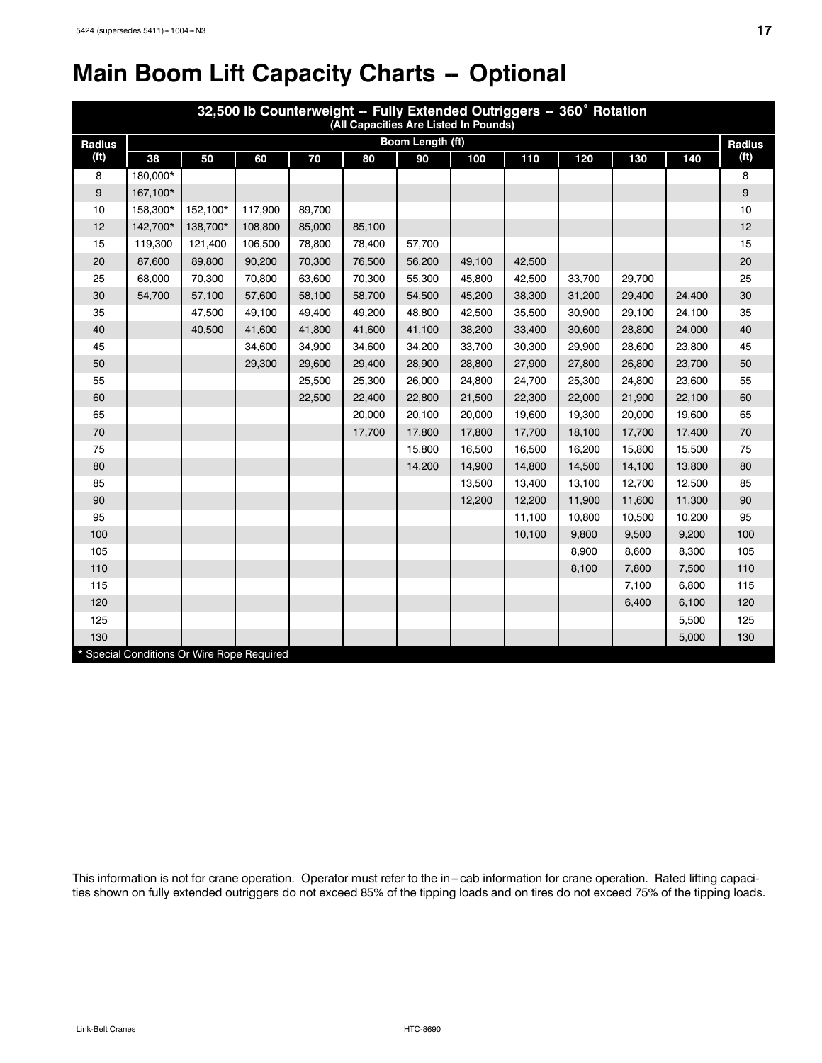# Main Boom Lift Capacity Charts – Optional

| 32,500 lb Counterweight -- Fully Extended Outriggers -- 360° Rotation (All Capacities Are Listed In Pounds) | | | | | | | | | | | | |
|---|---|---|---|---|---|---|---|---|---|---|---|---|
| Radius (ft) | Boom Length (ft) | | | | | | | | | | | Radius (ft) |
| | 38 | 50 | 60 | 70 | 80 | 90 | 100 | 110 | 120 | 130 | 140 | |
| 8 | 180,000* | | | | | | | | | | | 8 |
| 9 | 167,100* | | | | | | | | | | | 9 |
| 10 | 158,300* | 152,100* | 117,900 | 89,700 | | | | | | | | 10 |
| 12 | 142,700* | 138,700* | 108,800 | 85,000 | 85,100 | | | | | | | 12 |
| 15 | 119,300 | 121,400 | 106,500 | 78,800 | 78,400 | 57,700 | | | | | | 15 |
| 20 | 87,600 | 89,800 | 90,200 | 70,300 | 76,500 | 56,200 | 49,100 | 42,500 | | | | 20 |
| 25 | 68,000 | 70,300 | 70,800 | 63,600 | 70,300 | 55,300 | 45,800 | 42,500 | 33,700 | 29,700 | | 25 |
| 30 | 54,700 | 57,100 | 57,600 | 58,100 | 58,700 | 54,500 | 45,200 | 38,300 | 31,200 | 29,400 | 24,400 | 30 |
| 35 | | 47,500 | 49,100 | 49,400 | 49,200 | 48,800 | 42,500 | 35,500 | 30,900 | 29,100 | 24,100 | 35 |
| 40 | | 40,500 | 41,600 | 41,800 | 41,600 | 41,100 | 38,200 | 33,400 | 30,600 | 28,800 | 24,000 | 40 |
| 45 | | | 34,600 | 34,900 | 34,600 | 34,200 | 33,700 | 30,300 | 29,900 | 28,600 | 23,800 | 45 |
| 50 | | | 29,300 | 29,600 | 29,400 | 28,900 | 28,800 | 27,900 | 27,800 | 26,800 | 23,700 | 50 |
| 55 | | | | 25,500 | 25,300 | 26,000 | 24,800 | 24,700 | 25,300 | 24,800 | 23,600 | 55 |
| 60 | | | | 22,500 | 22,400 | 22,800 | 21,500 | 22,300 | 22,000 | 21,900 | 22,100 | 60 |
| 65 | | | | | 20,000 | 20,100 | 20,000 | 19,600 | 19,300 | 20,000 | 19,600 | 65 |
| 70 | | | | | 17,700 | 17,800 | 17,800 | 17,700 | 18,100 | 17,700 | 17,400 | 70 |
| 75 | | | | | | 15,800 | 16,500 | 16,500 | 16,200 | 15,800 | 15,500 | 75 |
| 80 | | | | | | 14,200 | 14,900 | 14,800 | 14,500 | 14,100 | 13,800 | 80 |
| 85 | | | | | | | 13,500 | 13,400 | 13,100 | 12,700 | 12,500 | 85 |
| 90 | | | | | | | 12,200 | 12,200 | 11,900 | 11,600 | 11,300 | 90 |
| 95 | | | | | | | | 11,100 | 10,800 | 10,500 | 10,200 | 95 |
| 100 | | | | | | | | 10,100 | 9,800 | 9,500 | 9,200 | 100 |
| 105 | | | | | | | | | 8,900 | 8,600 | 8,300 | 105 |
| 110 | | | | | | | | | 8,100 | 7,800 | 7,500 | 110 |
| 115 | | | | | | | | | | 7,100 | 6,800 | 115 |
| 120 | | | | | | | | | | 6,400 | 6,100 | 120 |
| 125 | | | | | | | | | | | 5,500 | 125 |
| 130 | | | | | | | | | | | 5,000 | 130 |

* Special Conditions Or Wire Rope Required

This information is not for crane operation. Operator must refer to the in–cab information for crane operation. Rated lifting capacities shown on fully extended outriggers do not exceed 85% of the tipping loads and on tires do not exceed 75% of the tipping loads.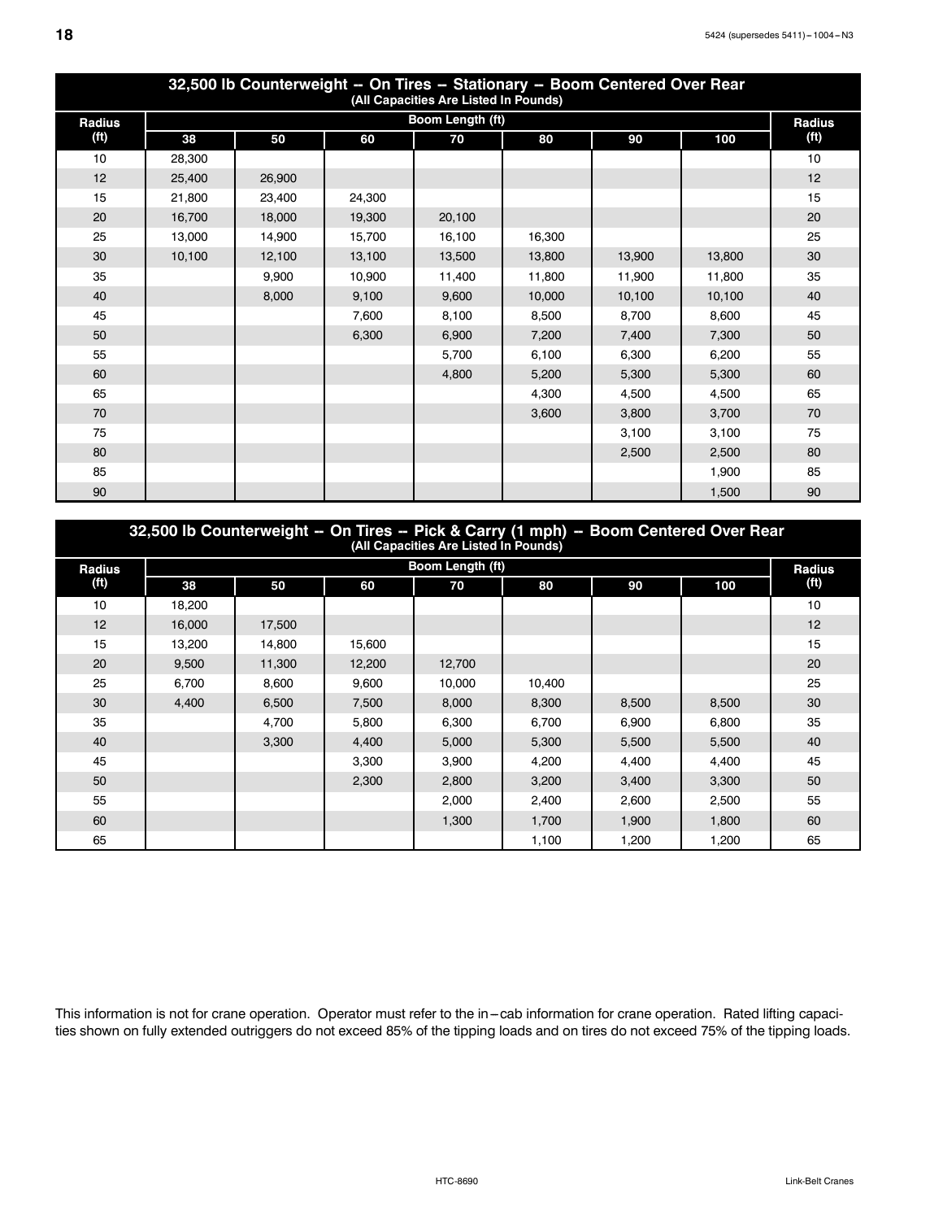## 32,500 lb Counterweight -- On Tires -- Stationary -- Boom Centered Over Rear

(All Capacities Are Listed In Pounds)

| Radius (ft) | Boom Length (ft) 38 | 50 | 60 | 70 | 80 | 90 | 100 | Radius (ft) |
|---|---|---|---|---|---|---|---|---|
| 10 | 28,300 | | | | | | | 10 |
| 12 | 25,400 | 26,900 | | | | | | 12 |
| 15 | 21,800 | 23,400 | 24,300 | | | | | 15 |
| 20 | 16,700 | 18,000 | 19,300 | 20,100 | | | | 20 |
| 25 | 13,000 | 14,900 | 15,700 | 16,100 | 16,300 | | | 25 |
| 30 | 10,100 | 12,100 | 13,100 | 13,500 | 13,800 | 13,900 | 13,800 | 30 |
| 35 | | 9,900 | 10,900 | 11,400 | 11,800 | 11,900 | 11,800 | 35 |
| 40 | | 8,000 | 9,100 | 9,600 | 10,000 | 10,100 | 10,100 | 40 |
| 45 | | | 7,600 | 8,100 | 8,500 | 8,700 | 8,600 | 45 |
| 50 | | | 6,300 | 6,900 | 7,200 | 7,400 | 7,300 | 50 |
| 55 | | | | 5,700 | 6,100 | 6,300 | 6,200 | 55 |
| 60 | | | | 4,800 | 5,200 | 5,300 | 5,300 | 60 |
| 65 | | | | | 4,300 | 4,500 | 4,500 | 65 |
| 70 | | | | | 3,600 | 3,800 | 3,700 | 70 |
| 75 | | | | | | 3,100 | 3,100 | 75 |
| 80 | | | | | | 2,500 | 2,500 | 80 |
| 85 | | | | | | | 1,900 | 85 |
| 90 | | | | | | | 1,500 | 90 |

## 32,500 lb Counterweight -- On Tires -- Pick & Carry (1 mph) -- Boom Centered Over Rear

(All Capacities Are Listed In Pounds)

| Radius (ft) | Boom Length (ft) 38 | 50 | 60 | 70 | 80 | 90 | 100 | Radius (ft) |
|---|---|---|---|---|---|---|---|---|
| 10 | 18,200 | | | | | | | 10 |
| 12 | 16,000 | 17,500 | | | | | | 12 |
| 15 | 13,200 | 14,800 | 15,600 | | | | | 15 |
| 20 | 9,500 | 11,300 | 12,200 | 12,700 | | | | 20 |
| 25 | 6,700 | 8,600 | 9,600 | 10,000 | 10,400 | | | 25 |
| 30 | 4,400 | 6,500 | 7,500 | 8,000 | 8,300 | 8,500 | 8,500 | 30 |
| 35 | | 4,700 | 5,800 | 6,300 | 6,700 | 6,900 | 6,800 | 35 |
| 40 | | 3,300 | 4,400 | 5,000 | 5,300 | 5,500 | 5,500 | 40 |
| 45 | | | 3,300 | 3,900 | 4,200 | 4,400 | 4,400 | 45 |
| 50 | | | 2,300 | 2,800 | 3,200 | 3,400 | 3,300 | 50 |
| 55 | | | | 2,000 | 2,400 | 2,600 | 2,500 | 55 |
| 60 | | | | 1,300 | 1,700 | 1,900 | 1,800 | 60 |
| 65 | | | | | 1,100 | 1,200 | 1,200 | 65 |

This information is not for crane operation. Operator must refer to the in–cab information for crane operation. Rated lifting capacities shown on fully extended outriggers do not exceed 85% of the tipping loads and on tires do not exceed 75% of the tipping loads.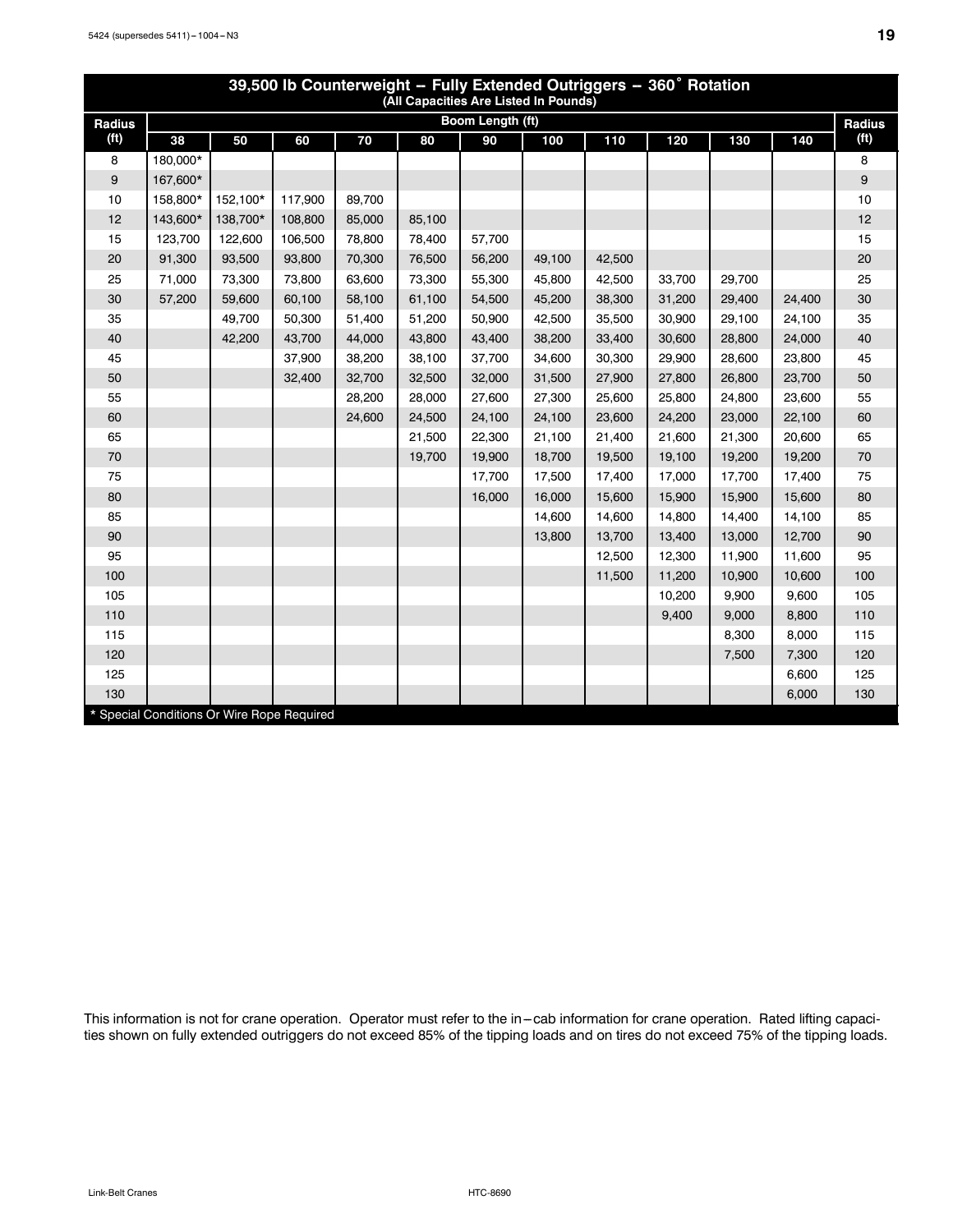## 39,500 lb Counterweight -- Fully Extended Outriggers -- 360° Rotation

(All Capacities Are Listed In Pounds)

| Radius (ft) | Boom Length (ft) | | | | | | | | | | | Radius (ft) |
|---|---|---|---|---|---|---|---|---|---|---|---|---|
| | 38 | 50 | 60 | 70 | 80 | 90 | 100 | 110 | 120 | 130 | 140 | |
| 8 | 180,000* | | | | | | | | | | | 8 |
| 9 | 167,600* | | | | | | | | | | | 9 |
| 10 | 158,800* | 152,100* | 117,900 | 89,700 | | | | | | | | 10 |
| 12 | 143,600* | 138,700* | 108,800 | 85,000 | 85,100 | | | | | | | 12 |
| 15 | 123,700 | 122,600 | 106,500 | 78,800 | 78,400 | 57,700 | | | | | | 15 |
| 20 | 91,300 | 93,500 | 93,800 | 70,300 | 76,500 | 56,200 | 49,100 | 42,500 | | | | 20 |
| 25 | 71,000 | 73,300 | 73,800 | 63,600 | 73,300 | 55,300 | 45,800 | 42,500 | 33,700 | 29,700 | | 25 |
| 30 | 57,200 | 59,600 | 60,100 | 58,100 | 61,100 | 54,500 | 45,200 | 38,300 | 31,200 | 29,400 | 24,400 | 30 |
| 35 | | 49,700 | 50,300 | 51,400 | 51,200 | 50,900 | 42,500 | 35,500 | 30,900 | 29,100 | 24,100 | 35 |
| 40 | | 42,200 | 43,700 | 44,000 | 43,800 | 43,400 | 38,200 | 33,400 | 30,600 | 28,800 | 24,000 | 40 |
| 45 | | | 37,900 | 38,200 | 38,100 | 37,700 | 34,600 | 30,300 | 29,900 | 28,600 | 23,800 | 45 |
| 50 | | | 32,400 | 32,700 | 32,500 | 32,000 | 31,500 | 27,900 | 27,800 | 26,800 | 23,700 | 50 |
| 55 | | | | 28,200 | 28,000 | 27,600 | 27,300 | 25,600 | 25,800 | 24,800 | 23,600 | 55 |
| 60 | | | | 24,600 | 24,500 | 24,100 | 24,100 | 23,600 | 24,200 | 23,000 | 22,100 | 60 |
| 65 | | | | | 21,500 | 22,300 | 21,100 | 21,400 | 21,600 | 21,300 | 20,600 | 65 |
| 70 | | | | | 19,700 | 19,900 | 18,700 | 19,500 | 19,100 | 19,200 | 19,200 | 70 |
| 75 | | | | | | 17,700 | 17,500 | 17,400 | 17,000 | 17,700 | 17,400 | 75 |
| 80 | | | | | | 16,000 | 16,000 | 15,600 | 15,900 | 15,900 | 15,600 | 80 |
| 85 | | | | | | | 14,600 | 14,600 | 14,800 | 14,400 | 14,100 | 85 |
| 90 | | | | | | | 13,800 | 13,700 | 13,400 | 13,000 | 12,700 | 90 |
| 95 | | | | | | | | 12,500 | 12,300 | 11,900 | 11,600 | 95 |
| 100 | | | | | | | | 11,500 | 11,200 | 10,900 | 10,600 | 100 |
| 105 | | | | | | | | | 10,200 | 9,900 | 9,600 | 105 |
| 110 | | | | | | | | | 9,400 | 9,000 | 8,800 | 110 |
| 115 | | | | | | | | | | 8,300 | 8,000 | 115 |
| 120 | | | | | | | | | | 7,500 | 7,300 | 120 |
| 125 | | | | | | | | | | | 6,600 | 125 |
| 130 | | | | | | | | | | | 6,000 | 130 |

* Special Conditions Or Wire Rope Required

This information is not for crane operation. Operator must refer to the in–cab information for crane operation. Rated lifting capacities shown on fully extended outriggers do not exceed 85% of the tipping loads and on tires do not exceed 75% of the tipping loads.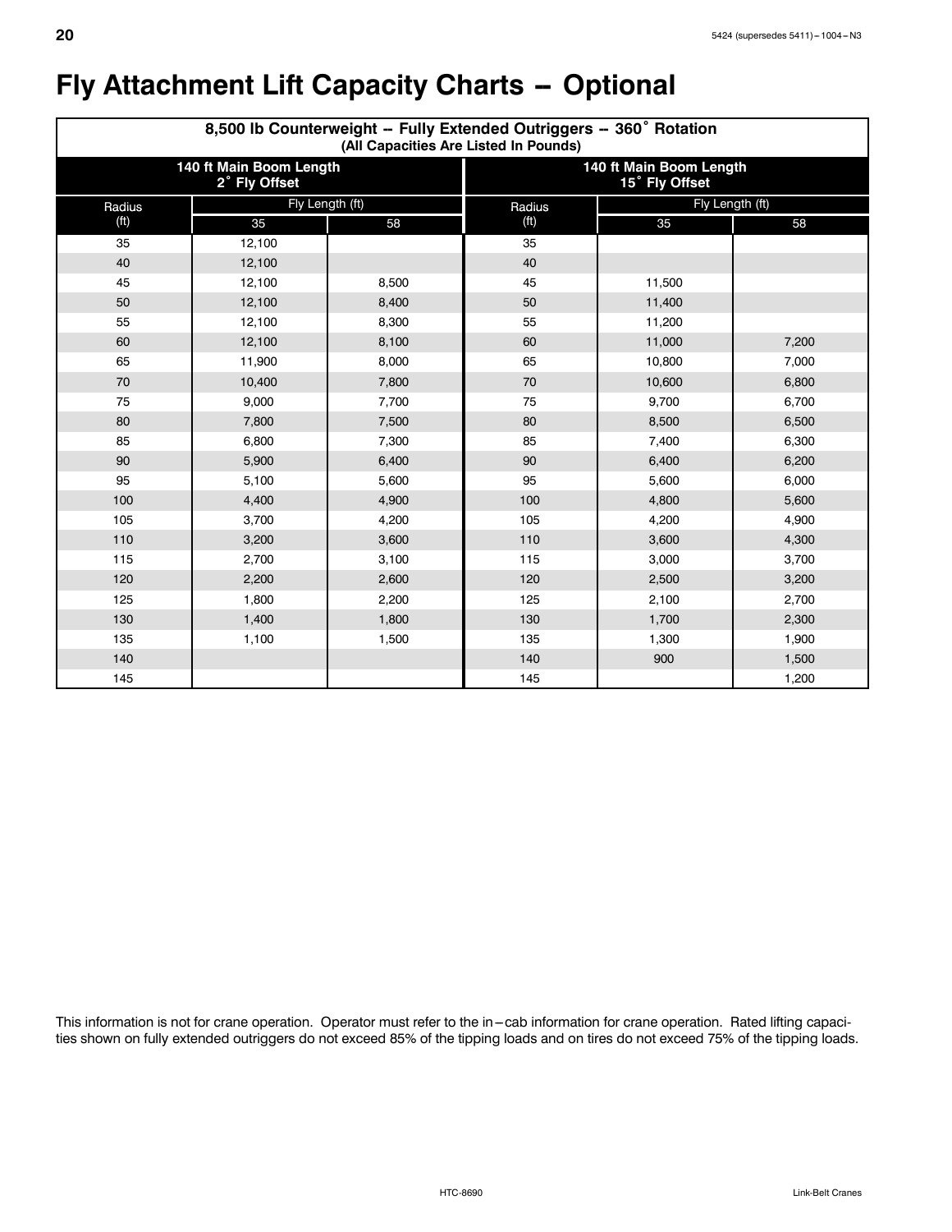# Fly Attachment Lift Capacity Charts -- Optional

| 8,500 lb Counterweight -- Fully Extended Outriggers -- 360° Rotation (All Capacities Are Listed In Pounds) | | | | | |
|---|---|---|---|---|---|
| 140 ft Main Boom Length 2° Fly Offset | | | 140 ft Main Boom Length 15° Fly Offset | | |
| Radius (ft) | Fly Length (ft) | | Radius (ft) | Fly Length (ft) | |
| | 35 | 58 | | 35 | 58 |
| 35 | 12,100 | | 35 | | |
| 40 | 12,100 | | 40 | | |
| 45 | 12,100 | 8,500 | 45 | 11,500 | |
| 50 | 12,100 | 8,400 | 50 | 11,400 | |
| 55 | 12,100 | 8,300 | 55 | 11,200 | |
| 60 | 12,100 | 8,100 | 60 | 11,000 | 7,200 |
| 65 | 11,900 | 8,000 | 65 | 10,800 | 7,000 |
| 70 | 10,400 | 7,800 | 70 | 10,600 | 6,800 |
| 75 | 9,000 | 7,700 | 75 | 9,700 | 6,700 |
| 80 | 7,800 | 7,500 | 80 | 8,500 | 6,500 |
| 85 | 6,800 | 7,300 | 85 | 7,400 | 6,300 |
| 90 | 5,900 | 6,400 | 90 | 6,400 | 6,200 |
| 95 | 5,100 | 5,600 | 95 | 5,600 | 6,000 |
| 100 | 4,400 | 4,900 | 100 | 4,800 | 5,600 |
| 105 | 3,700 | 4,200 | 105 | 4,200 | 4,900 |
| 110 | 3,200 | 3,600 | 110 | 3,600 | 4,300 |
| 115 | 2,700 | 3,100 | 115 | 3,000 | 3,700 |
| 120 | 2,200 | 2,600 | 120 | 2,500 | 3,200 |
| 125 | 1,800 | 2,200 | 125 | 2,100 | 2,700 |
| 130 | 1,400 | 1,800 | 130 | 1,700 | 2,300 |
| 135 | 1,100 | 1,500 | 135 | 1,300 | 1,900 |
| 140 | | | 140 | 900 | 1,500 |
| 145 | | | 145 | | 1,200 |

This information is not for crane operation. Operator must refer to the in–cab information for crane operation. Rated lifting capacities shown on fully extended outriggers do not exceed 85% of the tipping loads and on tires do not exceed 75% of the tipping loads.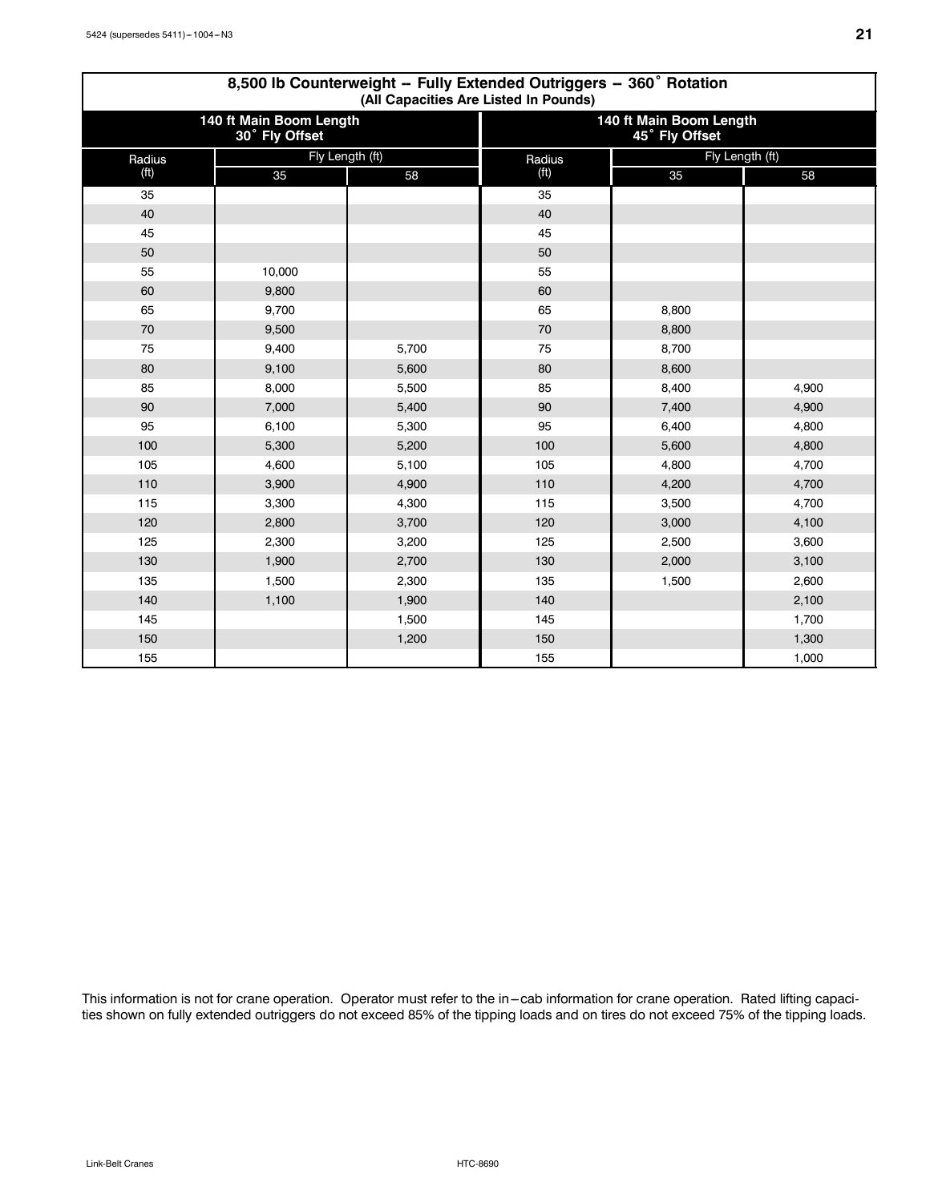## 8,500 lb Counterweight -- Fully Extended Outriggers -- 360° Rotation

(All Capacities Are Listed In Pounds)

| 140 ft Main Boom Length 30° Fly Offset | | | 140 ft Main Boom Length 45° Fly Offset | | |
|---|---|---|---|---|---|
| Radius (ft) | Fly Length (ft) | | Radius (ft) | Fly Length (ft) | |
| | 35 | 58 | | 35 | 58 |
| 35 | | | 35 | | |
| 40 | | | 40 | | |
| 45 | | | 45 | | |
| 50 | | | 50 | | |
| 55 | 10,000 | | 55 | | |
| 60 | 9,800 | | 60 | | |
| 65 | 9,700 | | 65 | 8,800 | |
| 70 | 9,500 | | 70 | 8,800 | |
| 75 | 9,400 | 5,700 | 75 | 8,700 | |
| 80 | 9,100 | 5,600 | 80 | 8,600 | |
| 85 | 8,000 | 5,500 | 85 | 8,400 | 4,900 |
| 90 | 7,000 | 5,400 | 90 | 7,400 | 4,900 |
| 95 | 6,100 | 5,300 | 95 | 6,400 | 4,800 |
| 100 | 5,300 | 5,200 | 100 | 5,600 | 4,800 |
| 105 | 4,600 | 5,100 | 105 | 4,800 | 4,700 |
| 110 | 3,900 | 4,900 | 110 | 4,200 | 4,700 |
| 115 | 3,300 | 4,300 | 115 | 3,500 | 4,700 |
| 120 | 2,800 | 3,700 | 120 | 3,000 | 4,100 |
| 125 | 2,300 | 3,200 | 125 | 2,500 | 3,600 |
| 130 | 1,900 | 2,700 | 130 | 2,000 | 3,100 |
| 135 | 1,500 | 2,300 | 135 | 1,500 | 2,600 |
| 140 | 1,100 | 1,900 | 140 | | 2,100 |
| 145 | | 1,500 | 145 | | 1,700 |
| 150 | | 1,200 | 150 | | 1,300 |
| 155 | | | 155 | | 1,000 |

This information is not for crane operation. Operator must refer to the in-cab information for crane operation. Rated lifting capacities shown on fully extended outriggers do not exceed 85% of the tipping loads and on tires do not exceed 75% of the tipping loads.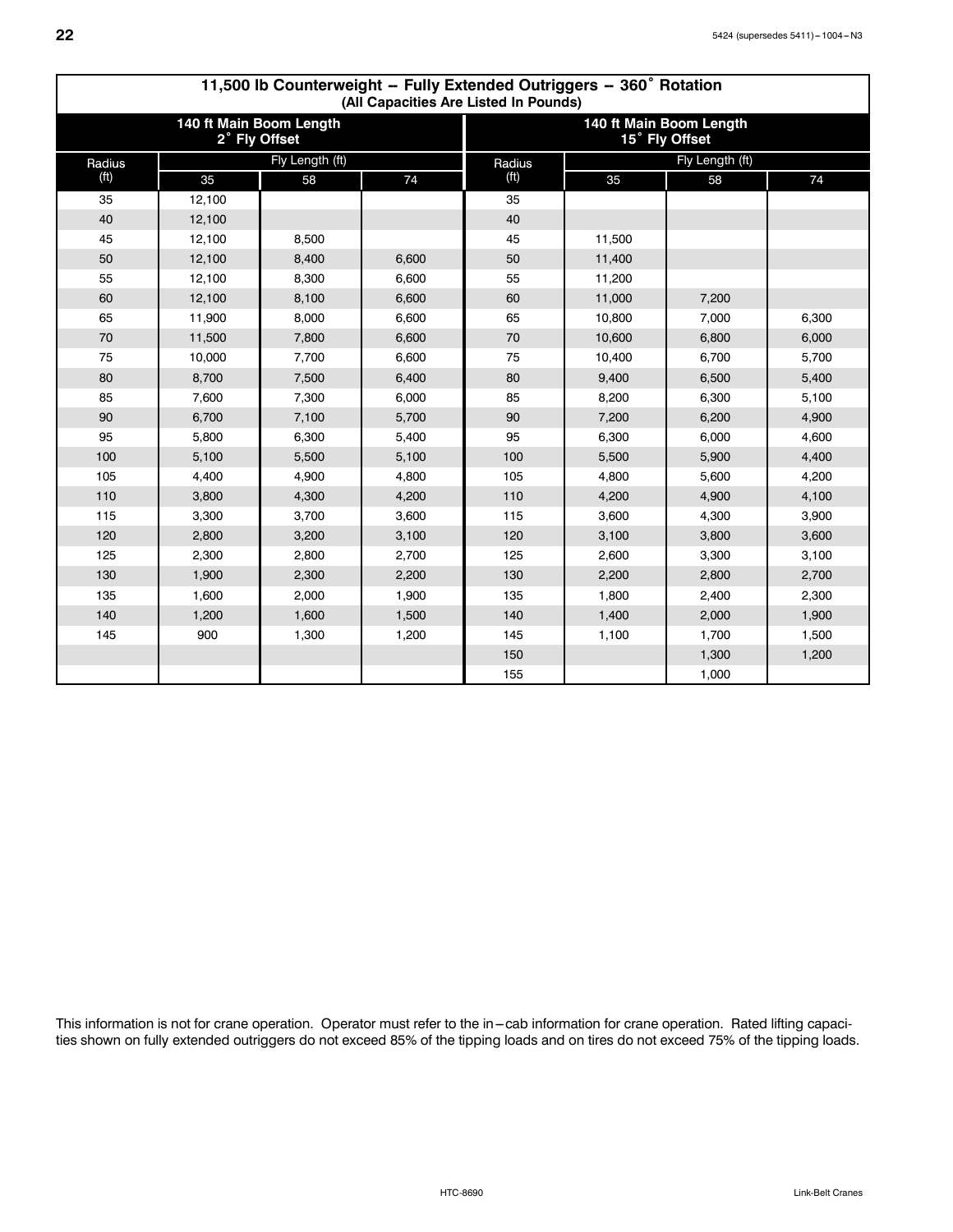## 11,500 lb Counterweight -- Fully Extended Outriggers -- 360° Rotation

(All Capacities Are Listed In Pounds)

| 140 ft Main Boom Length 2° Fly Offset | | | | 140 ft Main Boom Length 15° Fly Offset | | | |
|---|---|---|---|---|---|---|---|
| Radius (ft) | Fly Length (ft) | | | Radius (ft) | Fly Length (ft) | | |
| | 35 | 58 | 74 | | 35 | 58 | 74 |
| 35 | 12,100 | | | 35 | | | |
| 40 | 12,100 | | | 40 | | | |
| 45 | 12,100 | 8,500 | | 45 | 11,500 | | |
| 50 | 12,100 | 8,400 | 6,600 | 50 | 11,400 | | |
| 55 | 12,100 | 8,300 | 6,600 | 55 | 11,200 | | |
| 60 | 12,100 | 8,100 | 6,600 | 60 | 11,000 | 7,200 | |
| 65 | 11,900 | 8,000 | 6,600 | 65 | 10,800 | 7,000 | 6,300 |
| 70 | 11,500 | 7,800 | 6,600 | 70 | 10,600 | 6,800 | 6,000 |
| 75 | 10,000 | 7,700 | 6,600 | 75 | 10,400 | 6,700 | 5,700 |
| 80 | 8,700 | 7,500 | 6,400 | 80 | 9,400 | 6,500 | 5,400 |
| 85 | 7,600 | 7,300 | 6,000 | 85 | 8,200 | 6,300 | 5,100 |
| 90 | 6,700 | 7,100 | 5,700 | 90 | 7,200 | 6,200 | 4,900 |
| 95 | 5,800 | 6,300 | 5,400 | 95 | 6,300 | 6,000 | 4,600 |
| 100 | 5,100 | 5,500 | 5,100 | 100 | 5,500 | 5,900 | 4,400 |
| 105 | 4,400 | 4,900 | 4,800 | 105 | 4,800 | 5,600 | 4,200 |
| 110 | 3,800 | 4,300 | 4,200 | 110 | 4,200 | 4,900 | 4,100 |
| 115 | 3,300 | 3,700 | 3,600 | 115 | 3,600 | 4,300 | 3,900 |
| 120 | 2,800 | 3,200 | 3,100 | 120 | 3,100 | 3,800 | 3,600 |
| 125 | 2,300 | 2,800 | 2,700 | 125 | 2,600 | 3,300 | 3,100 |
| 130 | 1,900 | 2,300 | 2,200 | 130 | 2,200 | 2,800 | 2,700 |
| 135 | 1,600 | 2,000 | 1,900 | 135 | 1,800 | 2,400 | 2,300 |
| 140 | 1,200 | 1,600 | 1,500 | 140 | 1,400 | 2,000 | 1,900 |
| 145 | 900 | 1,300 | 1,200 | 145 | 1,100 | 1,700 | 1,500 |
| | | | | 150 | | 1,300 | 1,200 |
| | | | | 155 | | 1,000 | |

This information is not for crane operation. Operator must refer to the in–cab information for crane operation. Rated lifting capacities shown on fully extended outriggers do not exceed 85% of the tipping loads and on tires do not exceed 75% of the tipping loads.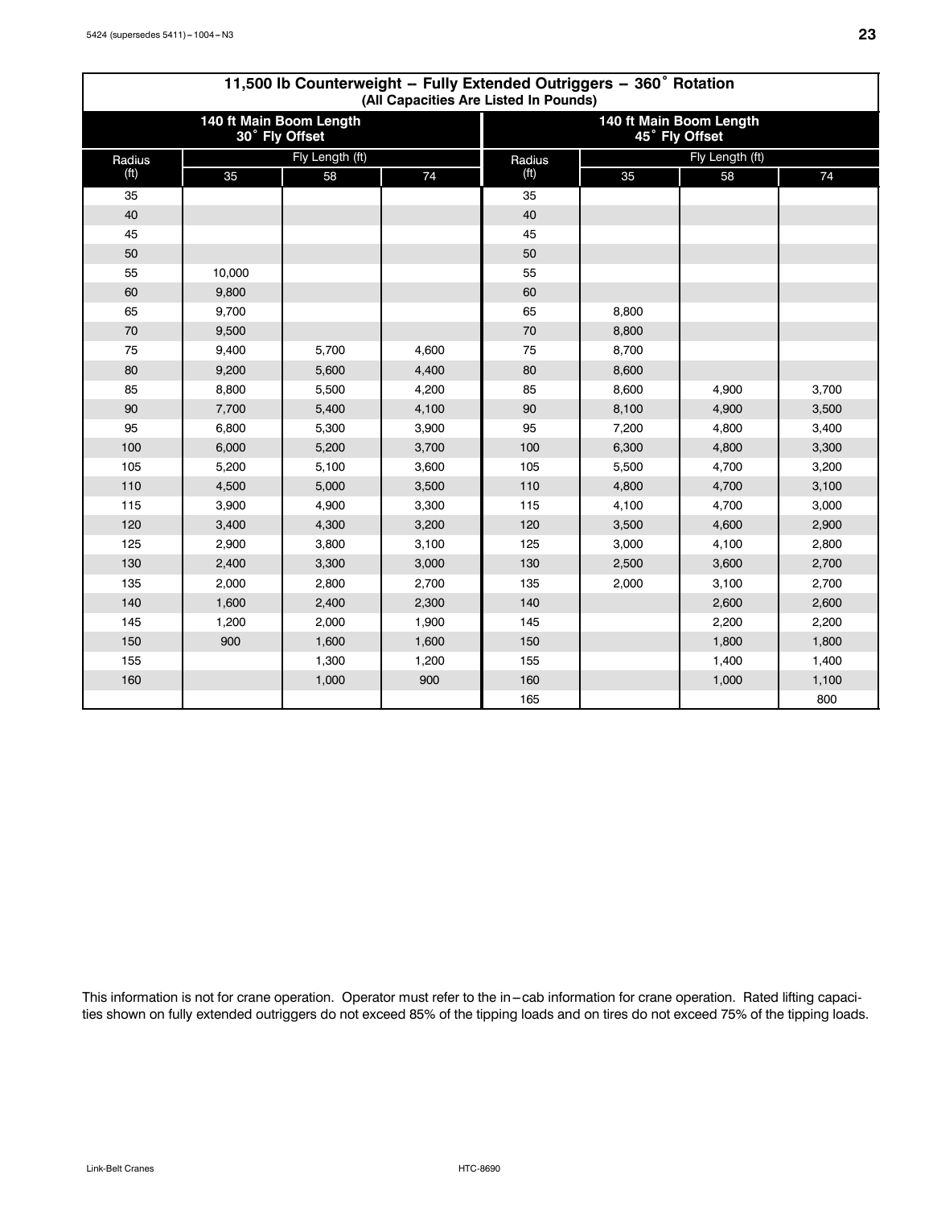## 11,500 lb Counterweight -- Fully Extended Outriggers -- 360° Rotation

(All Capacities Are Listed In Pounds)

| 140 ft Main Boom Length 30° Fly Offset | | | | 140 ft Main Boom Length 45° Fly Offset | | | |
|---|---|---|---|---|---|---|---|
| Radius (ft) | Fly Length (ft) | | | Radius (ft) | Fly Length (ft) | | |
| | 35 | 58 | 74 | | 35 | 58 | 74 |
| 35 | | | | 35 | | | |
| 40 | | | | 40 | | | |
| 45 | | | | 45 | | | |
| 50 | | | | 50 | | | |
| 55 | 10,000 | | | 55 | | | |
| 60 | 9,800 | | | 60 | | | |
| 65 | 9,700 | | | 65 | 8,800 | | |
| 70 | 9,500 | | | 70 | 8,800 | | |
| 75 | 9,400 | 5,700 | 4,600 | 75 | 8,700 | | |
| 80 | 9,200 | 5,600 | 4,400 | 80 | 8,600 | | |
| 85 | 8,800 | 5,500 | 4,200 | 85 | 8,600 | 4,900 | 3,700 |
| 90 | 7,700 | 5,400 | 4,100 | 90 | 8,100 | 4,900 | 3,500 |
| 95 | 6,800 | 5,300 | 3,900 | 95 | 7,200 | 4,800 | 3,400 |
| 100 | 6,000 | 5,200 | 3,700 | 100 | 6,300 | 4,800 | 3,300 |
| 105 | 5,200 | 5,100 | 3,600 | 105 | 5,500 | 4,700 | 3,200 |
| 110 | 4,500 | 5,000 | 3,500 | 110 | 4,800 | 4,700 | 3,100 |
| 115 | 3,900 | 4,900 | 3,300 | 115 | 4,100 | 4,700 | 3,000 |
| 120 | 3,400 | 4,300 | 3,200 | 120 | 3,500 | 4,600 | 2,900 |
| 125 | 2,900 | 3,800 | 3,100 | 125 | 3,000 | 4,100 | 2,800 |
| 130 | 2,400 | 3,300 | 3,000 | 130 | 2,500 | 3,600 | 2,700 |
| 135 | 2,000 | 2,800 | 2,700 | 135 | 2,000 | 3,100 | 2,700 |
| 140 | 1,600 | 2,400 | 2,300 | 140 | | 2,600 | 2,600 |
| 145 | 1,200 | 2,000 | 1,900 | 145 | | 2,200 | 2,200 |
| 150 | 900 | 1,600 | 1,600 | 150 | | 1,800 | 1,800 |
| 155 | | 1,300 | 1,200 | 155 | | 1,400 | 1,400 |
| 160 | | 1,000 | 900 | 160 | | 1,000 | 1,100 |
| | | | | 165 | | | 800 |

This information is not for crane operation. Operator must refer to the in–cab information for crane operation. Rated lifting capacities shown on fully extended outriggers do not exceed 85% of the tipping loads and on tires do not exceed 75% of the tipping loads.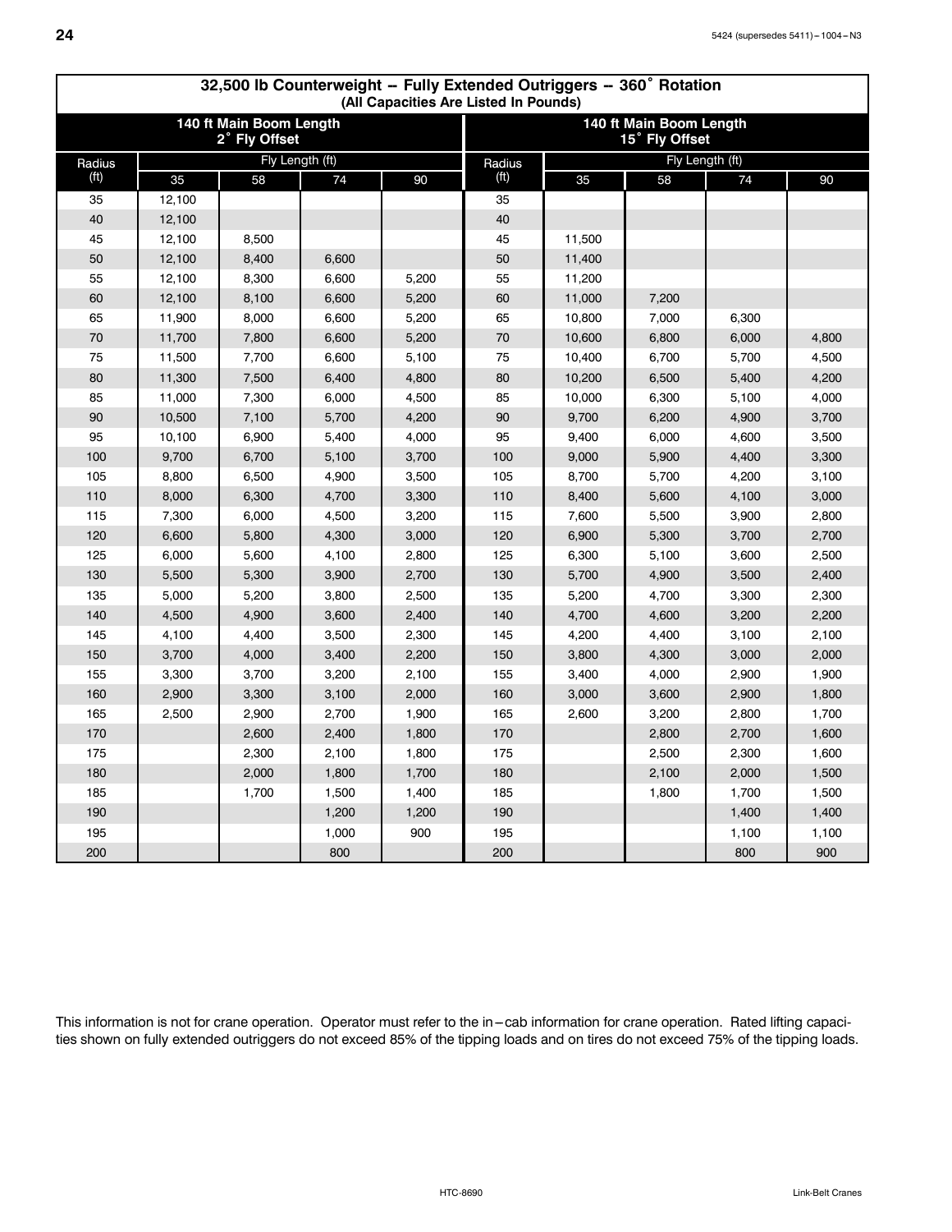## 32,500 lb Counterweight – Fully Extended Outriggers – 360˚ Rotation

(All Capacities Are Listed In Pounds)

| 140 ft Main Boom Length 2˚ Fly Offset | | | | | 140 ft Main Boom Length 15˚ Fly Offset | | | | |
|---|---|---|---|---|---|---|---|---|---|
| Radius (ft) | Fly Length (ft) | | | | Radius (ft) | Fly Length (ft) | | | |
| | 35 | 58 | 74 | 90 | | 35 | 58 | 74 | 90 |
| 35 | 12,100 | | | | 35 | | | | |
| 40 | 12,100 | | | | 40 | | | | |
| 45 | 12,100 | 8,500 | | | 45 | 11,500 | | | |
| 50 | 12,100 | 8,400 | 6,600 | | 50 | 11,400 | | | |
| 55 | 12,100 | 8,300 | 6,600 | 5,200 | 55 | 11,200 | | | |
| 60 | 12,100 | 8,100 | 6,600 | 5,200 | 60 | 11,000 | 7,200 | | |
| 65 | 11,900 | 8,000 | 6,600 | 5,200 | 65 | 10,800 | 7,000 | 6,300 | |
| 70 | 11,700 | 7,800 | 6,600 | 5,200 | 70 | 10,600 | 6,800 | 6,000 | 4,800 |
| 75 | 11,500 | 7,700 | 6,600 | 5,100 | 75 | 10,400 | 6,700 | 5,700 | 4,500 |
| 80 | 11,300 | 7,500 | 6,400 | 4,800 | 80 | 10,200 | 6,500 | 5,400 | 4,200 |
| 85 | 11,000 | 7,300 | 6,000 | 4,500 | 85 | 10,000 | 6,300 | 5,100 | 4,000 |
| 90 | 10,500 | 7,100 | 5,700 | 4,200 | 90 | 9,700 | 6,200 | 4,900 | 3,700 |
| 95 | 10,100 | 6,900 | 5,400 | 4,000 | 95 | 9,400 | 6,000 | 4,600 | 3,500 |
| 100 | 9,700 | 6,700 | 5,100 | 3,700 | 100 | 9,000 | 5,900 | 4,400 | 3,300 |
| 105 | 8,800 | 6,500 | 4,900 | 3,500 | 105 | 8,700 | 5,700 | 4,200 | 3,100 |
| 110 | 8,000 | 6,300 | 4,700 | 3,300 | 110 | 8,400 | 5,600 | 4,100 | 3,000 |
| 115 | 7,300 | 6,000 | 4,500 | 3,200 | 115 | 7,600 | 5,500 | 3,900 | 2,800 |
| 120 | 6,600 | 5,800 | 4,300 | 3,000 | 120 | 6,900 | 5,300 | 3,700 | 2,700 |
| 125 | 6,000 | 5,600 | 4,100 | 2,800 | 125 | 6,300 | 5,100 | 3,600 | 2,500 |
| 130 | 5,500 | 5,300 | 3,900 | 2,700 | 130 | 5,700 | 4,900 | 3,500 | 2,400 |
| 135 | 5,000 | 5,200 | 3,800 | 2,500 | 135 | 5,200 | 4,700 | 3,300 | 2,300 |
| 140 | 4,500 | 4,900 | 3,600 | 2,400 | 140 | 4,700 | 4,600 | 3,200 | 2,200 |
| 145 | 4,100 | 4,400 | 3,500 | 2,300 | 145 | 4,200 | 4,400 | 3,100 | 2,100 |
| 150 | 3,700 | 4,000 | 3,400 | 2,200 | 150 | 3,800 | 4,300 | 3,000 | 2,000 |
| 155 | 3,300 | 3,700 | 3,200 | 2,100 | 155 | 3,400 | 4,000 | 2,900 | 1,900 |
| 160 | 2,900 | 3,300 | 3,100 | 2,000 | 160 | 3,000 | 3,600 | 2,900 | 1,800 |
| 165 | 2,500 | 2,900 | 2,700 | 1,900 | 165 | 2,600 | 3,200 | 2,800 | 1,700 |
| 170 | | 2,600 | 2,400 | 1,800 | 170 | | 2,800 | 2,700 | 1,600 |
| 175 | | 2,300 | 2,100 | 1,800 | 175 | | 2,500 | 2,300 | 1,600 |
| 180 | | 2,000 | 1,800 | 1,700 | 180 | | 2,100 | 2,000 | 1,500 |
| 185 | | 1,700 | 1,500 | 1,400 | 185 | | 1,800 | 1,700 | 1,500 |
| 190 | | | 1,200 | 1,200 | 190 | | | 1,400 | 1,400 |
| 195 | | | 1,000 | 900 | 195 | | | 1,100 | 1,100 |
| 200 | | | 800 | | 200 | | | 800 | 900 |

This information is not for crane operation. Operator must refer to the in–cab information for crane operation. Rated lifting capacities shown on fully extended outriggers do not exceed 85% of the tipping loads and on tires do not exceed 75% of the tipping loads.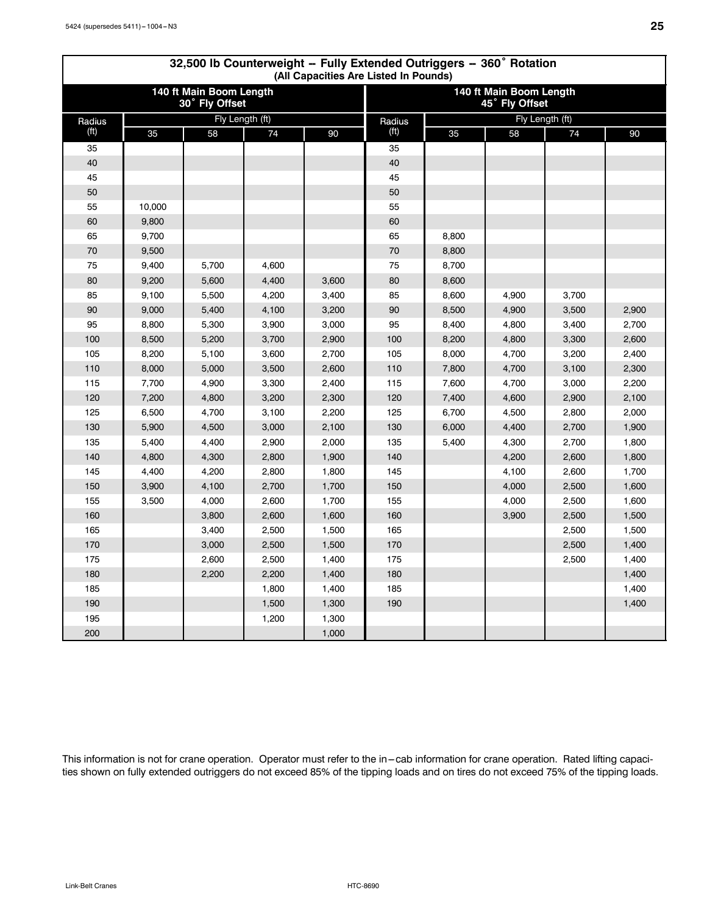## 32,500 lb Counterweight -- Fully Extended Outriggers -- 360° Rotation

(All Capacities Are Listed In Pounds)

| 140 ft Main Boom Length 30° Fly Offset | | | | | 140 ft Main Boom Length 45° Fly Offset | | | | |
|---|---|---|---|---|---|---|---|---|---|
| Radius (ft) | Fly Length (ft) | | | | Radius (ft) | Fly Length (ft) | | | |
| | 35 | 58 | 74 | 90 | | 35 | 58 | 74 | 90 |
| 35 | | | | | 35 | | | | |
| 40 | | | | | 40 | | | | |
| 45 | | | | | 45 | | | | |
| 50 | | | | | 50 | | | | |
| 55 | 10,000 | | | | 55 | | | | |
| 60 | 9,800 | | | | 60 | | | | |
| 65 | 9,700 | | | | 65 | 8,800 | | | |
| 70 | 9,500 | | | | 70 | 8,800 | | | |
| 75 | 9,400 | 5,700 | 4,600 | | 75 | 8,700 | | | |
| 80 | 9,200 | 5,600 | 4,400 | 3,600 | 80 | 8,600 | | | |
| 85 | 9,100 | 5,500 | 4,200 | 3,400 | 85 | 8,600 | 4,900 | 3,700 | |
| 90 | 9,000 | 5,400 | 4,100 | 3,200 | 90 | 8,500 | 4,900 | 3,500 | 2,900 |
| 95 | 8,800 | 5,300 | 3,900 | 3,000 | 95 | 8,400 | 4,800 | 3,400 | 2,700 |
| 100 | 8,500 | 5,200 | 3,700 | 2,900 | 100 | 8,200 | 4,800 | 3,300 | 2,600 |
| 105 | 8,200 | 5,100 | 3,600 | 2,700 | 105 | 8,000 | 4,700 | 3,200 | 2,400 |
| 110 | 8,000 | 5,000 | 3,500 | 2,600 | 110 | 7,800 | 4,700 | 3,100 | 2,300 |
| 115 | 7,700 | 4,900 | 3,300 | 2,400 | 115 | 7,600 | 4,700 | 3,000 | 2,200 |
| 120 | 7,200 | 4,800 | 3,200 | 2,300 | 120 | 7,400 | 4,600 | 2,900 | 2,100 |
| 125 | 6,500 | 4,700 | 3,100 | 2,200 | 125 | 6,700 | 4,500 | 2,800 | 2,000 |
| 130 | 5,900 | 4,500 | 3,000 | 2,100 | 130 | 6,000 | 4,400 | 2,700 | 1,900 |
| 135 | 5,400 | 4,400 | 2,900 | 2,000 | 135 | 5,400 | 4,300 | 2,700 | 1,800 |
| 140 | 4,800 | 4,300 | 2,800 | 1,900 | 140 | | 4,200 | 2,600 | 1,800 |
| 145 | 4,400 | 4,200 | 2,800 | 1,800 | 145 | | 4,100 | 2,600 | 1,700 |
| 150 | 3,900 | 4,100 | 2,700 | 1,700 | 150 | | 4,000 | 2,500 | 1,600 |
| 155 | 3,500 | 4,000 | 2,600 | 1,700 | 155 | | 4,000 | 2,500 | 1,600 |
| 160 | | 3,800 | 2,600 | 1,600 | 160 | | 3,900 | 2,500 | 1,500 |
| 165 | | 3,400 | 2,500 | 1,500 | 165 | | | 2,500 | 1,500 |
| 170 | | 3,000 | 2,500 | 1,500 | 170 | | | 2,500 | 1,400 |
| 175 | | 2,600 | 2,500 | 1,400 | 175 | | | 2,500 | 1,400 |
| 180 | | 2,200 | 2,200 | 1,400 | 180 | | | | 1,400 |
| 185 | | | 1,800 | 1,400 | 185 | | | | 1,400 |
| 190 | | | 1,500 | 1,300 | 190 | | | | 1,400 |
| 195 | | | 1,200 | 1,300 | | | | | |
| 200 | | | | 1,000 | | | | | |

This information is not for crane operation. Operator must refer to the in–cab information for crane operation. Rated lifting capacities shown on fully extended outriggers do not exceed 85% of the tipping loads and on tires do not exceed 75% of the tipping loads.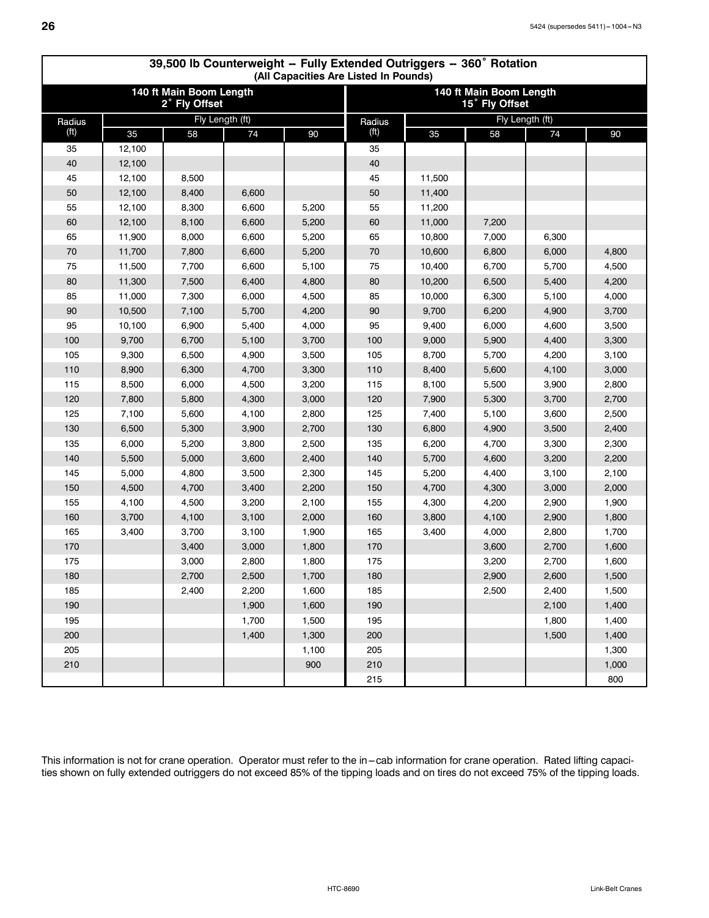## 39,500 lb Counterweight -- Fully Extended Outriggers -- 360˚ Rotation

(All Capacities Are Listed In Pounds)

| 140 ft Main Boom Length 2˚ Fly Offset | | | | | 140 ft Main Boom Length 15˚ Fly Offset | | | | |
|---|---|---|---|---|---|---|---|---|---|
| Radius (ft) | Fly Length (ft) | | | | Radius (ft) | Fly Length (ft) | | | |
| | 35 | 58 | 74 | 90 | | 35 | 58 | 74 | 90 |
| 35 | 12,100 | | | | 35 | | | | |
| 40 | 12,100 | | | | 40 | | | | |
| 45 | 12,100 | 8,500 | | | 45 | 11,500 | | | |
| 50 | 12,100 | 8,400 | 6,600 | | 50 | 11,400 | | | |
| 55 | 12,100 | 8,300 | 6,600 | 5,200 | 55 | 11,200 | | | |
| 60 | 12,100 | 8,100 | 6,600 | 5,200 | 60 | 11,000 | 7,200 | | |
| 65 | 11,900 | 8,000 | 6,600 | 5,200 | 65 | 10,800 | 7,000 | 6,300 | |
| 70 | 11,700 | 7,800 | 6,600 | 5,200 | 70 | 10,600 | 6,800 | 6,000 | 4,800 |
| 75 | 11,500 | 7,700 | 6,600 | 5,100 | 75 | 10,400 | 6,700 | 5,700 | 4,500 |
| 80 | 11,300 | 7,500 | 6,400 | 4,800 | 80 | 10,200 | 6,500 | 5,400 | 4,200 |
| 85 | 11,000 | 7,300 | 6,000 | 4,500 | 85 | 10,000 | 6,300 | 5,100 | 4,000 |
| 90 | 10,500 | 7,100 | 5,700 | 4,200 | 90 | 9,700 | 6,200 | 4,900 | 3,700 |
| 95 | 10,100 | 6,900 | 5,400 | 4,000 | 95 | 9,400 | 6,000 | 4,600 | 3,500 |
| 100 | 9,700 | 6,700 | 5,100 | 3,700 | 100 | 9,000 | 5,900 | 4,400 | 3,300 |
| 105 | 9,300 | 6,500 | 4,900 | 3,500 | 105 | 8,700 | 5,700 | 4,200 | 3,100 |
| 110 | 8,900 | 6,300 | 4,700 | 3,300 | 110 | 8,400 | 5,600 | 4,100 | 3,000 |
| 115 | 8,500 | 6,000 | 4,500 | 3,200 | 115 | 8,100 | 5,500 | 3,900 | 2,800 |
| 120 | 7,800 | 5,800 | 4,300 | 3,000 | 120 | 7,900 | 5,300 | 3,700 | 2,700 |
| 125 | 7,100 | 5,600 | 4,100 | 2,800 | 125 | 7,400 | 5,100 | 3,600 | 2,500 |
| 130 | 6,500 | 5,300 | 3,900 | 2,700 | 130 | 6,800 | 4,900 | 3,500 | 2,400 |
| 135 | 6,000 | 5,200 | 3,800 | 2,500 | 135 | 6,200 | 4,700 | 3,300 | 2,300 |
| 140 | 5,500 | 5,000 | 3,600 | 2,400 | 140 | 5,700 | 4,600 | 3,200 | 2,200 |
| 145 | 5,000 | 4,800 | 3,500 | 2,300 | 145 | 5,200 | 4,400 | 3,100 | 2,100 |
| 150 | 4,500 | 4,700 | 3,400 | 2,200 | 150 | 4,700 | 4,300 | 3,000 | 2,000 |
| 155 | 4,100 | 4,500 | 3,200 | 2,100 | 155 | 4,300 | 4,200 | 2,900 | 1,900 |
| 160 | 3,700 | 4,100 | 3,100 | 2,000 | 160 | 3,800 | 4,100 | 2,900 | 1,800 |
| 165 | 3,400 | 3,700 | 3,100 | 1,900 | 165 | 3,400 | 4,000 | 2,800 | 1,700 |
| 170 | | 3,400 | 3,000 | 1,800 | 170 | | 3,600 | 2,700 | 1,600 |
| 175 | | 3,000 | 2,800 | 1,800 | 175 | | 3,200 | 2,700 | 1,600 |
| 180 | | 2,700 | 2,500 | 1,700 | 180 | | 2,900 | 2,600 | 1,500 |
| 185 | | 2,400 | 2,200 | 1,600 | 185 | | 2,500 | 2,400 | 1,500 |
| 190 | | | 1,900 | 1,600 | 190 | | | 2,100 | 1,400 |
| 195 | | | 1,700 | 1,500 | 195 | | | 1,800 | 1,400 |
| 200 | | | 1,400 | 1,300 | 200 | | | 1,500 | 1,400 |
| 205 | | | | 1,100 | 205 | | | | 1,300 |
| 210 | | | | 900 | 210 | | | | 1,000 |
| | | | | | 215 | | | | 800 |

This information is not for crane operation. Operator must refer to the in–cab information for crane operation. Rated lifting capacities shown on fully extended outriggers do not exceed 85% of the tipping loads and on tires do not exceed 75% of the tipping loads.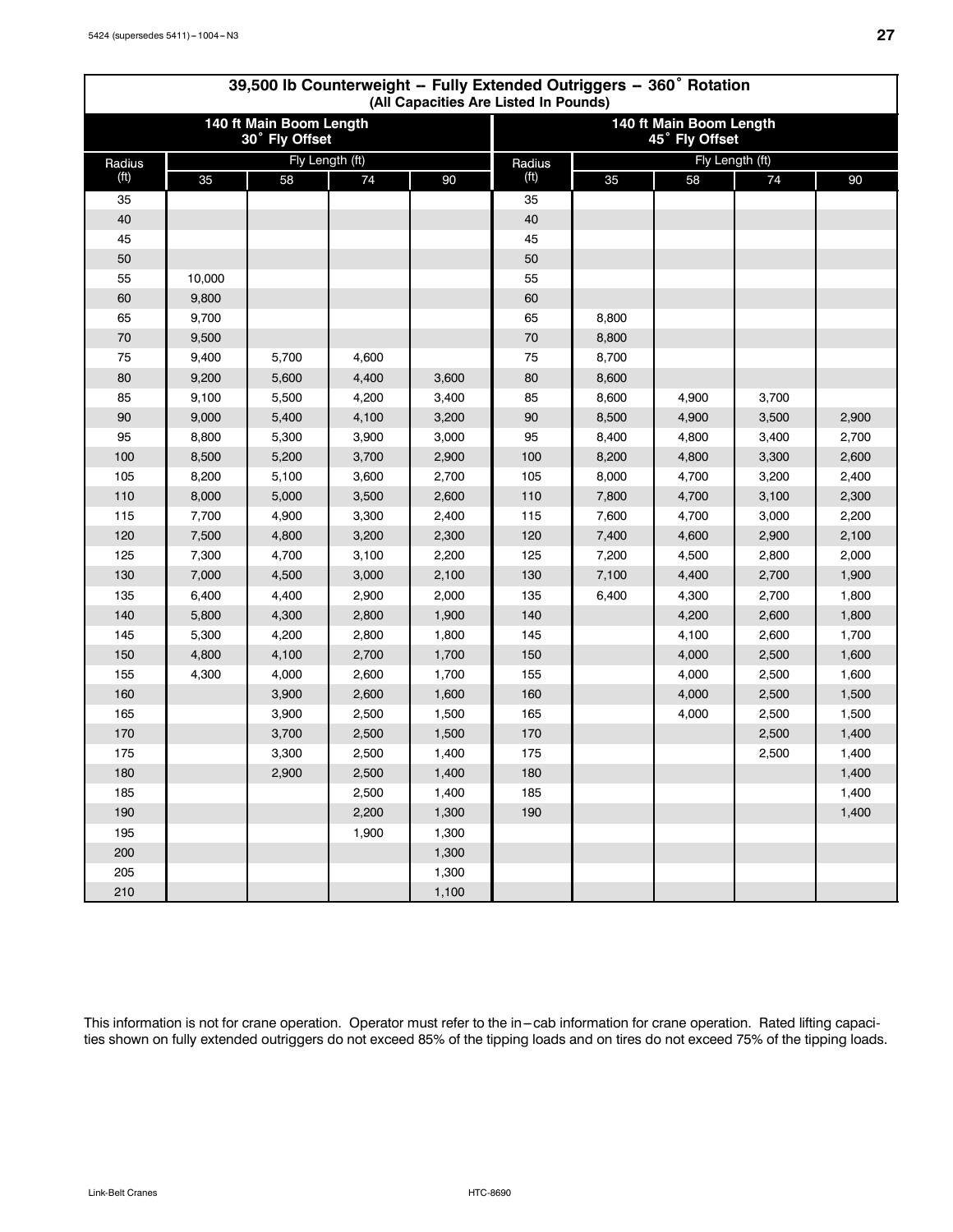## 39,500 lb Counterweight – Fully Extended Outriggers – 360° Rotation

(All Capacities Are Listed In Pounds)

| 140 ft Main Boom Length 30° Fly Offset | | | | | 140 ft Main Boom Length 45° Fly Offset | | | | |
|---|---|---|---|---|---|---|---|---|---|
| Radius (ft) | Fly Length (ft) | | | | Radius (ft) | Fly Length (ft) | | | |
| | 35 | 58 | 74 | 90 | | 35 | 58 | 74 | 90 |
| 35 | | | | | 35 | | | | |
| 40 | | | | | 40 | | | | |
| 45 | | | | | 45 | | | | |
| 50 | | | | | 50 | | | | |
| 55 | 10,000 | | | | 55 | | | | |
| 60 | 9,800 | | | | 60 | | | | |
| 65 | 9,700 | | | | 65 | 8,800 | | | |
| 70 | 9,500 | | | | 70 | 8,800 | | | |
| 75 | 9,400 | 5,700 | 4,600 | | 75 | 8,700 | | | |
| 80 | 9,200 | 5,600 | 4,400 | 3,600 | 80 | 8,600 | | | |
| 85 | 9,100 | 5,500 | 4,200 | 3,400 | 85 | 8,600 | 4,900 | 3,700 | |
| 90 | 9,000 | 5,400 | 4,100 | 3,200 | 90 | 8,500 | 4,900 | 3,500 | 2,900 |
| 95 | 8,800 | 5,300 | 3,900 | 3,000 | 95 | 8,400 | 4,800 | 3,400 | 2,700 |
| 100 | 8,500 | 5,200 | 3,700 | 2,900 | 100 | 8,200 | 4,800 | 3,300 | 2,600 |
| 105 | 8,200 | 5,100 | 3,600 | 2,700 | 105 | 8,000 | 4,700 | 3,200 | 2,400 |
| 110 | 8,000 | 5,000 | 3,500 | 2,600 | 110 | 7,800 | 4,700 | 3,100 | 2,300 |
| 115 | 7,700 | 4,900 | 3,300 | 2,400 | 115 | 7,600 | 4,700 | 3,000 | 2,200 |
| 120 | 7,500 | 4,800 | 3,200 | 2,300 | 120 | 7,400 | 4,600 | 2,900 | 2,100 |
| 125 | 7,300 | 4,700 | 3,100 | 2,200 | 125 | 7,200 | 4,500 | 2,800 | 2,000 |
| 130 | 7,000 | 4,500 | 3,000 | 2,100 | 130 | 7,100 | 4,400 | 2,700 | 1,900 |
| 135 | 6,400 | 4,400 | 2,900 | 2,000 | 135 | 6,400 | 4,300 | 2,700 | 1,800 |
| 140 | 5,800 | 4,300 | 2,800 | 1,900 | 140 | | 4,200 | 2,600 | 1,800 |
| 145 | 5,300 | 4,200 | 2,800 | 1,800 | 145 | | 4,100 | 2,600 | 1,700 |
| 150 | 4,800 | 4,100 | 2,700 | 1,700 | 150 | | 4,000 | 2,500 | 1,600 |
| 155 | 4,300 | 4,000 | 2,600 | 1,700 | 155 | | 4,000 | 2,500 | 1,600 |
| 160 | | 3,900 | 2,600 | 1,600 | 160 | | 4,000 | 2,500 | 1,500 |
| 165 | | 3,900 | 2,500 | 1,500 | 165 | | 4,000 | 2,500 | 1,500 |
| 170 | | 3,700 | 2,500 | 1,500 | 170 | | | 2,500 | 1,400 |
| 175 | | 3,300 | 2,500 | 1,400 | 175 | | | 2,500 | 1,400 |
| 180 | | 2,900 | 2,500 | 1,400 | 180 | | | | 1,400 |
| 185 | | | 2,500 | 1,400 | 185 | | | | 1,400 |
| 190 | | | 2,200 | 1,300 | 190 | | | | 1,400 |
| 195 | | | 1,900 | 1,300 | | | | | |
| 200 | | | | 1,300 | | | | | |
| 205 | | | | 1,300 | | | | | |
| 210 | | | | 1,100 | | | | | |

This information is not for crane operation. Operator must refer to the in–cab information for crane operation. Rated lifting capacities shown on fully extended outriggers do not exceed 85% of the tipping loads and on tires do not exceed 75% of the tipping loads.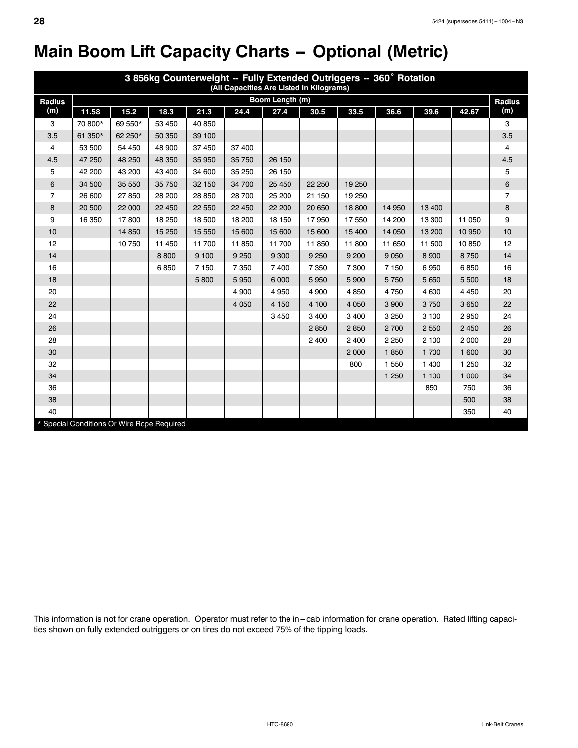# Main Boom Lift Capacity Charts – Optional (Metric)

| 3 856kg Counterweight -- Fully Extended Outriggers -- 360˚ Rotation (All Capacities Are Listed In Kilograms) | | | | | | | | | | | | |
|---|---|---|---|---|---|---|---|---|---|---|---|---|
| Radius (m) | Boom Length (m) | | | | | | | | | | | Radius (m) |
| | 11.58 | 15.2 | 18.3 | 21.3 | 24.4 | 27.4 | 30.5 | 33.5 | 36.6 | 39.6 | 42.67 | |
| 3 | 70 800* | 69 550* | 53 450 | 40 850 | | | | | | | | 3 |
| 3.5 | 61 350* | 62 250* | 50 350 | 39 100 | | | | | | | | 3.5 |
| 4 | 53 500 | 54 450 | 48 900 | 37 450 | 37 400 | | | | | | | 4 |
| 4.5 | 47 250 | 48 250 | 48 350 | 35 950 | 35 750 | 26 150 | | | | | | 4.5 |
| 5 | 42 200 | 43 200 | 43 400 | 34 600 | 35 250 | 26 150 | | | | | | 5 |
| 6 | 34 500 | 35 550 | 35 750 | 32 150 | 34 700 | 25 450 | 22 250 | 19 250 | | | | 6 |
| 7 | 26 600 | 27 850 | 28 200 | 28 850 | 28 700 | 25 200 | 21 150 | 19 250 | | | | 7 |
| 8 | 20 500 | 22 000 | 22 450 | 22 550 | 22 450 | 22 200 | 20 650 | 18 800 | 14 950 | 13 400 | | 8 |
| 9 | 16 350 | 17 800 | 18 250 | 18 500 | 18 200 | 18 150 | 17 950 | 17 550 | 14 200 | 13 300 | 11 050 | 9 |
| 10 | | 14 850 | 15 250 | 15 550 | 15 600 | 15 600 | 15 600 | 15 400 | 14 050 | 13 200 | 10 950 | 10 |
| 12 | | 10 750 | 11 450 | 11 700 | 11 850 | 11 700 | 11 850 | 11 800 | 11 650 | 11 500 | 10 850 | 12 |
| 14 | | | 8 800 | 9 100 | 9 250 | 9 300 | 9 250 | 9 200 | 9 050 | 8 900 | 8 750 | 14 |
| 16 | | | 6 850 | 7 150 | 7 350 | 7 400 | 7 350 | 7 300 | 7 150 | 6 950 | 6 850 | 16 |
| 18 | | | | 5 800 | 5 950 | 6 000 | 5 950 | 5 900 | 5 750 | 5 650 | 5 500 | 18 |
| 20 | | | | | 4 900 | 4 950 | 4 900 | 4 850 | 4 750 | 4 600 | 4 450 | 20 |
| 22 | | | | | 4 050 | 4 150 | 4 100 | 4 050 | 3 900 | 3 750 | 3 650 | 22 |
| 24 | | | | | | 3 450 | 3 400 | 3 400 | 3 250 | 3 100 | 2 950 | 24 |
| 26 | | | | | | | 2 850 | 2 850 | 2 700 | 2 550 | 2 450 | 26 |
| 28 | | | | | | | 2 400 | 2 400 | 2 250 | 2 100 | 2 000 | 28 |
| 30 | | | | | | | | 2 000 | 1 850 | 1 700 | 1 600 | 30 |
| 32 | | | | | | | | 800 | 1 550 | 1 400 | 1 250 | 32 |
| 34 | | | | | | | | | 1 250 | 1 100 | 1 000 | 34 |
| 36 | | | | | | | | | | 850 | 750 | 36 |
| 38 | | | | | | | | | | | 500 | 38 |
| 40 | | | | | | | | | | | 350 | 40 |

* Special Conditions Or Wire Rope Required

This information is not for crane operation. Operator must refer to the in–cab information for crane operation. Rated lifting capacities shown on fully extended outriggers or on tires do not exceed 75% of the tipping loads.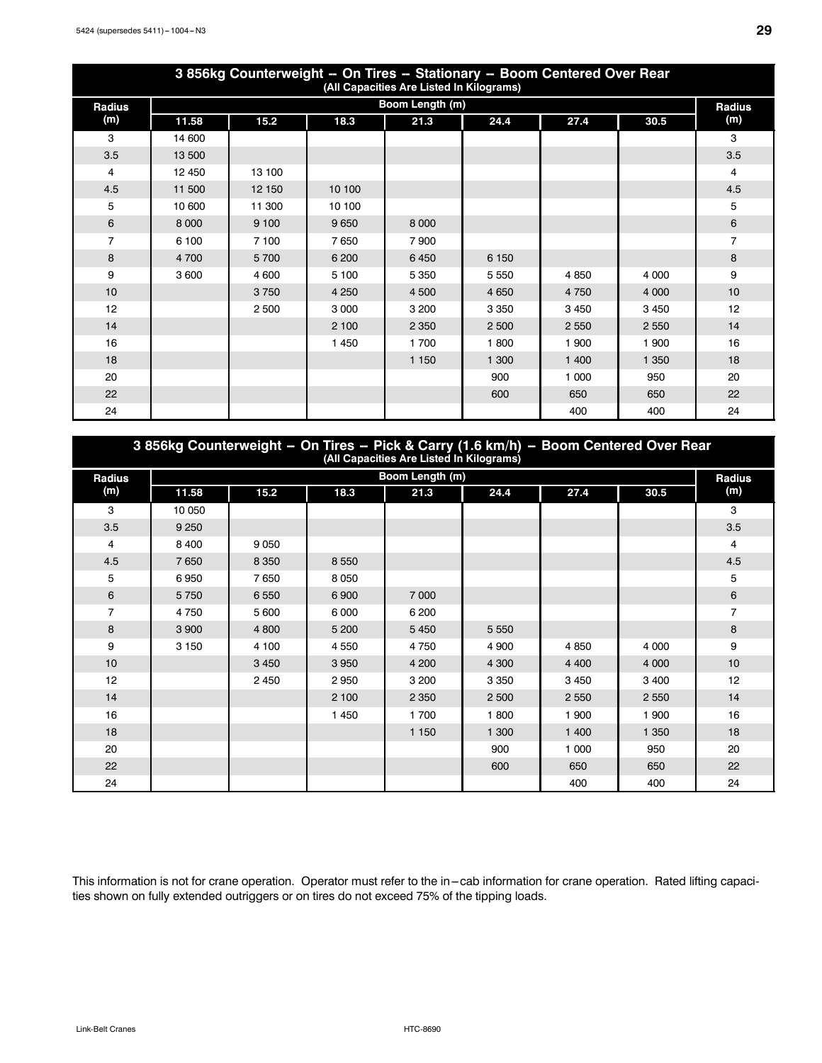| 3 856kg Counterweight – On Tires – Stationary – Boom Centered Over Rear (All Capacities Are Listed In Kilograms) | | | | | | | | |
|---|---|---|---|---|---|---|---|---|
| Radius (m) | Boom Length (m) | | | | | | | Radius (m) |
| | 11.58 | 15.2 | 18.3 | 21.3 | 24.4 | 27.4 | 30.5 | |
| 3 | 14 600 | | | | | | | 3 |
| 3.5 | 13 500 | | | | | | | 3.5 |
| 4 | 12 450 | 13 100 | | | | | | 4 |
| 4.5 | 11 500 | 12 150 | 10 100 | | | | | 4.5 |
| 5 | 10 600 | 11 300 | 10 100 | | | | | 5 |
| 6 | 8 000 | 9 100 | 9 650 | 8 000 | | | | 6 |
| 7 | 6 100 | 7 100 | 7 650 | 7 900 | | | | 7 |
| 8 | 4 700 | 5 700 | 6 200 | 6 450 | 6 150 | | | 8 |
| 9 | 3 600 | 4 600 | 5 100 | 5 350 | 5 550 | 4 850 | 4 000 | 9 |
| 10 | | 3 750 | 4 250 | 4 500 | 4 650 | 4 750 | 4 000 | 10 |
| 12 | | 2 500 | 3 000 | 3 200 | 3 350 | 3 450 | 3 450 | 12 |
| 14 | | | 2 100 | 2 350 | 2 500 | 2 550 | 2 550 | 14 |
| 16 | | | 1 450 | 1 700 | 1 800 | 1 900 | 1 900 | 16 |
| 18 | | | | 1 150 | 1 300 | 1 400 | 1 350 | 18 |
| 20 | | | | | 900 | 1 000 | 950 | 20 |
| 22 | | | | | 600 | 650 | 650 | 22 |
| 24 | | | | | | 400 | 400 | 24 |

| 3 856kg Counterweight – On Tires – Pick & Carry (1.6 km/h) – Boom Centered Over Rear (All Capacities Are Listed In Kilograms) | | | | | | | | |
|---|---|---|---|---|---|---|---|---|
| Radius (m) | Boom Length (m) | | | | | | | Radius (m) |
| | 11.58 | 15.2 | 18.3 | 21.3 | 24.4 | 27.4 | 30.5 | |
| 3 | 10 050 | | | | | | | 3 |
| 3.5 | 9 250 | | | | | | | 3.5 |
| 4 | 8 400 | 9 050 | | | | | | 4 |
| 4.5 | 7 650 | 8 350 | 8 550 | | | | | 4.5 |
| 5 | 6 950 | 7 650 | 8 050 | | | | | 5 |
| 6 | 5 750 | 6 550 | 6 900 | 7 000 | | | | 6 |
| 7 | 4 750 | 5 600 | 6 000 | 6 200 | | | | 7 |
| 8 | 3 900 | 4 800 | 5 200 | 5 450 | 5 550 | | | 8 |
| 9 | 3 150 | 4 100 | 4 550 | 4 750 | 4 900 | 4 850 | 4 000 | 9 |
| 10 | | 3 450 | 3 950 | 4 200 | 4 300 | 4 400 | 4 000 | 10 |
| 12 | | 2 450 | 2 950 | 3 200 | 3 350 | 3 450 | 3 400 | 12 |
| 14 | | | 2 100 | 2 350 | 2 500 | 2 550 | 2 550 | 14 |
| 16 | | | 1 450 | 1 700 | 1 800 | 1 900 | 1 900 | 16 |
| 18 | | | | 1 150 | 1 300 | 1 400 | 1 350 | 18 |
| 20 | | | | | 900 | 1 000 | 950 | 20 |
| 22 | | | | | 600 | 650 | 650 | 22 |
| 24 | | | | | | 400 | 400 | 24 |

This information is not for crane operation. Operator must refer to the in–cab information for crane operation. Rated lifting capacities shown on fully extended outriggers or on tires do not exceed 75% of the tipping loads.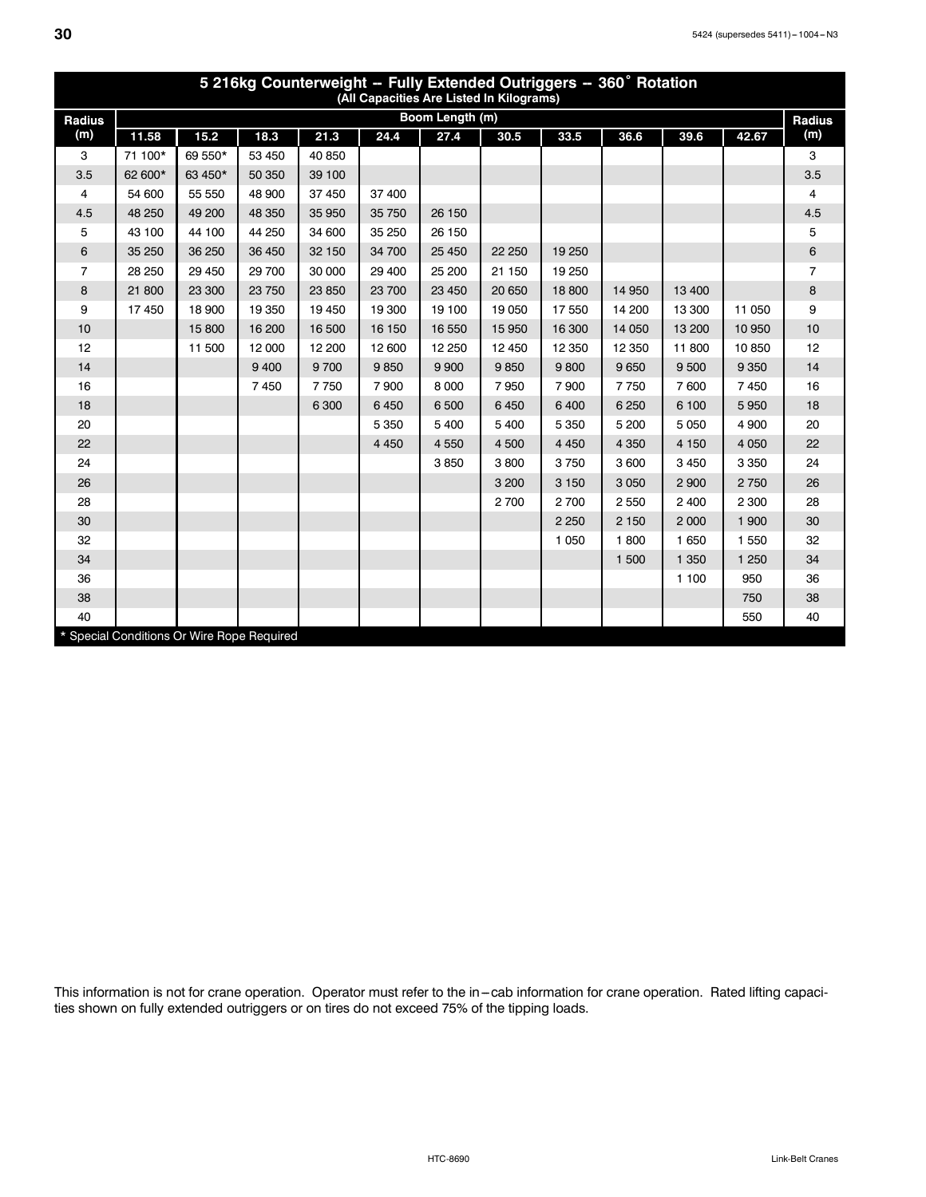## 5 216kg Counterweight -- Fully Extended Outriggers -- 360˚ Rotation

(All Capacities Are Listed In Kilograms)

| Radius (m) | Boom Length (m) | | | | | | | | | | | Radius (m) |
|---|---|---|---|---|---|---|---|---|---|---|---|---|
| | 11.58 | 15.2 | 18.3 | 21.3 | 24.4 | 27.4 | 30.5 | 33.5 | 36.6 | 39.6 | 42.67 | |
| 3 | 71 100* | 69 550* | 53 450 | 40 850 | | | | | | | | 3 |
| 3.5 | 62 600* | 63 450* | 50 350 | 39 100 | | | | | | | | 3.5 |
| 4 | 54 600 | 55 550 | 48 900 | 37 450 | 37 400 | | | | | | | 4 |
| 4.5 | 48 250 | 49 200 | 48 350 | 35 950 | 35 750 | 26 150 | | | | | | 4.5 |
| 5 | 43 100 | 44 100 | 44 250 | 34 600 | 35 250 | 26 150 | | | | | | 5 |
| 6 | 35 250 | 36 250 | 36 450 | 32 150 | 34 700 | 25 450 | 22 250 | 19 250 | | | | 6 |
| 7 | 28 250 | 29 450 | 29 700 | 30 000 | 29 400 | 25 200 | 21 150 | 19 250 | | | | 7 |
| 8 | 21 800 | 23 300 | 23 750 | 23 850 | 23 700 | 23 450 | 20 650 | 18 800 | 14 950 | 13 400 | | 8 |
| 9 | 17 450 | 18 900 | 19 350 | 19 450 | 19 300 | 19 100 | 19 050 | 17 550 | 14 200 | 13 300 | 11 050 | 9 |
| 10 | | 15 800 | 16 200 | 16 500 | 16 150 | 16 550 | 15 950 | 16 300 | 14 050 | 13 200 | 10 950 | 10 |
| 12 | | 11 500 | 12 000 | 12 200 | 12 600 | 12 250 | 12 450 | 12 350 | 12 350 | 11 800 | 10 850 | 12 |
| 14 | | | 9 400 | 9 700 | 9 850 | 9 900 | 9 850 | 9 800 | 9 650 | 9 500 | 9 350 | 14 |
| 16 | | | 7 450 | 7 750 | 7 900 | 8 000 | 7 950 | 7 900 | 7 750 | 7 600 | 7 450 | 16 |
| 18 | | | | 6 300 | 6 450 | 6 500 | 6 450 | 6 400 | 6 250 | 6 100 | 5 950 | 18 |
| 20 | | | | | 5 350 | 5 400 | 5 400 | 5 350 | 5 200 | 5 050 | 4 900 | 20 |
| 22 | | | | | 4 450 | 4 550 | 4 500 | 4 450 | 4 350 | 4 150 | 4 050 | 22 |
| 24 | | | | | | 3 850 | 3 800 | 3 750 | 3 600 | 3 450 | 3 350 | 24 |
| 26 | | | | | | | 3 200 | 3 150 | 3 050 | 2 900 | 2 750 | 26 |
| 28 | | | | | | | 2 700 | 2 700 | 2 550 | 2 400 | 2 300 | 28 |
| 30 | | | | | | | | 2 250 | 2 150 | 2 000 | 1 900 | 30 |
| 32 | | | | | | | | 1 050 | 1 800 | 1 650 | 1 550 | 32 |
| 34 | | | | | | | | | 1 500 | 1 350 | 1 250 | 34 |
| 36 | | | | | | | | | | 1 100 | 950 | 36 |
| 38 | | | | | | | | | | | 750 | 38 |
| 40 | | | | | | | | | | | 550 | 40 |

\* Special Conditions Or Wire Rope Required

This information is not for crane operation. Operator must refer to the in–cab information for crane operation. Rated lifting capacities shown on fully extended outriggers or on tires do not exceed 75% of the tipping loads.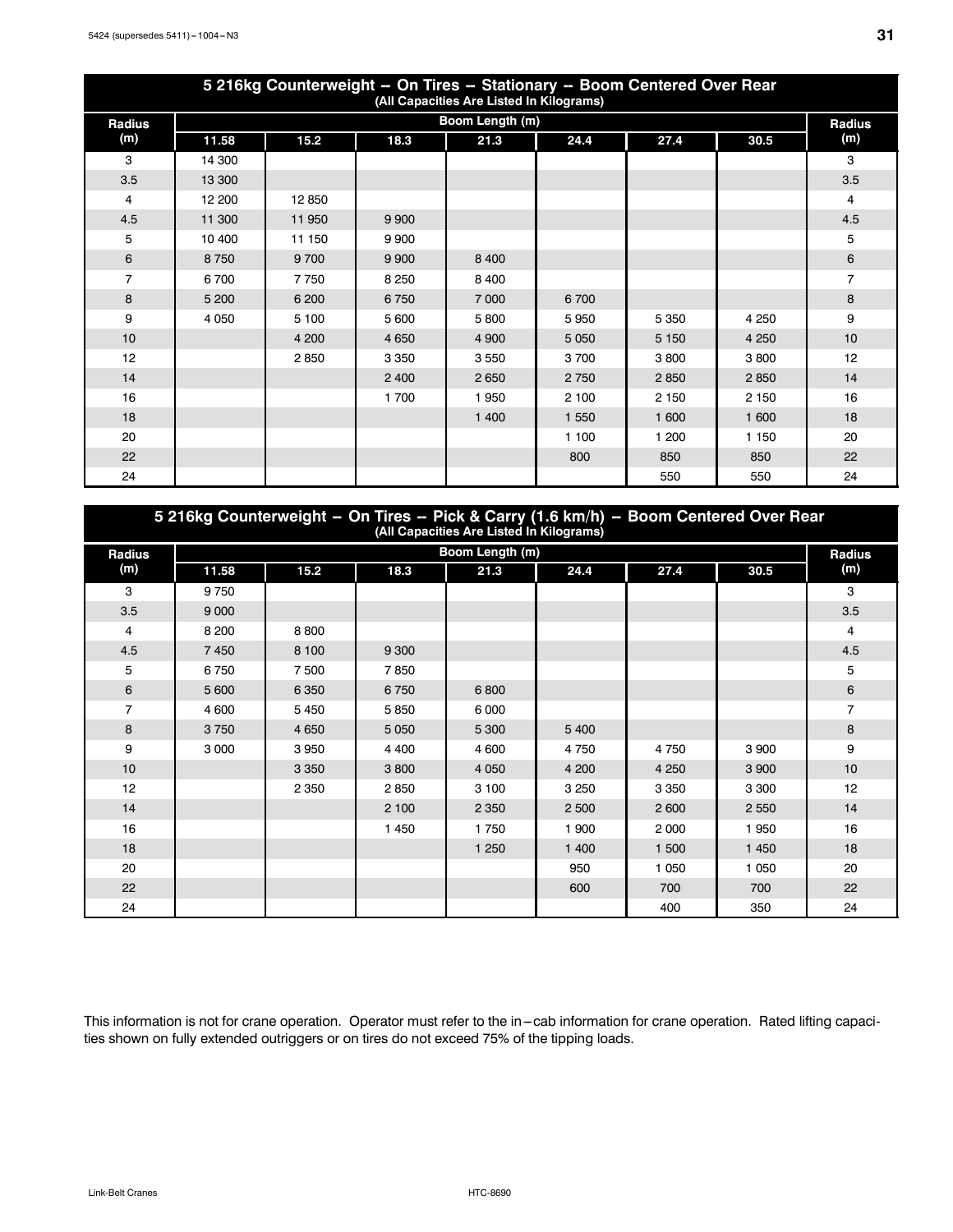## 5 216kg Counterweight -- On Tires -- Stationary -- Boom Centered Over Rear

(All Capacities Are Listed In Kilograms)

| Radius (m) | Boom Length (m) | | | | | | | Radius (m) |
|---|---|---|---|---|---|---|---|---|
| | 11.58 | 15.2 | 18.3 | 21.3 | 24.4 | 27.4 | 30.5 | |
| 3 | 14 300 | | | | | | | 3 |
| 3.5 | 13 300 | | | | | | | 3.5 |
| 4 | 12 200 | 12 850 | | | | | | 4 |
| 4.5 | 11 300 | 11 950 | 9 900 | | | | | 4.5 |
| 5 | 10 400 | 11 150 | 9 900 | | | | | 5 |
| 6 | 8 750 | 9 700 | 9 900 | 8 400 | | | | 6 |
| 7 | 6 700 | 7 750 | 8 250 | 8 400 | | | | 7 |
| 8 | 5 200 | 6 200 | 6 750 | 7 000 | 6 700 | | | 8 |
| 9 | 4 050 | 5 100 | 5 600 | 5 800 | 5 950 | 5 350 | 4 250 | 9 |
| 10 | | 4 200 | 4 650 | 4 900 | 5 050 | 5 150 | 4 250 | 10 |
| 12 | | 2 850 | 3 350 | 3 550 | 3 700 | 3 800 | 3 800 | 12 |
| 14 | | | 2 400 | 2 650 | 2 750 | 2 850 | 2 850 | 14 |
| 16 | | | 1 700 | 1 950 | 2 100 | 2 150 | 2 150 | 16 |
| 18 | | | | 1 400 | 1 550 | 1 600 | 1 600 | 18 |
| 20 | | | | | 1 100 | 1 200 | 1 150 | 20 |
| 22 | | | | | 800 | 850 | 850 | 22 |
| 24 | | | | | | 550 | 550 | 24 |

## 5 216kg Counterweight -- On Tires -- Pick & Carry (1.6 km/h) -- Boom Centered Over Rear

(All Capacities Are Listed In Kilograms)

| Radius (m) | Boom Length (m) | | | | | | | Radius (m) |
|---|---|---|---|---|---|---|---|---|
| | 11.58 | 15.2 | 18.3 | 21.3 | 24.4 | 27.4 | 30.5 | |
| 3 | 9 750 | | | | | | | 3 |
| 3.5 | 9 000 | | | | | | | 3.5 |
| 4 | 8 200 | 8 800 | | | | | | 4 |
| 4.5 | 7 450 | 8 100 | 9 300 | | | | | 4.5 |
| 5 | 6 750 | 7 500 | 7 850 | | | | | 5 |
| 6 | 5 600 | 6 350 | 6 750 | 6 800 | | | | 6 |
| 7 | 4 600 | 5 450 | 5 850 | 6 000 | | | | 7 |
| 8 | 3 750 | 4 650 | 5 050 | 5 300 | 5 400 | | | 8 |
| 9 | 3 000 | 3 950 | 4 400 | 4 600 | 4 750 | 4 750 | 3 900 | 9 |
| 10 | | 3 350 | 3 800 | 4 050 | 4 200 | 4 250 | 3 900 | 10 |
| 12 | | 2 350 | 2 850 | 3 100 | 3 250 | 3 350 | 3 300 | 12 |
| 14 | | | 2 100 | 2 350 | 2 500 | 2 600 | 2 550 | 14 |
| 16 | | | 1 450 | 1 750 | 1 900 | 2 000 | 1 950 | 16 |
| 18 | | | | 1 250 | 1 400 | 1 500 | 1 450 | 18 |
| 20 | | | | | 950 | 1 050 | 1 050 | 20 |
| 22 | | | | | 600 | 700 | 700 | 22 |
| 24 | | | | | | 400 | 350 | 24 |

This information is not for crane operation. Operator must refer to the in–cab information for crane operation. Rated lifting capacities shown on fully extended outriggers or on tires do not exceed 75% of the tipping loads.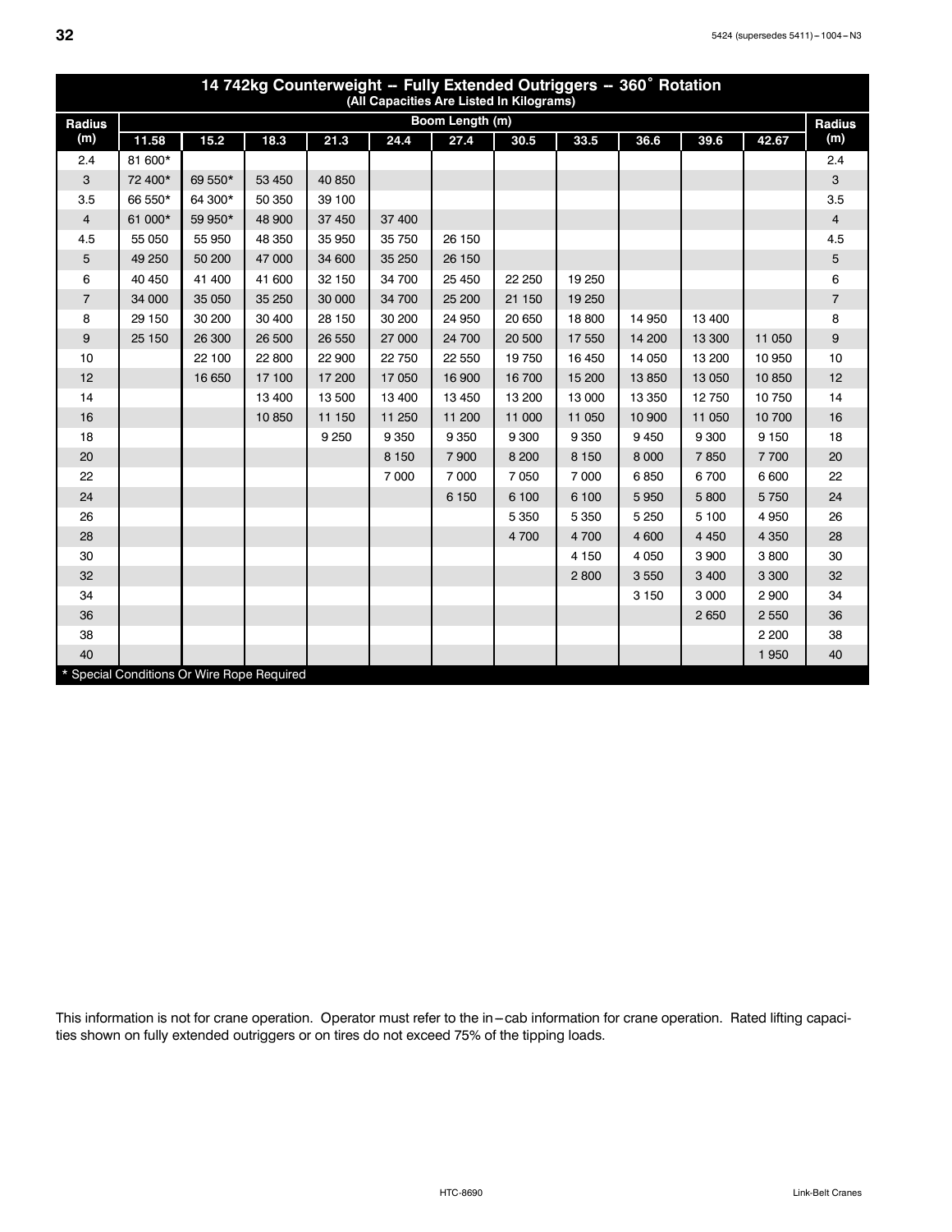## 14 742kg Counterweight -- Fully Extended Outriggers -- 360˚ Rotation

(All Capacities Are Listed In Kilograms)

| Radius (m) | Boom Length (m) | | | | | | | | | | | Radius (m) |
|---|---|---|---|---|---|---|---|---|---|---|---|---|
| | 11.58 | 15.2 | 18.3 | 21.3 | 24.4 | 27.4 | 30.5 | 33.5 | 36.6 | 39.6 | 42.67 | |
| 2.4 | 81 600* | | | | | | | | | | | 2.4 |
| 3 | 72 400* | 69 550* | 53 450 | 40 850 | | | | | | | | 3 |
| 3.5 | 66 550* | 64 300* | 50 350 | 39 100 | | | | | | | | 3.5 |
| 4 | 61 000* | 59 950* | 48 900 | 37 450 | 37 400 | | | | | | | 4 |
| 4.5 | 55 050 | 55 950 | 48 350 | 35 950 | 35 750 | 26 150 | | | | | | 4.5 |
| 5 | 49 250 | 50 200 | 47 000 | 34 600 | 35 250 | 26 150 | | | | | | 5 |
| 6 | 40 450 | 41 400 | 41 600 | 32 150 | 34 700 | 25 450 | 22 250 | 19 250 | | | | 6 |
| 7 | 34 000 | 35 050 | 35 250 | 30 000 | 34 700 | 25 200 | 21 150 | 19 250 | | | | 7 |
| 8 | 29 150 | 30 200 | 30 400 | 28 150 | 30 200 | 24 950 | 20 650 | 18 800 | 14 950 | 13 400 | | 8 |
| 9 | 25 150 | 26 300 | 26 500 | 26 550 | 27 000 | 24 700 | 20 500 | 17 550 | 14 200 | 13 300 | 11 050 | 9 |
| 10 | | 22 100 | 22 800 | 22 900 | 22 750 | 22 550 | 19 750 | 16 450 | 14 050 | 13 200 | 10 950 | 10 |
| 12 | | 16 650 | 17 100 | 17 200 | 17 050 | 16 900 | 16 700 | 15 200 | 13 850 | 13 050 | 10 850 | 12 |
| 14 | | | 13 400 | 13 500 | 13 400 | 13 450 | 13 200 | 13 000 | 13 350 | 12 750 | 10 750 | 14 |
| 16 | | | 10 850 | 11 150 | 11 250 | 11 200 | 11 000 | 11 050 | 10 900 | 11 050 | 10 700 | 16 |
| 18 | | | | 9 250 | 9 350 | 9 350 | 9 300 | 9 350 | 9 450 | 9 300 | 9 150 | 18 |
| 20 | | | | | 8 150 | 7 900 | 8 200 | 8 150 | 8 000 | 7 850 | 7 700 | 20 |
| 22 | | | | | 7 000 | 7 000 | 7 050 | 7 000 | 6 850 | 6 700 | 6 600 | 22 |
| 24 | | | | | | 6 150 | 6 100 | 6 100 | 5 950 | 5 800 | 5 750 | 24 |
| 26 | | | | | | | 5 350 | 5 350 | 5 250 | 5 100 | 4 950 | 26 |
| 28 | | | | | | | 4 700 | 4 700 | 4 600 | 4 450 | 4 350 | 28 |
| 30 | | | | | | | | 4 150 | 4 050 | 3 900 | 3 800 | 30 |
| 32 | | | | | | | | 2 800 | 3 550 | 3 400 | 3 300 | 32 |
| 34 | | | | | | | | | 3 150 | 3 000 | 2 900 | 34 |
| 36 | | | | | | | | | | 2 650 | 2 550 | 36 |
| 38 | | | | | | | | | | | 2 200 | 38 |
| 40 | | | | | | | | | | | 1 950 | 40 |

* Special Conditions Or Wire Rope Required

This information is not for crane operation. Operator must refer to the in–cab information for crane operation. Rated lifting capacities shown on fully extended outriggers or on tires do not exceed 75% of the tipping loads.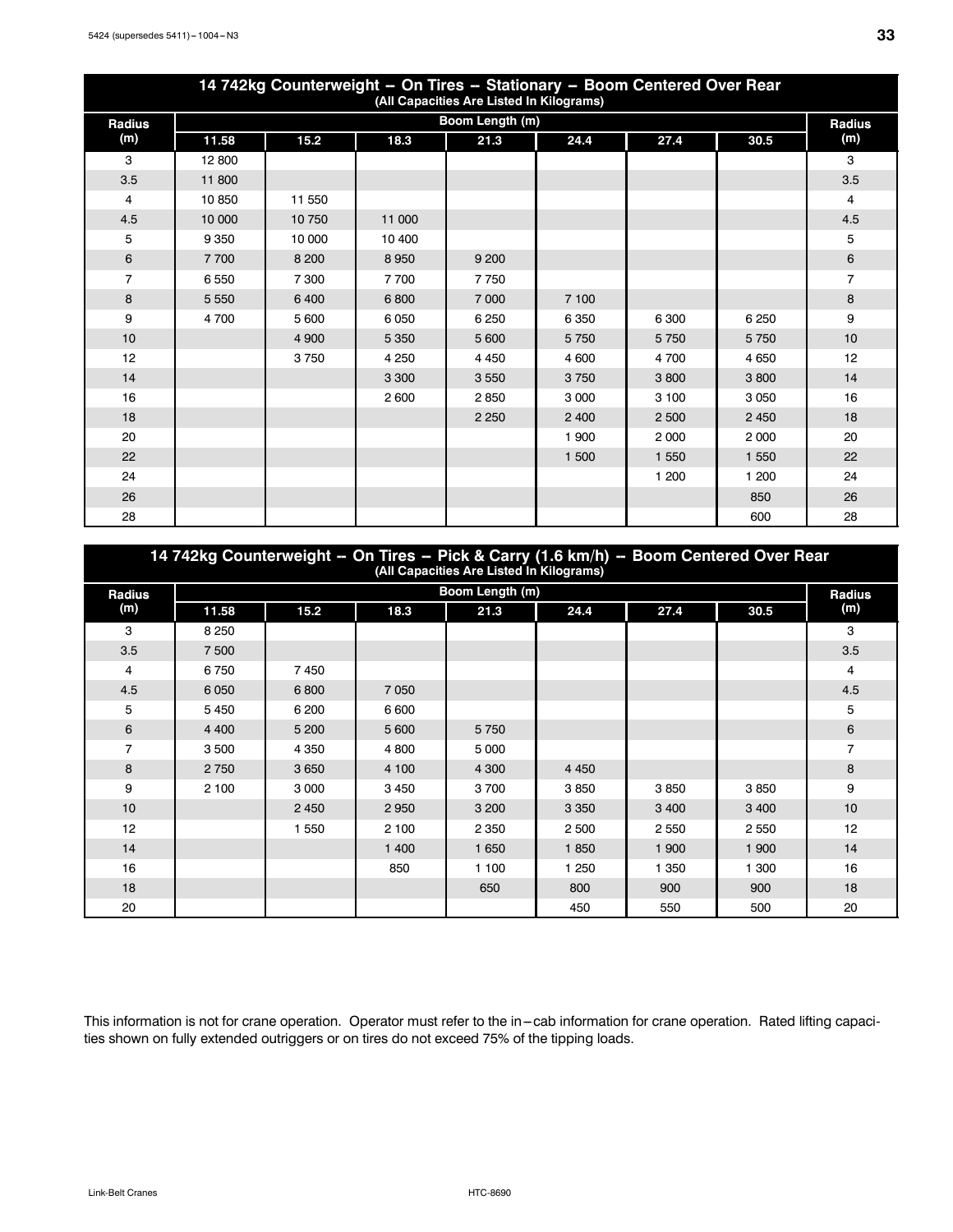| 14 742kg Counterweight – On Tires – Stationary – Boom Centered Over Rear (All Capacities Are Listed In Kilograms) | | | | | | | | |
|---|---|---|---|---|---|---|---|---|
| Radius (m) | Boom Length (m) | | | | | | | Radius (m) |
| | 11.58 | 15.2 | 18.3 | 21.3 | 24.4 | 27.4 | 30.5 | |
| 3 | 12 800 | | | | | | | 3 |
| 3.5 | 11 800 | | | | | | | 3.5 |
| 4 | 10 850 | 11 550 | | | | | | 4 |
| 4.5 | 10 000 | 10 750 | 11 000 | | | | | 4.5 |
| 5 | 9 350 | 10 000 | 10 400 | | | | | 5 |
| 6 | 7 700 | 8 200 | 8 950 | 9 200 | | | | 6 |
| 7 | 6 550 | 7 300 | 7 700 | 7 750 | | | | 7 |
| 8 | 5 550 | 6 400 | 6 800 | 7 000 | 7 100 | | | 8 |
| 9 | 4 700 | 5 600 | 6 050 | 6 250 | 6 350 | 6 300 | 6 250 | 9 |
| 10 | | 4 900 | 5 350 | 5 600 | 5 750 | 5 750 | 5 750 | 10 |
| 12 | | 3 750 | 4 250 | 4 450 | 4 600 | 4 700 | 4 650 | 12 |
| 14 | | | 3 300 | 3 550 | 3 750 | 3 800 | 3 800 | 14 |
| 16 | | | 2 600 | 2 850 | 3 000 | 3 100 | 3 050 | 16 |
| 18 | | | | 2 250 | 2 400 | 2 500 | 2 450 | 18 |
| 20 | | | | | 1 900 | 2 000 | 2 000 | 20 |
| 22 | | | | | 1 500 | 1 550 | 1 550 | 22 |
| 24 | | | | | | 1 200 | 1 200 | 24 |
| 26 | | | | | | | 850 | 26 |
| 28 | | | | | | | 600 | 28 |

| 14 742kg Counterweight – On Tires – Pick & Carry (1.6 km/h) – Boom Centered Over Rear (All Capacities Are Listed In Kilograms) | | | | | | | | |
|---|---|---|---|---|---|---|---|---|
| Radius (m) | Boom Length (m) | | | | | | | Radius (m) |
| | 11.58 | 15.2 | 18.3 | 21.3 | 24.4 | 27.4 | 30.5 | |
| 3 | 8 250 | | | | | | | 3 |
| 3.5 | 7 500 | | | | | | | 3.5 |
| 4 | 6 750 | 7 450 | | | | | | 4 |
| 4.5 | 6 050 | 6 800 | 7 050 | | | | | 4.5 |
| 5 | 5 450 | 6 200 | 6 600 | | | | | 5 |
| 6 | 4 400 | 5 200 | 5 600 | 5 750 | | | | 6 |
| 7 | 3 500 | 4 350 | 4 800 | 5 000 | | | | 7 |
| 8 | 2 750 | 3 650 | 4 100 | 4 300 | 4 450 | | | 8 |
| 9 | 2 100 | 3 000 | 3 450 | 3 700 | 3 850 | 3 850 | 3 850 | 9 |
| 10 | | 2 450 | 2 950 | 3 200 | 3 350 | 3 400 | 3 400 | 10 |
| 12 | | 1 550 | 2 100 | 2 350 | 2 500 | 2 550 | 2 550 | 12 |
| 14 | | | 1 400 | 1 650 | 1 850 | 1 900 | 1 900 | 14 |
| 16 | | | 850 | 1 100 | 1 250 | 1 350 | 1 300 | 16 |
| 18 | | | | 650 | 800 | 900 | 900 | 18 |
| 20 | | | | | 450 | 550 | 500 | 20 |

This information is not for crane operation. Operator must refer to the in–cab information for crane operation. Rated lifting capacities shown on fully extended outriggers or on tires do not exceed 75% of the tipping loads.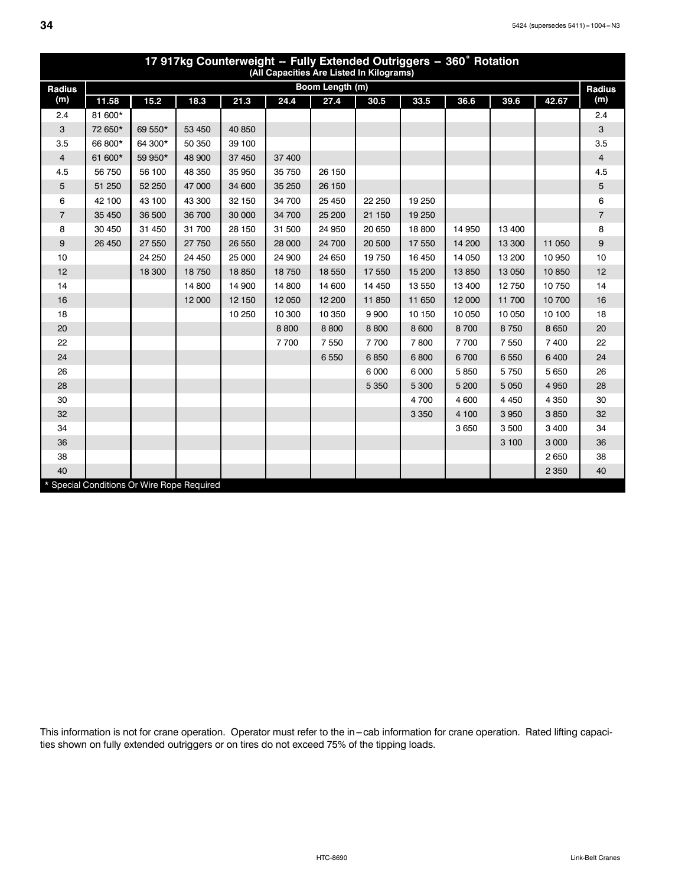## 17 917kg Counterweight -- Fully Extended Outriggers -- 360° Rotation

(All Capacities Are Listed In Kilograms)

| Radius (m) | Boom Length (m) | | | | | | | | | | | Radius (m) |
|---|---|---|---|---|---|---|---|---|---|---|---|---|
| | 11.58 | 15.2 | 18.3 | 21.3 | 24.4 | 27.4 | 30.5 | 33.5 | 36.6 | 39.6 | 42.67 | |
| 2.4 | 81 600* | | | | | | | | | | | 2.4 |
| 3 | 72 650* | 69 550* | 53 450 | 40 850 | | | | | | | | 3 |
| 3.5 | 66 800* | 64 300* | 50 350 | 39 100 | | | | | | | | 3.5 |
| 4 | 61 600* | 59 950* | 48 900 | 37 450 | 37 400 | | | | | | | 4 |
| 4.5 | 56 750 | 56 100 | 48 350 | 35 950 | 35 750 | 26 150 | | | | | | 4.5 |
| 5 | 51 250 | 52 250 | 47 000 | 34 600 | 35 250 | 26 150 | | | | | | 5 |
| 6 | 42 100 | 43 100 | 43 300 | 32 150 | 34 700 | 25 450 | 22 250 | 19 250 | | | | 6 |
| 7 | 35 450 | 36 500 | 36 700 | 30 000 | 34 700 | 25 200 | 21 150 | 19 250 | | | | 7 |
| 8 | 30 450 | 31 450 | 31 700 | 28 150 | 31 500 | 24 950 | 20 650 | 18 800 | 14 950 | 13 400 | | 8 |
| 9 | 26 450 | 27 550 | 27 750 | 26 550 | 28 000 | 24 700 | 20 500 | 17 550 | 14 200 | 13 300 | 11 050 | 9 |
| 10 | | 24 250 | 24 450 | 25 000 | 24 900 | 24 650 | 19 750 | 16 450 | 14 050 | 13 200 | 10 950 | 10 |
| 12 | | 18 300 | 18 750 | 18 850 | 18 750 | 18 550 | 17 550 | 15 200 | 13 850 | 13 050 | 10 850 | 12 |
| 14 | | | 14 800 | 14 900 | 14 800 | 14 600 | 14 450 | 13 550 | 13 400 | 12 750 | 10 750 | 14 |
| 16 | | | 12 000 | 12 150 | 12 050 | 12 200 | 11 850 | 11 650 | 12 000 | 11 700 | 10 700 | 16 |
| 18 | | | | 10 250 | 10 300 | 10 350 | 9 900 | 10 150 | 10 050 | 10 050 | 10 100 | 18 |
| 20 | | | | | 8 800 | 8 800 | 8 800 | 8 600 | 8 700 | 8 750 | 8 650 | 20 |
| 22 | | | | | 7 700 | 7 550 | 7 700 | 7 800 | 7 700 | 7 550 | 7 400 | 22 |
| 24 | | | | | | 6 550 | 6 850 | 6 800 | 6 700 | 6 550 | 6 400 | 24 |
| 26 | | | | | | | 6 000 | 6 000 | 5 850 | 5 750 | 5 650 | 26 |
| 28 | | | | | | | 5 350 | 5 300 | 5 200 | 5 050 | 4 950 | 28 |
| 30 | | | | | | | | 4 700 | 4 600 | 4 450 | 4 350 | 30 |
| 32 | | | | | | | | 3 350 | 4 100 | 3 950 | 3 850 | 32 |
| 34 | | | | | | | | | 3 650 | 3 500 | 3 400 | 34 |
| 36 | | | | | | | | | | 3 100 | 3 000 | 36 |
| 38 | | | | | | | | | | | 2 650 | 38 |
| 40 | | | | | | | | | | | 2 350 | 40 |

* Special Conditions Or Wire Rope Required

This information is not for crane operation. Operator must refer to the in–cab information for crane operation. Rated lifting capacities shown on fully extended outriggers or on tires do not exceed 75% of the tipping loads.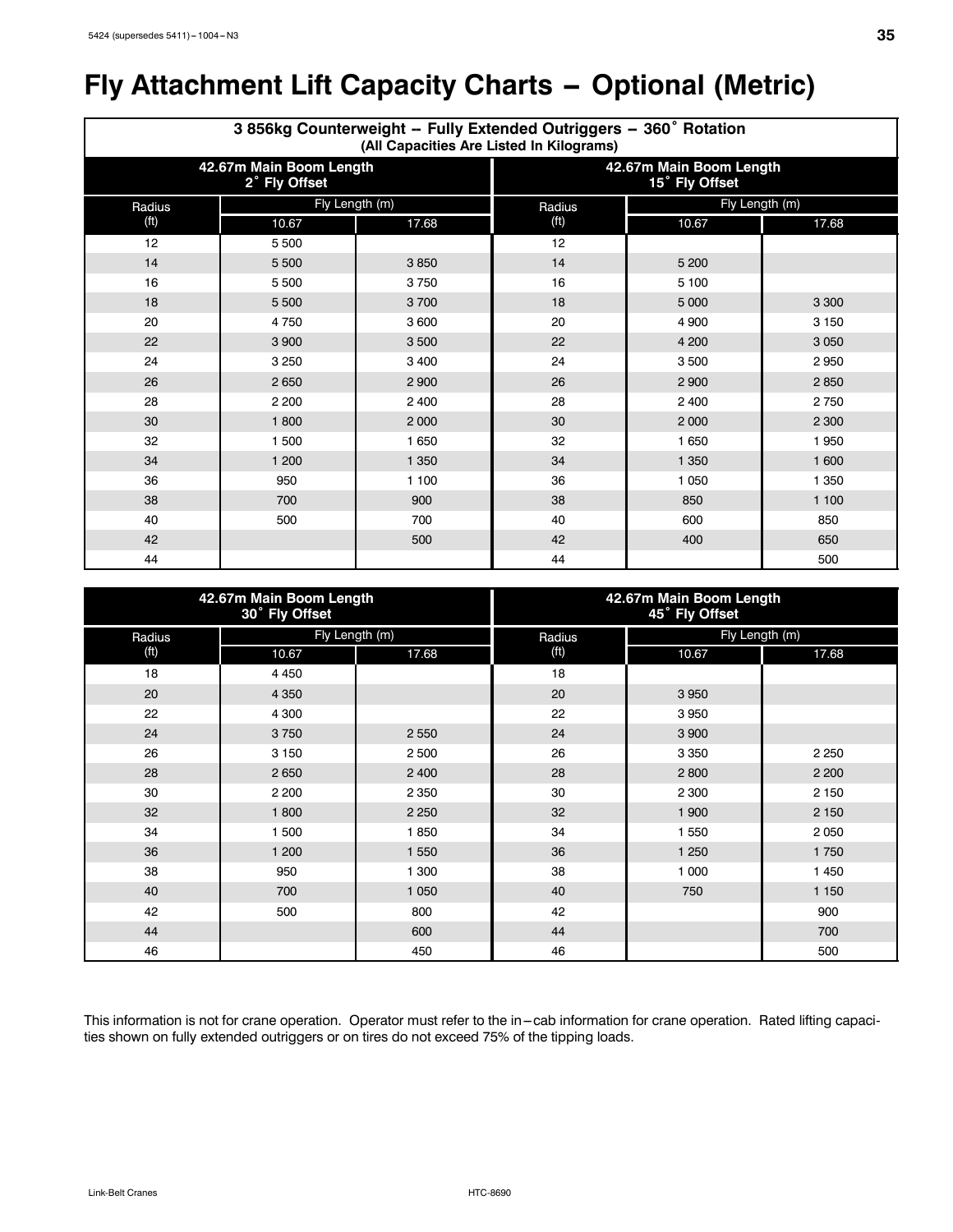# Fly Attachment Lift Capacity Charts – Optional (Metric)

**3 856kg Counterweight -- Fully Extended Outriggers – 360˚ Rotation**
**(All Capacities Are Listed In Kilograms)**

| 42.67m Main Boom Length 2˚ Fly Offset | | | 42.67m Main Boom Length 15˚ Fly Offset | | |
|---|---|---|---|---|---|
| Radius (ft) | Fly Length (m) | | Radius (ft) | Fly Length (m) | |
| | 10.67 | 17.68 | | 10.67 | 17.68 |
| 12 | 5 500 | | 12 | | |
| 14 | 5 500 | 3 850 | 14 | 5 200 | |
| 16 | 5 500 | 3 750 | 16 | 5 100 | |
| 18 | 5 500 | 3 700 | 18 | 5 000 | 3 300 |
| 20 | 4 750 | 3 600 | 20 | 4 900 | 3 150 |
| 22 | 3 900 | 3 500 | 22 | 4 200 | 3 050 |
| 24 | 3 250 | 3 400 | 24 | 3 500 | 2 950 |
| 26 | 2 650 | 2 900 | 26 | 2 900 | 2 850 |
| 28 | 2 200 | 2 400 | 28 | 2 400 | 2 750 |
| 30 | 1 800 | 2 000 | 30 | 2 000 | 2 300 |
| 32 | 1 500 | 1 650 | 32 | 1 650 | 1 950 |
| 34 | 1 200 | 1 350 | 34 | 1 350 | 1 600 |
| 36 | 950 | 1 100 | 36 | 1 050 | 1 350 |
| 38 | 700 | 900 | 38 | 850 | 1 100 |
| 40 | 500 | 700 | 40 | 600 | 850 |
| 42 | | 500 | 42 | 400 | 650 |
| 44 | | | 44 | | 500 |

| 42.67m Main Boom Length 30˚ Fly Offset | | | 42.67m Main Boom Length 45˚ Fly Offset | | |
|---|---|---|---|---|---|
| Radius (ft) | Fly Length (m) | | Radius (ft) | Fly Length (m) | |
| | 10.67 | 17.68 | | 10.67 | 17.68 |
| 18 | 4 450 | | 18 | | |
| 20 | 4 350 | | 20 | 3 950 | |
| 22 | 4 300 | | 22 | 3 950 | |
| 24 | 3 750 | 2 550 | 24 | 3 900 | |
| 26 | 3 150 | 2 500 | 26 | 3 350 | 2 250 |
| 28 | 2 650 | 2 400 | 28 | 2 800 | 2 200 |
| 30 | 2 200 | 2 350 | 30 | 2 300 | 2 150 |
| 32 | 1 800 | 2 250 | 32 | 1 900 | 2 150 |
| 34 | 1 500 | 1 850 | 34 | 1 550 | 2 050 |
| 36 | 1 200 | 1 550 | 36 | 1 250 | 1 750 |
| 38 | 950 | 1 300 | 38 | 1 000 | 1 450 |
| 40 | 700 | 1 050 | 40 | 750 | 1 150 |
| 42 | 500 | 800 | 42 | | 900 |
| 44 | | 600 | 44 | | 700 |
| 46 | | 450 | 46 | | 500 |

This information is not for crane operation. Operator must refer to the in–cab information for crane operation. Rated lifting capacities shown on fully extended outriggers or on tires do not exceed 75% of the tipping loads.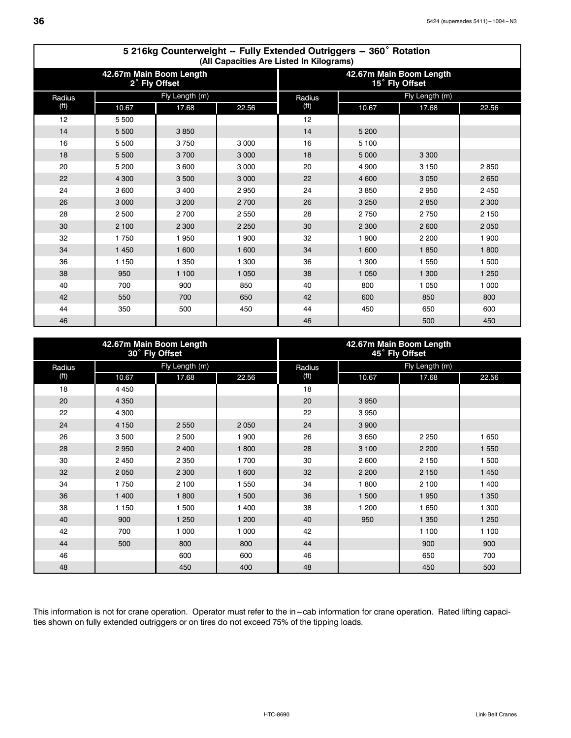## 5 216kg Counterweight -- Fully Extended Outriggers -- 360° Rotation

(All Capacities Are Listed In Kilograms)

| 42.67m Main Boom Length 2° Fly Offset | | | |
|---|---|---|---|
| Radius (ft) | Fly Length (m) | | |
| | 10.67 | 17.68 | 22.56 |
| 12 | 5 500 | | |
| 14 | 5 500 | 3 850 | |
| 16 | 5 500 | 3 750 | 3 000 |
| 18 | 5 500 | 3 700 | 3 000 |
| 20 | 5 200 | 3 600 | 3 000 |
| 22 | 4 300 | 3 500 | 3 000 |
| 24 | 3 600 | 3 400 | 2 950 |
| 26 | 3 000 | 3 200 | 2 700 |
| 28 | 2 500 | 2 700 | 2 550 |
| 30 | 2 100 | 2 300 | 2 250 |
| 32 | 1 750 | 1 950 | 1 900 |
| 34 | 1 450 | 1 600 | 1 600 |
| 36 | 1 150 | 1 350 | 1 300 |
| 38 | 950 | 1 100 | 1 050 |
| 40 | 700 | 900 | 850 |
| 42 | 550 | 700 | 650 |
| 44 | 350 | 500 | 450 |
| 46 | | | |

| 42.67m Main Boom Length 15° Fly Offset | | | |
|---|---|---|---|
| Radius (ft) | Fly Length (m) | | |
| | 10.67 | 17.68 | 22.56 |
| 12 | | | |
| 14 | 5 200 | | |
| 16 | 5 100 | | |
| 18 | 5 000 | 3 300 | |
| 20 | 4 900 | 3 150 | 2 850 |
| 22 | 4 600 | 3 050 | 2 650 |
| 24 | 3 850 | 2 950 | 2 450 |
| 26 | 3 250 | 2 850 | 2 300 |
| 28 | 2 750 | 2 750 | 2 150 |
| 30 | 2 300 | 2 600 | 2 050 |
| 32 | 1 900 | 2 200 | 1 900 |
| 34 | 1 600 | 1 850 | 1 800 |
| 36 | 1 300 | 1 550 | 1 500 |
| 38 | 1 050 | 1 300 | 1 250 |
| 40 | 800 | 1 050 | 1 000 |
| 42 | 600 | 850 | 800 |
| 44 | 450 | 650 | 600 |
| 46 | | 500 | 450 |

| 42.67m Main Boom Length 30° Fly Offset | | | |
|---|---|---|---|
| Radius (ft) | Fly Length (m) | | |
| | 10.67 | 17.68 | 22.56 |
| 18 | 4 450 | | |
| 20 | 4 350 | | |
| 22 | 4 300 | | |
| 24 | 4 150 | 2 550 | 2 050 |
| 26 | 3 500 | 2 500 | 1 900 |
| 28 | 2 950 | 2 400 | 1 800 |
| 30 | 2 450 | 2 350 | 1 700 |
| 32 | 2 050 | 2 300 | 1 600 |
| 34 | 1 750 | 2 100 | 1 550 |
| 36 | 1 400 | 1 800 | 1 500 |
| 38 | 1 150 | 1 500 | 1 400 |
| 40 | 900 | 1 250 | 1 200 |
| 42 | 700 | 1 000 | 1 000 |
| 44 | 500 | 800 | 800 |
| 46 | | 600 | 600 |
| 48 | | 450 | 400 |

| 42.67m Main Boom Length 45° Fly Offset | | | |
|---|---|---|---|
| Radius (ft) | Fly Length (m) | | |
| | 10.67 | 17.68 | 22.56 |
| 18 | | | |
| 20 | 3 950 | | |
| 22 | 3 950 | | |
| 24 | 3 900 | | |
| 26 | 3 650 | 2 250 | 1 650 |
| 28 | 3 100 | 2 200 | 1 550 |
| 30 | 2 600 | 2 150 | 1 500 |
| 32 | 2 200 | 2 150 | 1 450 |
| 34 | 1 800 | 2 100 | 1 400 |
| 36 | 1 500 | 1 950 | 1 350 |
| 38 | 1 200 | 1 650 | 1 300 |
| 40 | 950 | 1 350 | 1 250 |
| 42 | | 1 100 | 1 100 |
| 44 | | 900 | 900 |
| 46 | | 650 | 700 |
| 48 | | 450 | 500 |

This information is not for crane operation. Operator must refer to the in–cab information for crane operation. Rated lifting capacities shown on fully extended outriggers or on tires do not exceed 75% of the tipping loads.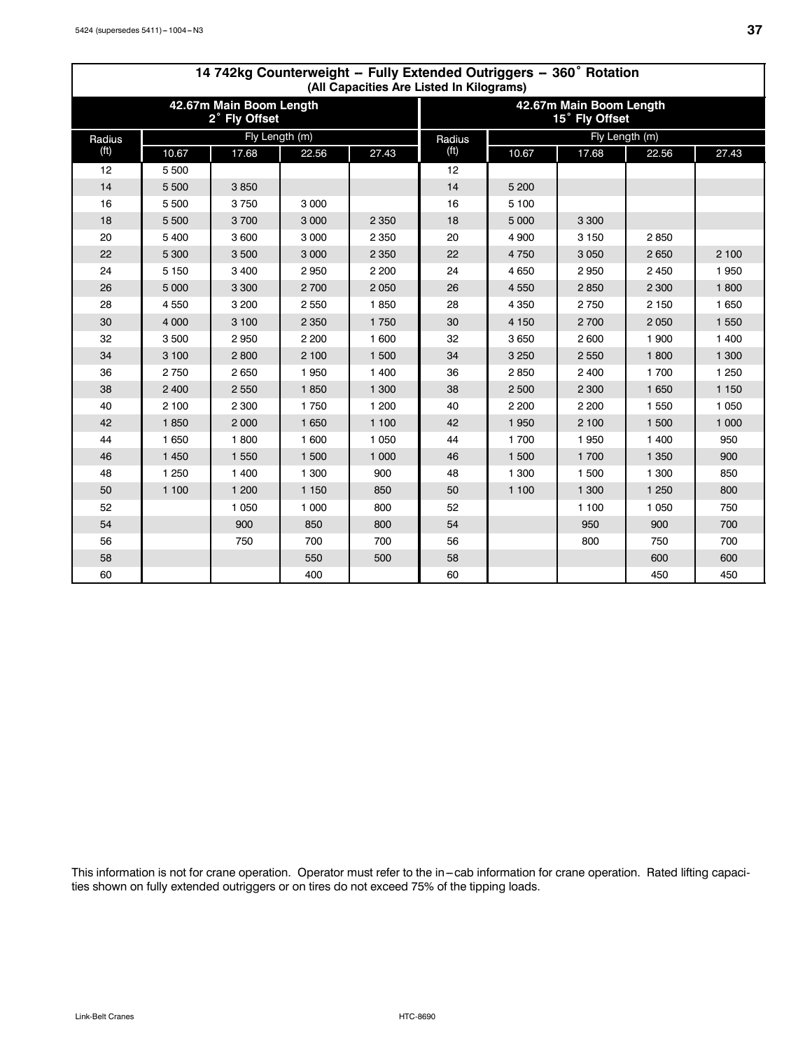## 14 742kg Counterweight -- Fully Extended Outriggers -- 360˚ Rotation

(All Capacities Are Listed In Kilograms)

| 42.67m Main Boom Length 2˚ Fly Offset | | | | | 42.67m Main Boom Length 15˚ Fly Offset | | | | |
|---|---|---|---|---|---|---|---|---|---|
| Radius (ft) | Fly Length (m) | | | | Radius (ft) | Fly Length (m) | | | |
| | 10.67 | 17.68 | 22.56 | 27.43 | | 10.67 | 17.68 | 22.56 | 27.43 |
| 12 | 5 500 | | | | 12 | | | | |
| 14 | 5 500 | 3 850 | | | 14 | 5 200 | | | |
| 16 | 5 500 | 3 750 | 3 000 | | 16 | 5 100 | | | |
| 18 | 5 500 | 3 700 | 3 000 | 2 350 | 18 | 5 000 | 3 300 | | |
| 20 | 5 400 | 3 600 | 3 000 | 2 350 | 20 | 4 900 | 3 150 | 2 850 | |
| 22 | 5 300 | 3 500 | 3 000 | 2 350 | 22 | 4 750 | 3 050 | 2 650 | 2 100 |
| 24 | 5 150 | 3 400 | 2 950 | 2 200 | 24 | 4 650 | 2 950 | 2 450 | 1 950 |
| 26 | 5 000 | 3 300 | 2 700 | 2 050 | 26 | 4 550 | 2 850 | 2 300 | 1 800 |
| 28 | 4 550 | 3 200 | 2 550 | 1 850 | 28 | 4 350 | 2 750 | 2 150 | 1 650 |
| 30 | 4 000 | 3 100 | 2 350 | 1 750 | 30 | 4 150 | 2 700 | 2 050 | 1 550 |
| 32 | 3 500 | 2 950 | 2 200 | 1 600 | 32 | 3 650 | 2 600 | 1 900 | 1 400 |
| 34 | 3 100 | 2 800 | 2 100 | 1 500 | 34 | 3 250 | 2 550 | 1 800 | 1 300 |
| 36 | 2 750 | 2 650 | 1 950 | 1 400 | 36 | 2 850 | 2 400 | 1 700 | 1 250 |
| 38 | 2 400 | 2 550 | 1 850 | 1 300 | 38 | 2 500 | 2 300 | 1 650 | 1 150 |
| 40 | 2 100 | 2 300 | 1 750 | 1 200 | 40 | 2 200 | 2 200 | 1 550 | 1 050 |
| 42 | 1 850 | 2 000 | 1 650 | 1 100 | 42 | 1 950 | 2 100 | 1 500 | 1 000 |
| 44 | 1 650 | 1 800 | 1 600 | 1 050 | 44 | 1 700 | 1 950 | 1 400 | 950 |
| 46 | 1 450 | 1 550 | 1 500 | 1 000 | 46 | 1 500 | 1 700 | 1 350 | 900 |
| 48 | 1 250 | 1 400 | 1 300 | 900 | 48 | 1 300 | 1 500 | 1 300 | 850 |
| 50 | 1 100 | 1 200 | 1 150 | 850 | 50 | 1 100 | 1 300 | 1 250 | 800 |
| 52 | | 1 050 | 1 000 | 800 | 52 | | 1 100 | 1 050 | 750 |
| 54 | | 900 | 850 | 800 | 54 | | 950 | 900 | 700 |
| 56 | | 750 | 700 | 700 | 56 | | 800 | 750 | 700 |
| 58 | | | 550 | 500 | 58 | | | 600 | 600 |
| 60 | | | 400 | | 60 | | | 450 | 450 |

This information is not for crane operation. Operator must refer to the in–cab information for crane operation. Rated lifting capacities shown on fully extended outriggers or on tires do not exceed 75% of the tipping loads.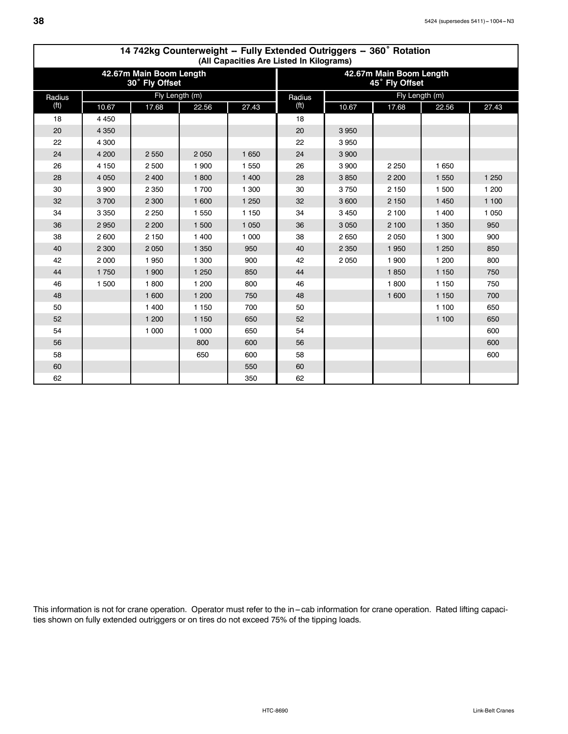## 14 742kg Counterweight -- Fully Extended Outriggers -- 360˚ Rotation

**(All Capacities Are Listed In Kilograms)**

| 42.67m Main Boom Length 30˚ Fly Offset | | | | | 42.67m Main Boom Length 45˚ Fly Offset | | | | |
|---|---|---|---|---|---|---|---|---|---|
| Radius (ft) | Fly Length (m) | | | | Radius (ft) | Fly Length (m) | | | |
| | 10.67 | 17.68 | 22.56 | 27.43 | | 10.67 | 17.68 | 22.56 | 27.43 |
| 18 | 4 450 | | | | 18 | | | | |
| 20 | 4 350 | | | | 20 | 3 950 | | | |
| 22 | 4 300 | | | | 22 | 3 950 | | | |
| 24 | 4 200 | 2 550 | 2 050 | 1 650 | 24 | 3 900 | | | |
| 26 | 4 150 | 2 500 | 1 900 | 1 550 | 26 | 3 900 | 2 250 | 1 650 | |
| 28 | 4 050 | 2 400 | 1 800 | 1 400 | 28 | 3 850 | 2 200 | 1 550 | 1 250 |
| 30 | 3 900 | 2 350 | 1 700 | 1 300 | 30 | 3 750 | 2 150 | 1 500 | 1 200 |
| 32 | 3 700 | 2 300 | 1 600 | 1 250 | 32 | 3 600 | 2 150 | 1 450 | 1 100 |
| 34 | 3 350 | 2 250 | 1 550 | 1 150 | 34 | 3 450 | 2 100 | 1 400 | 1 050 |
| 36 | 2 950 | 2 200 | 1 500 | 1 050 | 36 | 3 050 | 2 100 | 1 350 | 950 |
| 38 | 2 600 | 2 150 | 1 400 | 1 000 | 38 | 2 650 | 2 050 | 1 300 | 900 |
| 40 | 2 300 | 2 050 | 1 350 | 950 | 40 | 2 350 | 1 950 | 1 250 | 850 |
| 42 | 2 000 | 1 950 | 1 300 | 900 | 42 | 2 050 | 1 900 | 1 200 | 800 |
| 44 | 1 750 | 1 900 | 1 250 | 850 | 44 | | 1 850 | 1 150 | 750 |
| 46 | 1 500 | 1 800 | 1 200 | 800 | 46 | | 1 800 | 1 150 | 750 |
| 48 | | 1 600 | 1 200 | 750 | 48 | | 1 600 | 1 150 | 700 |
| 50 | | 1 400 | 1 150 | 700 | 50 | | | 1 100 | 650 |
| 52 | | 1 200 | 1 150 | 650 | 52 | | | 1 100 | 650 |
| 54 | | 1 000 | 1 000 | 650 | 54 | | | | 600 |
| 56 | | | 800 | 600 | 56 | | | | 600 |
| 58 | | | 650 | 600 | 58 | | | | 600 |
| 60 | | | | 550 | 60 | | | | |
| 62 | | | | 350 | 62 | | | | |

This information is not for crane operation. Operator must refer to the in–cab information for crane operation. Rated lifting capacities shown on fully extended outriggers or on tires do not exceed 75% of the tipping loads.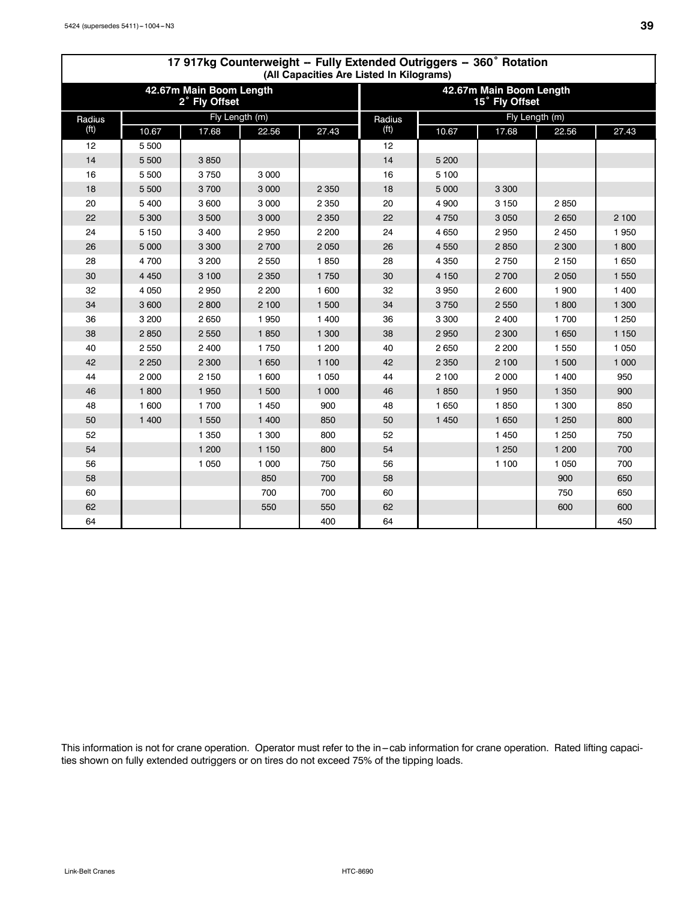## 17 917kg Counterweight -- Fully Extended Outriggers -- 360° Rotation

(All Capacities Are Listed In Kilograms)

| 42.67m Main Boom Length 2° Fly Offset | | | | | 42.67m Main Boom Length 15° Fly Offset | | | | |
|---|---|---|---|---|---|---|---|---|---|
| Radius (ft) | Fly Length (m) | | | | Radius (ft) | Fly Length (m) | | | |
| | 10.67 | 17.68 | 22.56 | 27.43 | | 10.67 | 17.68 | 22.56 | 27.43 |
| 12 | 5 500 | | | | 12 | | | | |
| 14 | 5 500 | 3 850 | | | 14 | 5 200 | | | |
| 16 | 5 500 | 3 750 | 3 000 | | 16 | 5 100 | | | |
| 18 | 5 500 | 3 700 | 3 000 | 2 350 | 18 | 5 000 | 3 300 | | |
| 20 | 5 400 | 3 600 | 3 000 | 2 350 | 20 | 4 900 | 3 150 | 2 850 | |
| 22 | 5 300 | 3 500 | 3 000 | 2 350 | 22 | 4 750 | 3 050 | 2 650 | 2 100 |
| 24 | 5 150 | 3 400 | 2 950 | 2 200 | 24 | 4 650 | 2 950 | 2 450 | 1 950 |
| 26 | 5 000 | 3 300 | 2 700 | 2 050 | 26 | 4 550 | 2 850 | 2 300 | 1 800 |
| 28 | 4 700 | 3 200 | 2 550 | 1 850 | 28 | 4 350 | 2 750 | 2 150 | 1 650 |
| 30 | 4 450 | 3 100 | 2 350 | 1 750 | 30 | 4 150 | 2 700 | 2 050 | 1 550 |
| 32 | 4 050 | 2 950 | 2 200 | 1 600 | 32 | 3 950 | 2 600 | 1 900 | 1 400 |
| 34 | 3 600 | 2 800 | 2 100 | 1 500 | 34 | 3 750 | 2 550 | 1 800 | 1 300 |
| 36 | 3 200 | 2 650 | 1 950 | 1 400 | 36 | 3 300 | 2 400 | 1 700 | 1 250 |
| 38 | 2 850 | 2 550 | 1 850 | 1 300 | 38 | 2 950 | 2 300 | 1 650 | 1 150 |
| 40 | 2 550 | 2 400 | 1 750 | 1 200 | 40 | 2 650 | 2 200 | 1 550 | 1 050 |
| 42 | 2 250 | 2 300 | 1 650 | 1 100 | 42 | 2 350 | 2 100 | 1 500 | 1 000 |
| 44 | 2 000 | 2 150 | 1 600 | 1 050 | 44 | 2 100 | 2 000 | 1 400 | 950 |
| 46 | 1 800 | 1 950 | 1 500 | 1 000 | 46 | 1 850 | 1 950 | 1 350 | 900 |
| 48 | 1 600 | 1 700 | 1 450 | 900 | 48 | 1 650 | 1 850 | 1 300 | 850 |
| 50 | 1 400 | 1 550 | 1 400 | 850 | 50 | 1 450 | 1 650 | 1 250 | 800 |
| 52 | | 1 350 | 1 300 | 800 | 52 | | 1 450 | 1 250 | 750 |
| 54 | | 1 200 | 1 150 | 800 | 54 | | 1 250 | 1 200 | 700 |
| 56 | | 1 050 | 1 000 | 750 | 56 | | 1 100 | 1 050 | 700 |
| 58 | | | 850 | 700 | 58 | | | 900 | 650 |
| 60 | | | 700 | 700 | 60 | | | 750 | 650 |
| 62 | | | 550 | 550 | 62 | | | 600 | 600 |
| 64 | | | | 400 | 64 | | | | 450 |

This information is not for crane operation. Operator must refer to the in–cab information for crane operation. Rated lifting capacities shown on fully extended outriggers or on tires do not exceed 75% of the tipping loads.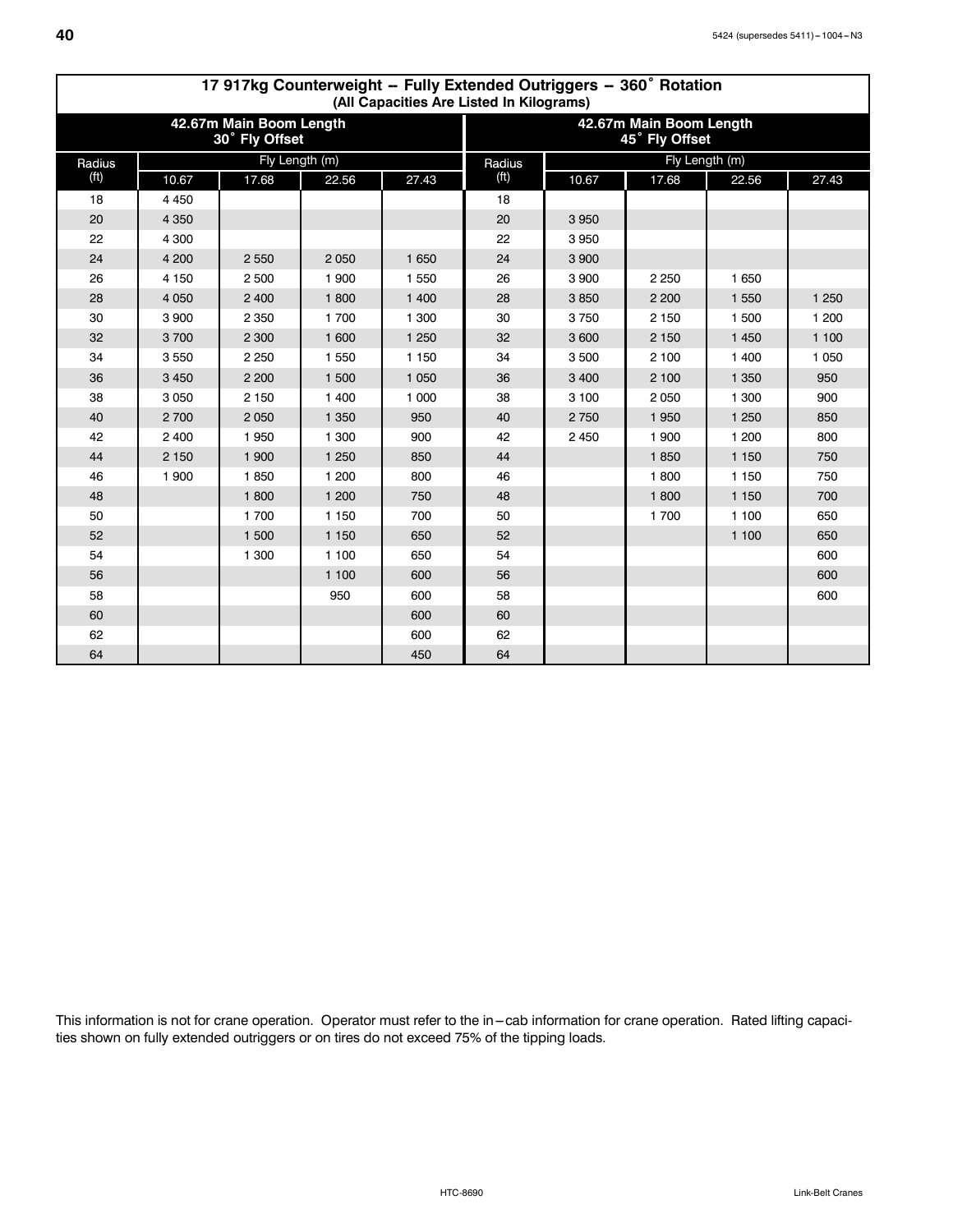## 17 917kg Counterweight -- Fully Extended Outriggers -- 360˚ Rotation

(All Capacities Are Listed In Kilograms)

| 42.67m Main Boom Length 30˚ Fly Offset | | | | | 42.67m Main Boom Length 45˚ Fly Offset | | | | |
|---|---|---|---|---|---|---|---|---|---|
| Radius (ft) | Fly Length (m) | | | | Radius (ft) | Fly Length (m) | | | |
| | 10.67 | 17.68 | 22.56 | 27.43 | | 10.67 | 17.68 | 22.56 | 27.43 |
| 18 | 4 450 | | | | 18 | | | | |
| 20 | 4 350 | | | | 20 | 3 950 | | | |
| 22 | 4 300 | | | | 22 | 3 950 | | | |
| 24 | 4 200 | 2 550 | 2 050 | 1 650 | 24 | 3 900 | | | |
| 26 | 4 150 | 2 500 | 1 900 | 1 550 | 26 | 3 900 | 2 250 | 1 650 | |
| 28 | 4 050 | 2 400 | 1 800 | 1 400 | 28 | 3 850 | 2 200 | 1 550 | 1 250 |
| 30 | 3 900 | 2 350 | 1 700 | 1 300 | 30 | 3 750 | 2 150 | 1 500 | 1 200 |
| 32 | 3 700 | 2 300 | 1 600 | 1 250 | 32 | 3 600 | 2 150 | 1 450 | 1 100 |
| 34 | 3 550 | 2 250 | 1 550 | 1 150 | 34 | 3 500 | 2 100 | 1 400 | 1 050 |
| 36 | 3 450 | 2 200 | 1 500 | 1 050 | 36 | 3 400 | 2 100 | 1 350 | 950 |
| 38 | 3 050 | 2 150 | 1 400 | 1 000 | 38 | 3 100 | 2 050 | 1 300 | 900 |
| 40 | 2 700 | 2 050 | 1 350 | 950 | 40 | 2 750 | 1 950 | 1 250 | 850 |
| 42 | 2 400 | 1 950 | 1 300 | 900 | 42 | 2 450 | 1 900 | 1 200 | 800 |
| 44 | 2 150 | 1 900 | 1 250 | 850 | 44 | | 1 850 | 1 150 | 750 |
| 46 | 1 900 | 1 850 | 1 200 | 800 | 46 | | 1 800 | 1 150 | 750 |
| 48 | | 1 800 | 1 200 | 750 | 48 | | 1 800 | 1 150 | 700 |
| 50 | | 1 700 | 1 150 | 700 | 50 | | 1 700 | 1 100 | 650 |
| 52 | | 1 500 | 1 150 | 650 | 52 | | | 1 100 | 650 |
| 54 | | 1 300 | 1 100 | 650 | 54 | | | | 600 |
| 56 | | | 1 100 | 600 | 56 | | | | 600 |
| 58 | | | 950 | 600 | 58 | | | | 600 |
| 60 | | | | 600 | 60 | | | | |
| 62 | | | | 600 | 62 | | | | |
| 64 | | | | 450 | 64 | | | | |

This information is not for crane operation. Operator must refer to the in–cab information for crane operation. Rated lifting capacities shown on fully extended outriggers or on tires do not exceed 75% of the tipping loads.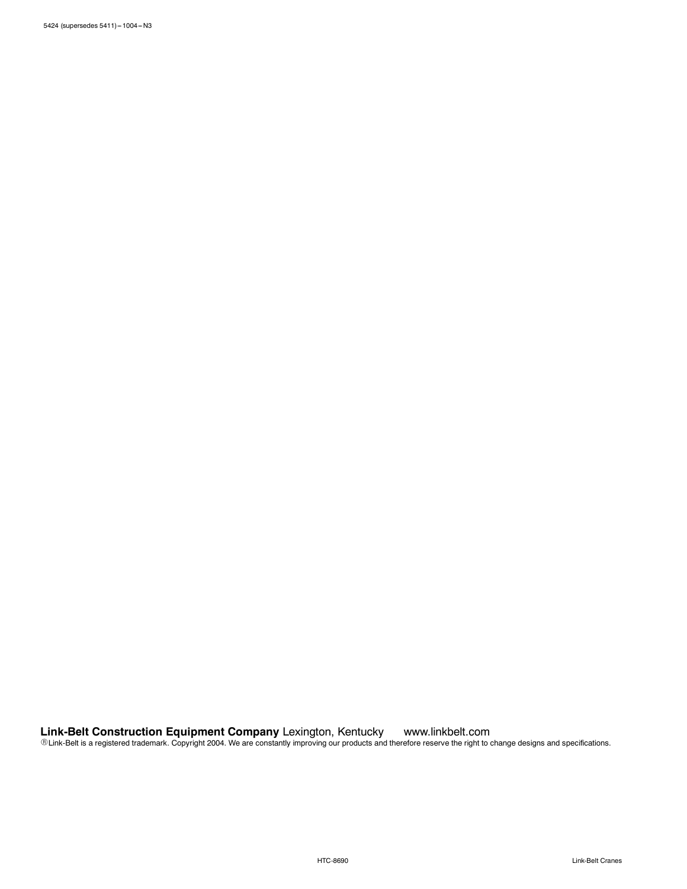5424 (supersedes 5411) – 1004 – N3

**Link-Belt Construction Equipment Company** Lexington, Kentucky www.linkbelt.com

® Link-Belt is a registered trademark. Copyright 2004. We are constantly improving our products and therefore reserve the right to change designs and specifications.